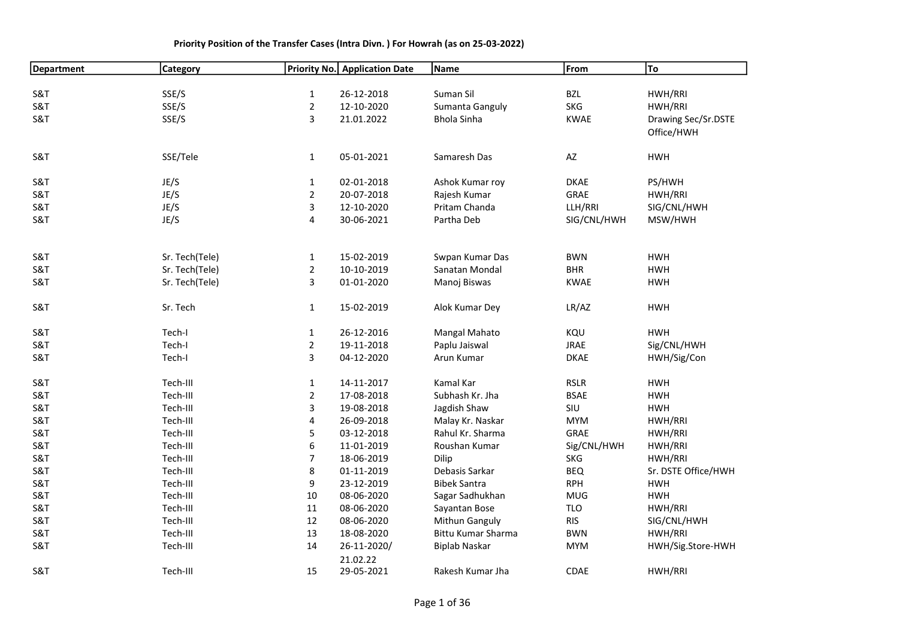**Priority Position of the Transfer Cases (Intra Divn. ) For Howrah (as on 25-03-2022)**

| Department | Category | Priority No. | Application Date | Name | From | To |
|---|---|---|---|---|---|---|
| S&T | SSE/S | 1 | 26-12-2018 | Suman Sil | BZL | HWH/RRI |
| S&T | SSE/S | 2 | 12-10-2020 | Sumanta Ganguly | SKG | HWH/RRI |
| S&T | SSE/S | 3 | 21.01.2022 | Bhola Sinha | KWAE | Drawing Sec/Sr.DSTE Office/HWH |
| S&T | SSE/Tele | 1 | 05-01-2021 | Samaresh Das | AZ | HWH |
| S&T | JE/S | 1 | 02-01-2018 | Ashok Kumar roy | DKAE | PS/HWH |
| S&T | JE/S | 2 | 20-07-2018 | Rajesh Kumar | GRAE | HWH/RRI |
| S&T | JE/S | 3 | 12-10-2020 | Pritam Chanda | LLH/RRI | SIG/CNL/HWH |
| S&T | JE/S | 4 | 30-06-2021 | Partha Deb | SIG/CNL/HWH | MSW/HWH |
| S&T | Sr. Tech(Tele) | 1 | 15-02-2019 | Swpan Kumar Das | BWN | HWH |
| S&T | Sr. Tech(Tele) | 2 | 10-10-2019 | Sanatan Mondal | BHR | HWH |
| S&T | Sr. Tech(Tele) | 3 | 01-01-2020 | Manoj Biswas | KWAE | HWH |
| S&T | Sr. Tech | 1 | 15-02-2019 | Alok Kumar Dey | LR/AZ | HWH |
| S&T | Tech-I | 1 | 26-12-2016 | Mangal Mahato | KQU | HWH |
| S&T | Tech-I | 2 | 19-11-2018 | Paplu Jaiswal | JRAE | Sig/CNL/HWH |
| S&T | Tech-I | 3 | 04-12-2020 | Arun Kumar | DKAE | HWH/Sig/Con |
| S&T | Tech-III | 1 | 14-11-2017 | Kamal Kar | RSLR | HWH |
| S&T | Tech-III | 2 | 17-08-2018 | Subhash Kr. Jha | BSAE | HWH |
| S&T | Tech-III | 3 | 19-08-2018 | Jagdish Shaw | SIU | HWH |
| S&T | Tech-III | 4 | 26-09-2018 | Malay Kr. Naskar | MYM | HWH/RRI |
| S&T | Tech-III | 5 | 03-12-2018 | Rahul Kr. Sharma | GRAE | HWH/RRI |
| S&T | Tech-III | 6 | 11-01-2019 | Roushan Kumar | Sig/CNL/HWH | HWH/RRI |
| S&T | Tech-III | 7 | 18-06-2019 | Dilip | SKG | HWH/RRI |
| S&T | Tech-III | 8 | 01-11-2019 | Debasis Sarkar | BEQ | Sr. DSTE Office/HWH |
| S&T | Tech-III | 9 | 23-12-2019 | Bibek Santra | RPH | HWH |
| S&T | Tech-III | 10 | 08-06-2020 | Sagar Sadhukhan | MUG | HWH |
| S&T | Tech-III | 11 | 08-06-2020 | Sayantan Bose | TLO | HWH/RRI |
| S&T | Tech-III | 12 | 08-06-2020 | Mithun Ganguly | RIS | SIG/CNL/HWH |
| S&T | Tech-III | 13 | 18-08-2020 | Bittu Kumar Sharma | BWN | HWH/RRI |
| S&T | Tech-III | 14 | 26-11-2020/ 21.02.22 | Biplab Naskar | MYM | HWH/Sig.Store-HWH |
| S&T | Tech-III | 15 | 29-05-2021 | Rakesh Kumar Jha | CDAE | HWH/RRI |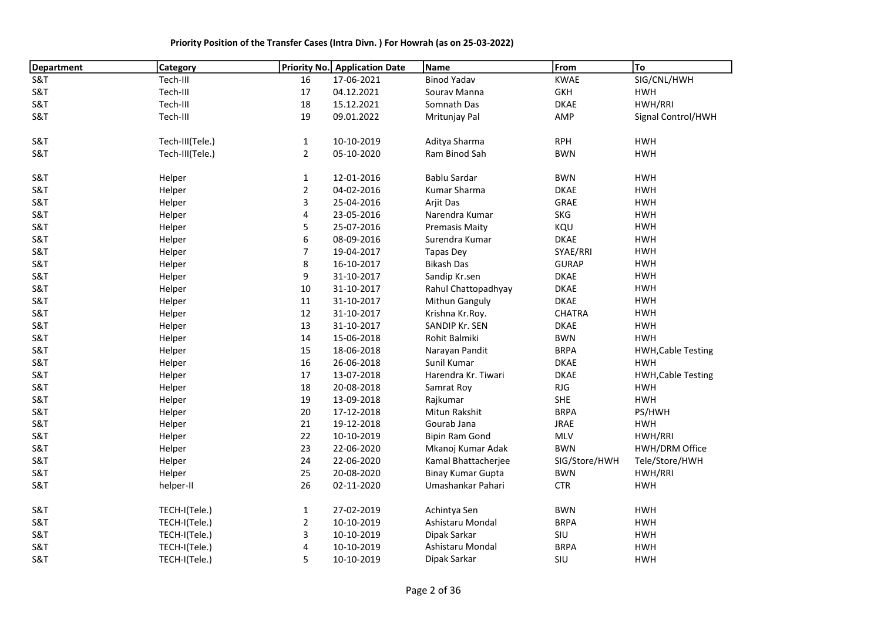**Priority Position of the Transfer Cases (Intra Divn. ) For Howrah (as on 25-03-2022)**

| Department | Category | Priority No. | Application Date | Name | From | To |
|---|---|---|---|---|---|---|
| S&T | Tech-III | 16 | 17-06-2021 | Binod Yadav | KWAE | SIG/CNL/HWH |
| S&T | Tech-III | 17 | 04.12.2021 | Sourav Manna | GKH | HWH |
| S&T | Tech-III | 18 | 15.12.2021 | Somnath Das | DKAE | HWH/RRI |
| S&T | Tech-III | 19 | 09.01.2022 | Mritunjay Pal | AMP | Signal Control/HWH |
| | | | | | | |
| S&T | Tech-III(Tele.) | 1 | 10-10-2019 | Aditya Sharma | RPH | HWH |
| S&T | Tech-III(Tele.) | 2 | 05-10-2020 | Ram Binod Sah | BWN | HWH |
| | | | | | | |
| S&T | Helper | 1 | 12-01-2016 | Bablu Sardar | BWN | HWH |
| S&T | Helper | 2 | 04-02-2016 | Kumar Sharma | DKAE | HWH |
| S&T | Helper | 3 | 25-04-2016 | Arjit Das | GRAE | HWH |
| S&T | Helper | 4 | 23-05-2016 | Narendra Kumar | SKG | HWH |
| S&T | Helper | 5 | 25-07-2016 | Premasis Maity | KQU | HWH |
| S&T | Helper | 6 | 08-09-2016 | Surendra Kumar | DKAE | HWH |
| S&T | Helper | 7 | 19-04-2017 | Tapas Dey | SYAE/RRI | HWH |
| S&T | Helper | 8 | 16-10-2017 | Bikash Das | GURAP | HWH |
| S&T | Helper | 9 | 31-10-2017 | Sandip Kr.sen | DKAE | HWH |
| S&T | Helper | 10 | 31-10-2017 | Rahul Chattopadhyay | DKAE | HWH |
| S&T | Helper | 11 | 31-10-2017 | Mithun Ganguly | DKAE | HWH |
| S&T | Helper | 12 | 31-10-2017 | Krishna Kr.Roy. | CHATRA | HWH |
| S&T | Helper | 13 | 31-10-2017 | SANDIP Kr. SEN | DKAE | HWH |
| S&T | Helper | 14 | 15-06-2018 | Rohit Balmiki | BWN | HWH |
| S&T | Helper | 15 | 18-06-2018 | Narayan Pandit | BRPA | HWH,Cable Testing |
| S&T | Helper | 16 | 26-06-2018 | Sunil Kumar | DKAE | HWH |
| S&T | Helper | 17 | 13-07-2018 | Harendra Kr. Tiwari | DKAE | HWH,Cable Testing |
| S&T | Helper | 18 | 20-08-2018 | Samrat Roy | RJG | HWH |
| S&T | Helper | 19 | 13-09-2018 | Rajkumar | SHE | HWH |
| S&T | Helper | 20 | 17-12-2018 | Mitun Rakshit | BRPA | PS/HWH |
| S&T | Helper | 21 | 19-12-2018 | Gourab Jana | JRAE | HWH |
| S&T | Helper | 22 | 10-10-2019 | Bipin Ram Gond | MLV | HWH/RRI |
| S&T | Helper | 23 | 22-06-2020 | Mkanoj Kumar Adak | BWN | HWH/DRM Office |
| S&T | Helper | 24 | 22-06-2020 | Kamal Bhattacherjee | SIG/Store/HWH | Tele/Store/HWH |
| S&T | Helper | 25 | 20-08-2020 | Binay Kumar Gupta | BWN | HWH/RRI |
| S&T | helper-II | 26 | 02-11-2020 | Umashankar Pahari | CTR | HWH |
| | | | | | | |
| S&T | TECH-I(Tele.) | 1 | 27-02-2019 | Achintya Sen | BWN | HWH |
| S&T | TECH-I(Tele.) | 2 | 10-10-2019 | Ashistaru Mondal | BRPA | HWH |
| S&T | TECH-I(Tele.) | 3 | 10-10-2019 | Dipak Sarkar | SIU | HWH |
| S&T | TECH-I(Tele.) | 4 | 10-10-2019 | Ashistaru Mondal | BRPA | HWH |
| S&T | TECH-I(Tele.) | 5 | 10-10-2019 | Dipak Sarkar | SIU | HWH |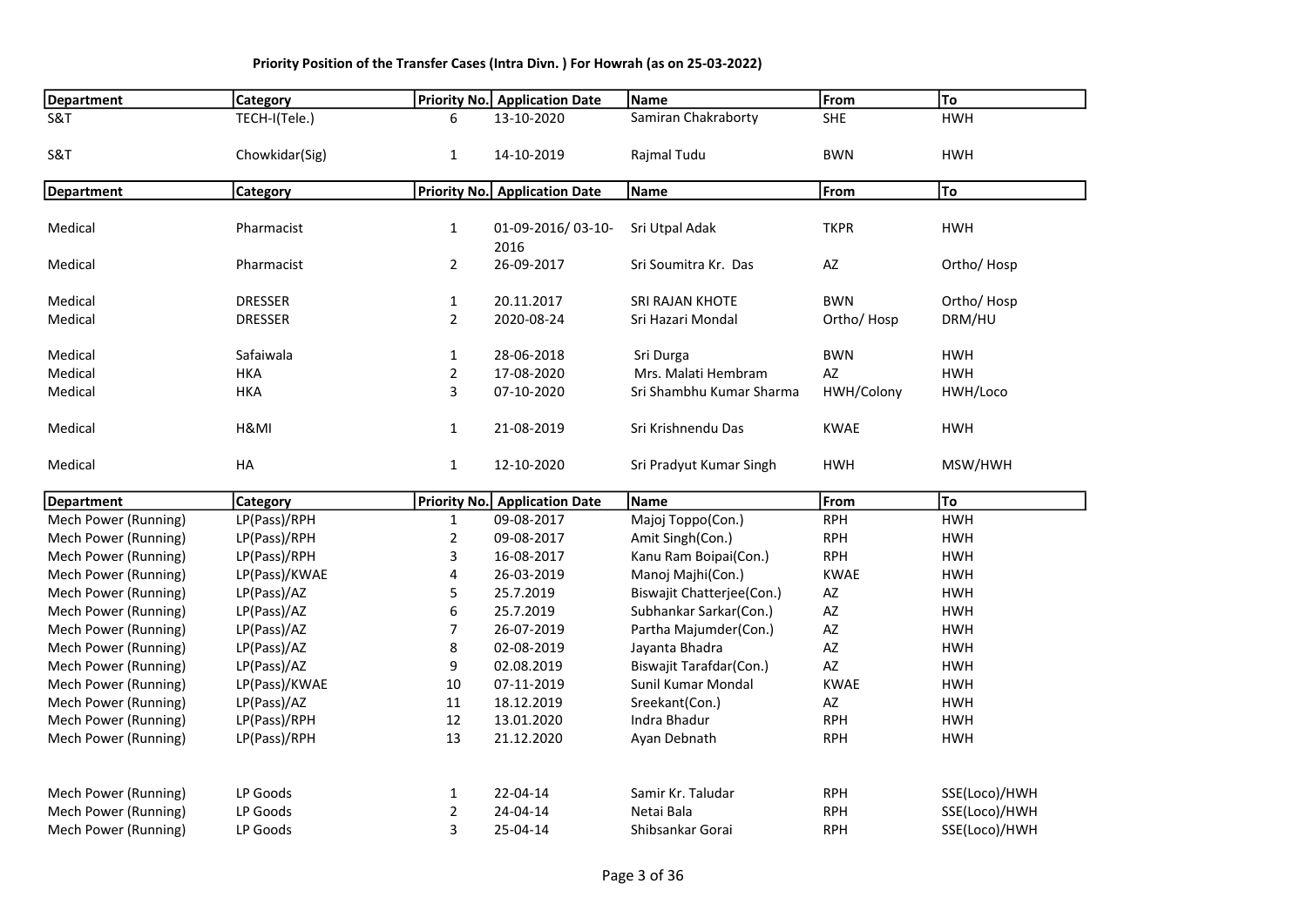**Priority Position of the Transfer Cases (Intra Divn. ) For Howrah (as on 25-03-2022)**

| Department | Category | Priority No. | Application Date | Name | From | To |
|---|---|---|---|---|---|---|
| S&T | TECH-I(Tele.) | 6 | 13-10-2020 | Samiran Chakraborty | SHE | HWH |
| S&T | Chowkidar(Sig) | 1 | 14-10-2019 | Rajmal Tudu | BWN | HWH |

| Department | Category | Priority No. | Application Date | Name | From | To |
|---|---|---|---|---|---|---|
| Medical | Pharmacist | 1 | 01-09-2016/ 03-10-2016 | Sri Utpal Adak | TKPR | HWH |
| Medical | Pharmacist | 2 | 26-09-2017 | Sri Soumitra Kr. Das | AZ | Ortho/ Hosp |
| Medical | DRESSER | 1 | 20.11.2017 | SRI RAJAN KHOTE | BWN | Ortho/ Hosp |
| Medical | DRESSER | 2 | 2020-08-24 | Sri Hazari Mondal | Ortho/ Hosp | DRM/HU |
| Medical | Safaiwala | 1 | 28-06-2018 | Sri Durga | BWN | HWH |
| Medical | HKA | 2 | 17-08-2020 | Mrs. Malati Hembram | AZ | HWH |
| Medical | HKA | 3 | 07-10-2020 | Sri Shambhu Kumar Sharma | HWH/Colony | HWH/Loco |
| Medical | H&MI | 1 | 21-08-2019 | Sri Krishnendu Das | KWAE | HWH |
| Medical | HA | 1 | 12-10-2020 | Sri Pradyut Kumar Singh | HWH | MSW/HWH |

| Department | Category | Priority No. | Application Date | Name | From | To |
|---|---|---|---|---|---|---|
| Mech Power (Running) | LP(Pass)/RPH | 1 | 09-08-2017 | Majoj Toppo(Con.) | RPH | HWH |
| Mech Power (Running) | LP(Pass)/RPH | 2 | 09-08-2017 | Amit Singh(Con.) | RPH | HWH |
| Mech Power (Running) | LP(Pass)/RPH | 3 | 16-08-2017 | Kanu Ram Boipai(Con.) | RPH | HWH |
| Mech Power (Running) | LP(Pass)/KWAE | 4 | 26-03-2019 | Manoj Majhi(Con.) | KWAE | HWH |
| Mech Power (Running) | LP(Pass)/AZ | 5 | 25.7.2019 | Biswajit Chatterjee(Con.) | AZ | HWH |
| Mech Power (Running) | LP(Pass)/AZ | 6 | 25.7.2019 | Subhankar Sarkar(Con.) | AZ | HWH |
| Mech Power (Running) | LP(Pass)/AZ | 7 | 26-07-2019 | Partha Majumder(Con.) | AZ | HWH |
| Mech Power (Running) | LP(Pass)/AZ | 8 | 02-08-2019 | Jayanta Bhadra | AZ | HWH |
| Mech Power (Running) | LP(Pass)/AZ | 9 | 02.08.2019 | Biswajit Tarafdar(Con.) | AZ | HWH |
| Mech Power (Running) | LP(Pass)/KWAE | 10 | 07-11-2019 | Sunil Kumar Mondal | KWAE | HWH |
| Mech Power (Running) | LP(Pass)/AZ | 11 | 18.12.2019 | Sreekant(Con.) | AZ | HWH |
| Mech Power (Running) | LP(Pass)/RPH | 12 | 13.01.2020 | Indra Bhadur | RPH | HWH |
| Mech Power (Running) | LP(Pass)/RPH | 13 | 21.12.2020 | Ayan Debnath | RPH | HWH |
| Mech Power (Running) | LP Goods | 1 | 22-04-14 | Samir Kr. Taludar | RPH | SSE(Loco)/HWH |
| Mech Power (Running) | LP Goods | 2 | 24-04-14 | Netai Bala | RPH | SSE(Loco)/HWH |
| Mech Power (Running) | LP Goods | 3 | 25-04-14 | Shibsankar Gorai | RPH | SSE(Loco)/HWH |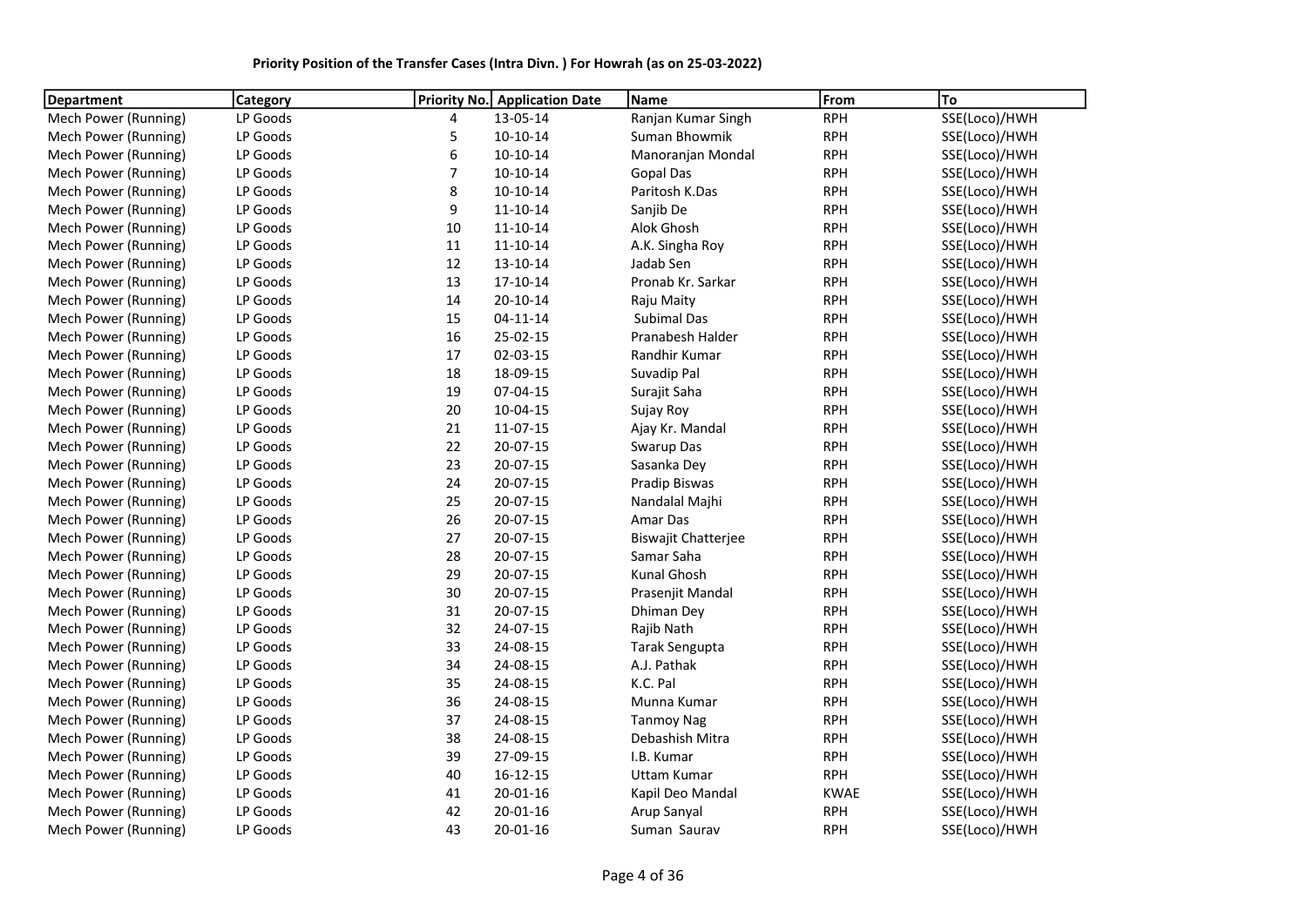**Priority Position of the Transfer Cases (Intra Divn. ) For Howrah (as on 25-03-2022)**

| Department | Category | Priority No. | Application Date | Name | From | To |
|---|---|---|---|---|---|---|
| Mech Power (Running) | LP Goods | 4 | 13-05-14 | Ranjan Kumar Singh | RPH | SSE(Loco)/HWH |
| Mech Power (Running) | LP Goods | 5 | 10-10-14 | Suman Bhowmik | RPH | SSE(Loco)/HWH |
| Mech Power (Running) | LP Goods | 6 | 10-10-14 | Manoranjan Mondal | RPH | SSE(Loco)/HWH |
| Mech Power (Running) | LP Goods | 7 | 10-10-14 | Gopal Das | RPH | SSE(Loco)/HWH |
| Mech Power (Running) | LP Goods | 8 | 10-10-14 | Paritosh K.Das | RPH | SSE(Loco)/HWH |
| Mech Power (Running) | LP Goods | 9 | 11-10-14 | Sanjib De | RPH | SSE(Loco)/HWH |
| Mech Power (Running) | LP Goods | 10 | 11-10-14 | Alok Ghosh | RPH | SSE(Loco)/HWH |
| Mech Power (Running) | LP Goods | 11 | 11-10-14 | A.K. Singha Roy | RPH | SSE(Loco)/HWH |
| Mech Power (Running) | LP Goods | 12 | 13-10-14 | Jadab Sen | RPH | SSE(Loco)/HWH |
| Mech Power (Running) | LP Goods | 13 | 17-10-14 | Pronab Kr. Sarkar | RPH | SSE(Loco)/HWH |
| Mech Power (Running) | LP Goods | 14 | 20-10-14 | Raju Maity | RPH | SSE(Loco)/HWH |
| Mech Power (Running) | LP Goods | 15 | 04-11-14 | Subimal Das | RPH | SSE(Loco)/HWH |
| Mech Power (Running) | LP Goods | 16 | 25-02-15 | Pranabesh Halder | RPH | SSE(Loco)/HWH |
| Mech Power (Running) | LP Goods | 17 | 02-03-15 | Randhir Kumar | RPH | SSE(Loco)/HWH |
| Mech Power (Running) | LP Goods | 18 | 18-09-15 | Suvadip Pal | RPH | SSE(Loco)/HWH |
| Mech Power (Running) | LP Goods | 19 | 07-04-15 | Surajit Saha | RPH | SSE(Loco)/HWH |
| Mech Power (Running) | LP Goods | 20 | 10-04-15 | Sujay Roy | RPH | SSE(Loco)/HWH |
| Mech Power (Running) | LP Goods | 21 | 11-07-15 | Ajay Kr. Mandal | RPH | SSE(Loco)/HWH |
| Mech Power (Running) | LP Goods | 22 | 20-07-15 | Swarup Das | RPH | SSE(Loco)/HWH |
| Mech Power (Running) | LP Goods | 23 | 20-07-15 | Sasanka Dey | RPH | SSE(Loco)/HWH |
| Mech Power (Running) | LP Goods | 24 | 20-07-15 | Pradip Biswas | RPH | SSE(Loco)/HWH |
| Mech Power (Running) | LP Goods | 25 | 20-07-15 | Nandalal Majhi | RPH | SSE(Loco)/HWH |
| Mech Power (Running) | LP Goods | 26 | 20-07-15 | Amar Das | RPH | SSE(Loco)/HWH |
| Mech Power (Running) | LP Goods | 27 | 20-07-15 | Biswajit Chatterjee | RPH | SSE(Loco)/HWH |
| Mech Power (Running) | LP Goods | 28 | 20-07-15 | Samar Saha | RPH | SSE(Loco)/HWH |
| Mech Power (Running) | LP Goods | 29 | 20-07-15 | Kunal Ghosh | RPH | SSE(Loco)/HWH |
| Mech Power (Running) | LP Goods | 30 | 20-07-15 | Prasenjit Mandal | RPH | SSE(Loco)/HWH |
| Mech Power (Running) | LP Goods | 31 | 20-07-15 | Dhiman Dey | RPH | SSE(Loco)/HWH |
| Mech Power (Running) | LP Goods | 32 | 24-07-15 | Rajib Nath | RPH | SSE(Loco)/HWH |
| Mech Power (Running) | LP Goods | 33 | 24-08-15 | Tarak Sengupta | RPH | SSE(Loco)/HWH |
| Mech Power (Running) | LP Goods | 34 | 24-08-15 | A.J. Pathak | RPH | SSE(Loco)/HWH |
| Mech Power (Running) | LP Goods | 35 | 24-08-15 | K.C. Pal | RPH | SSE(Loco)/HWH |
| Mech Power (Running) | LP Goods | 36 | 24-08-15 | Munna Kumar | RPH | SSE(Loco)/HWH |
| Mech Power (Running) | LP Goods | 37 | 24-08-15 | Tanmoy Nag | RPH | SSE(Loco)/HWH |
| Mech Power (Running) | LP Goods | 38 | 24-08-15 | Debashish Mitra | RPH | SSE(Loco)/HWH |
| Mech Power (Running) | LP Goods | 39 | 27-09-15 | I.B. Kumar | RPH | SSE(Loco)/HWH |
| Mech Power (Running) | LP Goods | 40 | 16-12-15 | Uttam Kumar | RPH | SSE(Loco)/HWH |
| Mech Power (Running) | LP Goods | 41 | 20-01-16 | Kapil Deo Mandal | KWAE | SSE(Loco)/HWH |
| Mech Power (Running) | LP Goods | 42 | 20-01-16 | Arup Sanyal | RPH | SSE(Loco)/HWH |
| Mech Power (Running) | LP Goods | 43 | 20-01-16 | Suman Saurav | RPH | SSE(Loco)/HWH |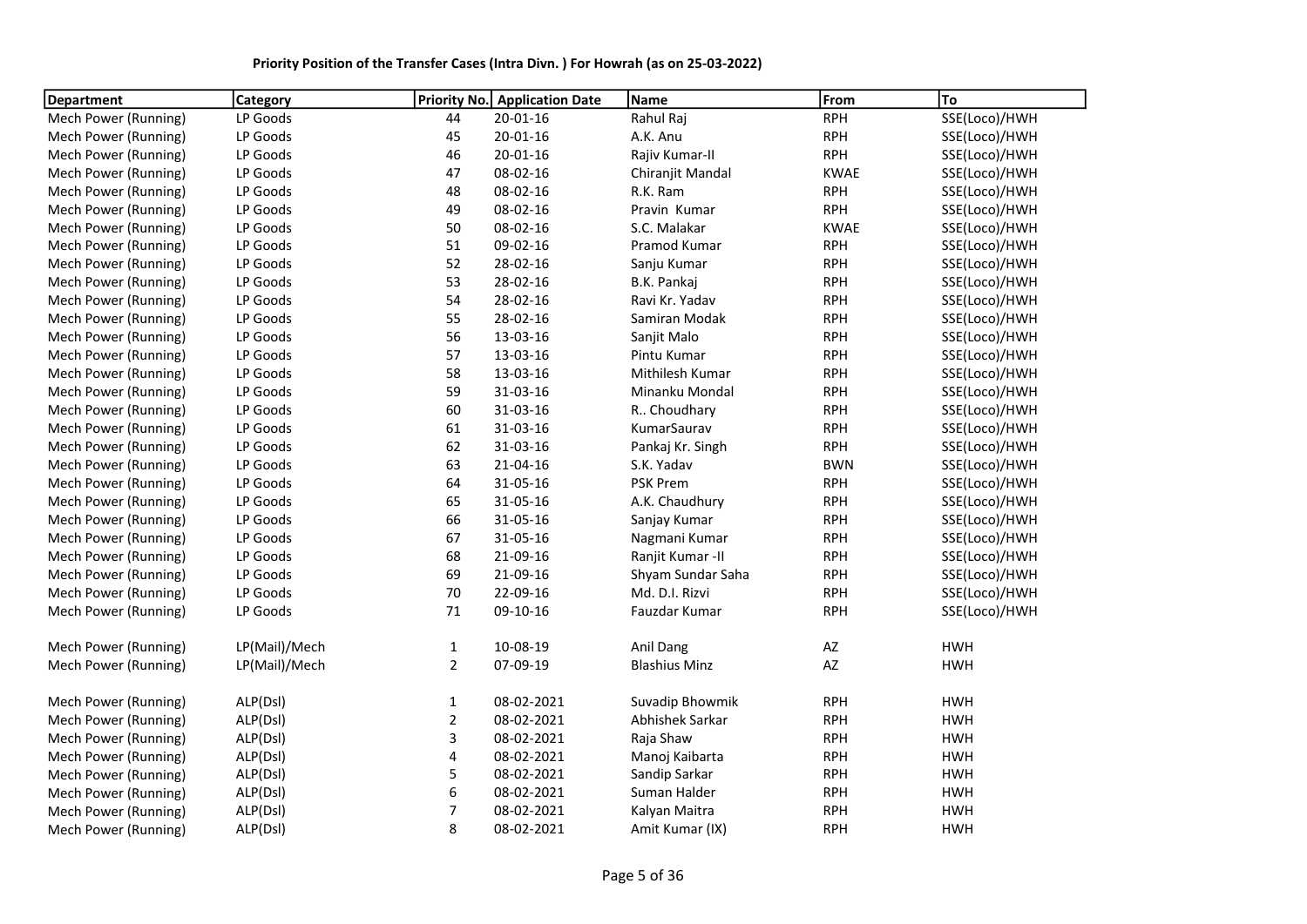**Priority Position of the Transfer Cases (Intra Divn. ) For Howrah (as on 25-03-2022)**

| Department | Category | Priority No. | Application Date | Name | From | To |
|---|---|---|---|---|---|---|
| Mech Power (Running) | LP Goods | 44 | 20-01-16 | Rahul Raj | RPH | SSE(Loco)/HWH |
| Mech Power (Running) | LP Goods | 45 | 20-01-16 | A.K. Anu | RPH | SSE(Loco)/HWH |
| Mech Power (Running) | LP Goods | 46 | 20-01-16 | Rajiv Kumar-II | RPH | SSE(Loco)/HWH |
| Mech Power (Running) | LP Goods | 47 | 08-02-16 | Chiranjit Mandal | KWAE | SSE(Loco)/HWH |
| Mech Power (Running) | LP Goods | 48 | 08-02-16 | R.K. Ram | RPH | SSE(Loco)/HWH |
| Mech Power (Running) | LP Goods | 49 | 08-02-16 | Pravin Kumar | RPH | SSE(Loco)/HWH |
| Mech Power (Running) | LP Goods | 50 | 08-02-16 | S.C. Malakar | KWAE | SSE(Loco)/HWH |
| Mech Power (Running) | LP Goods | 51 | 09-02-16 | Pramod Kumar | RPH | SSE(Loco)/HWH |
| Mech Power (Running) | LP Goods | 52 | 28-02-16 | Sanju Kumar | RPH | SSE(Loco)/HWH |
| Mech Power (Running) | LP Goods | 53 | 28-02-16 | B.K. Pankaj | RPH | SSE(Loco)/HWH |
| Mech Power (Running) | LP Goods | 54 | 28-02-16 | Ravi Kr. Yadav | RPH | SSE(Loco)/HWH |
| Mech Power (Running) | LP Goods | 55 | 28-02-16 | Samiran Modak | RPH | SSE(Loco)/HWH |
| Mech Power (Running) | LP Goods | 56 | 13-03-16 | Sanjit Malo | RPH | SSE(Loco)/HWH |
| Mech Power (Running) | LP Goods | 57 | 13-03-16 | Pintu Kumar | RPH | SSE(Loco)/HWH |
| Mech Power (Running) | LP Goods | 58 | 13-03-16 | Mithilesh Kumar | RPH | SSE(Loco)/HWH |
| Mech Power (Running) | LP Goods | 59 | 31-03-16 | Minanku Mondal | RPH | SSE(Loco)/HWH |
| Mech Power (Running) | LP Goods | 60 | 31-03-16 | R.. Choudhary | RPH | SSE(Loco)/HWH |
| Mech Power (Running) | LP Goods | 61 | 31-03-16 | KumarSaurav | RPH | SSE(Loco)/HWH |
| Mech Power (Running) | LP Goods | 62 | 31-03-16 | Pankaj Kr. Singh | RPH | SSE(Loco)/HWH |
| Mech Power (Running) | LP Goods | 63 | 21-04-16 | S.K. Yadav | BWN | SSE(Loco)/HWH |
| Mech Power (Running) | LP Goods | 64 | 31-05-16 | PSK Prem | RPH | SSE(Loco)/HWH |
| Mech Power (Running) | LP Goods | 65 | 31-05-16 | A.K. Chaudhury | RPH | SSE(Loco)/HWH |
| Mech Power (Running) | LP Goods | 66 | 31-05-16 | Sanjay Kumar | RPH | SSE(Loco)/HWH |
| Mech Power (Running) | LP Goods | 67 | 31-05-16 | Nagmani Kumar | RPH | SSE(Loco)/HWH |
| Mech Power (Running) | LP Goods | 68 | 21-09-16 | Ranjit Kumar -II | RPH | SSE(Loco)/HWH |
| Mech Power (Running) | LP Goods | 69 | 21-09-16 | Shyam Sundar Saha | RPH | SSE(Loco)/HWH |
| Mech Power (Running) | LP Goods | 70 | 22-09-16 | Md. D.I. Rizvi | RPH | SSE(Loco)/HWH |
| Mech Power (Running) | LP Goods | 71 | 09-10-16 | Fauzdar Kumar | RPH | SSE(Loco)/HWH |
| | | | | | | |
| Mech Power (Running) | LP(Mail)/Mech | 1 | 10-08-19 | Anil Dang | AZ | HWH |
| Mech Power (Running) | LP(Mail)/Mech | 2 | 07-09-19 | Blashius Minz | AZ | HWH |
| | | | | | | |
| Mech Power (Running) | ALP(Dsl) | 1 | 08-02-2021 | Suvadip Bhowmik | RPH | HWH |
| Mech Power (Running) | ALP(Dsl) | 2 | 08-02-2021 | Abhishek Sarkar | RPH | HWH |
| Mech Power (Running) | ALP(Dsl) | 3 | 08-02-2021 | Raja Shaw | RPH | HWH |
| Mech Power (Running) | ALP(Dsl) | 4 | 08-02-2021 | Manoj Kaibarta | RPH | HWH |
| Mech Power (Running) | ALP(Dsl) | 5 | 08-02-2021 | Sandip Sarkar | RPH | HWH |
| Mech Power (Running) | ALP(Dsl) | 6 | 08-02-2021 | Suman Halder | RPH | HWH |
| Mech Power (Running) | ALP(Dsl) | 7 | 08-02-2021 | Kalyan Maitra | RPH | HWH |
| Mech Power (Running) | ALP(Dsl) | 8 | 08-02-2021 | Amit Kumar (IX) | RPH | HWH |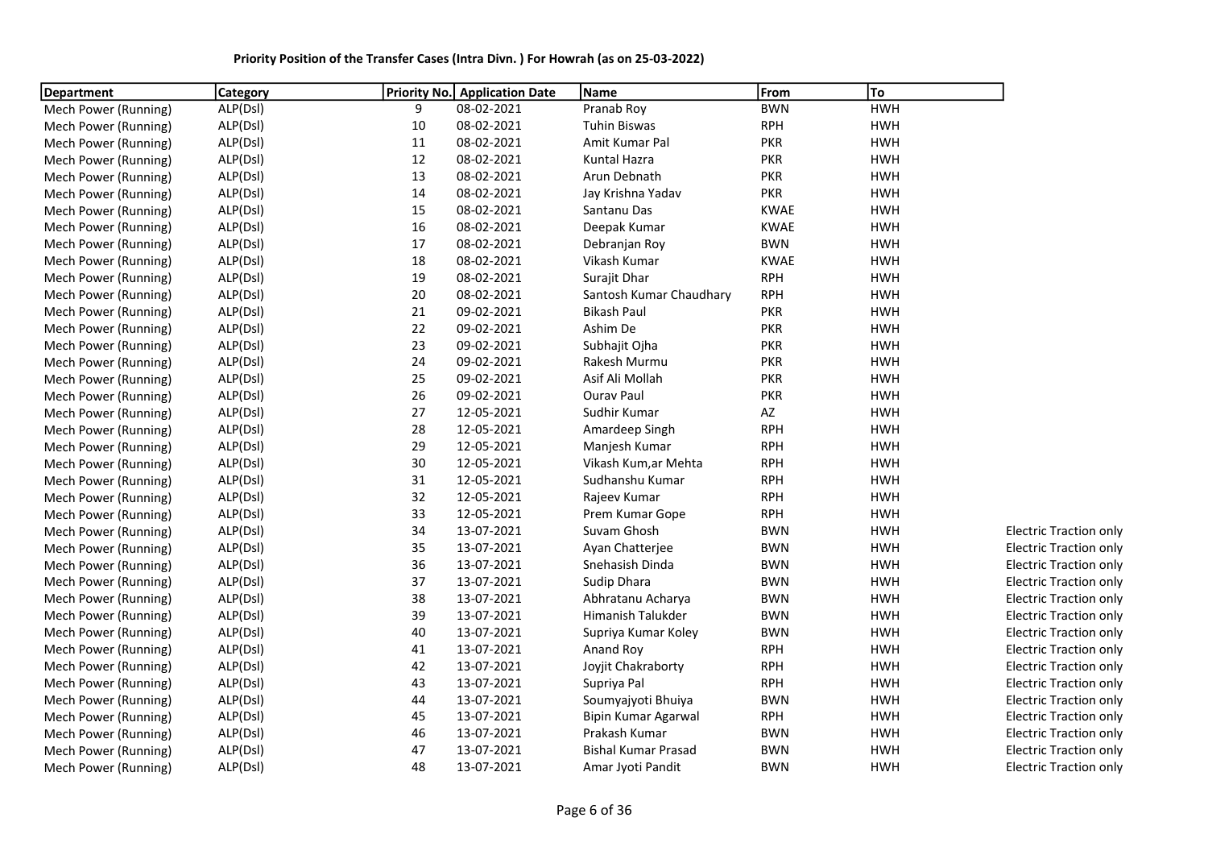**Priority Position of the Transfer Cases (Intra Divn. ) For Howrah (as on 25-03-2022)**

| Department | Category | Priority No. | Application Date | Name | From | To | |
|---|---|---|---|---|---|---|---|
| Mech Power (Running) | ALP(Dsl) | 9 | 08-02-2021 | Pranab Roy | BWN | HWH | |
| Mech Power (Running) | ALP(Dsl) | 10 | 08-02-2021 | Tuhin Biswas | RPH | HWH | |
| Mech Power (Running) | ALP(Dsl) | 11 | 08-02-2021 | Amit Kumar Pal | PKR | HWH | |
| Mech Power (Running) | ALP(Dsl) | 12 | 08-02-2021 | Kuntal Hazra | PKR | HWH | |
| Mech Power (Running) | ALP(Dsl) | 13 | 08-02-2021 | Arun Debnath | PKR | HWH | |
| Mech Power (Running) | ALP(Dsl) | 14 | 08-02-2021 | Jay Krishna Yadav | PKR | HWH | |
| Mech Power (Running) | ALP(Dsl) | 15 | 08-02-2021 | Santanu Das | KWAE | HWH | |
| Mech Power (Running) | ALP(Dsl) | 16 | 08-02-2021 | Deepak Kumar | KWAE | HWH | |
| Mech Power (Running) | ALP(Dsl) | 17 | 08-02-2021 | Debranjan Roy | BWN | HWH | |
| Mech Power (Running) | ALP(Dsl) | 18 | 08-02-2021 | Vikash Kumar | KWAE | HWH | |
| Mech Power (Running) | ALP(Dsl) | 19 | 08-02-2021 | Surajit Dhar | RPH | HWH | |
| Mech Power (Running) | ALP(Dsl) | 20 | 08-02-2021 | Santosh Kumar Chaudhary | RPH | HWH | |
| Mech Power (Running) | ALP(Dsl) | 21 | 09-02-2021 | Bikash Paul | PKR | HWH | |
| Mech Power (Running) | ALP(Dsl) | 22 | 09-02-2021 | Ashim De | PKR | HWH | |
| Mech Power (Running) | ALP(Dsl) | 23 | 09-02-2021 | Subhajit Ojha | PKR | HWH | |
| Mech Power (Running) | ALP(Dsl) | 24 | 09-02-2021 | Rakesh Murmu | PKR | HWH | |
| Mech Power (Running) | ALP(Dsl) | 25 | 09-02-2021 | Asif Ali Mollah | PKR | HWH | |
| Mech Power (Running) | ALP(Dsl) | 26 | 09-02-2021 | Ourav Paul | PKR | HWH | |
| Mech Power (Running) | ALP(Dsl) | 27 | 12-05-2021 | Sudhir Kumar | AZ | HWH | |
| Mech Power (Running) | ALP(Dsl) | 28 | 12-05-2021 | Amardeep Singh | RPH | HWH | |
| Mech Power (Running) | ALP(Dsl) | 29 | 12-05-2021 | Manjesh Kumar | RPH | HWH | |
| Mech Power (Running) | ALP(Dsl) | 30 | 12-05-2021 | Vikash Kum,ar Mehta | RPH | HWH | |
| Mech Power (Running) | ALP(Dsl) | 31 | 12-05-2021 | Sudhanshu Kumar | RPH | HWH | |
| Mech Power (Running) | ALP(Dsl) | 32 | 12-05-2021 | Rajeev Kumar | RPH | HWH | |
| Mech Power (Running) | ALP(Dsl) | 33 | 12-05-2021 | Prem Kumar Gope | RPH | HWH | |
| Mech Power (Running) | ALP(Dsl) | 34 | 13-07-2021 | Suvam Ghosh | BWN | HWH | Electric Traction only |
| Mech Power (Running) | ALP(Dsl) | 35 | 13-07-2021 | Ayan Chatterjee | BWN | HWH | Electric Traction only |
| Mech Power (Running) | ALP(Dsl) | 36 | 13-07-2021 | Snehasish Dinda | BWN | HWH | Electric Traction only |
| Mech Power (Running) | ALP(Dsl) | 37 | 13-07-2021 | Sudip Dhara | BWN | HWH | Electric Traction only |
| Mech Power (Running) | ALP(Dsl) | 38 | 13-07-2021 | Abhratanu Acharya | BWN | HWH | Electric Traction only |
| Mech Power (Running) | ALP(Dsl) | 39 | 13-07-2021 | Himanish Talukder | BWN | HWH | Electric Traction only |
| Mech Power (Running) | ALP(Dsl) | 40 | 13-07-2021 | Supriya Kumar Koley | BWN | HWH | Electric Traction only |
| Mech Power (Running) | ALP(Dsl) | 41 | 13-07-2021 | Anand Roy | RPH | HWH | Electric Traction only |
| Mech Power (Running) | ALP(Dsl) | 42 | 13-07-2021 | Joyjit Chakraborty | RPH | HWH | Electric Traction only |
| Mech Power (Running) | ALP(Dsl) | 43 | 13-07-2021 | Supriya Pal | RPH | HWH | Electric Traction only |
| Mech Power (Running) | ALP(Dsl) | 44 | 13-07-2021 | Soumyajyoti Bhuiya | BWN | HWH | Electric Traction only |
| Mech Power (Running) | ALP(Dsl) | 45 | 13-07-2021 | Bipin Kumar Agarwal | RPH | HWH | Electric Traction only |
| Mech Power (Running) | ALP(Dsl) | 46 | 13-07-2021 | Prakash Kumar | BWN | HWH | Electric Traction only |
| Mech Power (Running) | ALP(Dsl) | 47 | 13-07-2021 | Bishal Kumar Prasad | BWN | HWH | Electric Traction only |
| Mech Power (Running) | ALP(Dsl) | 48 | 13-07-2021 | Amar Jyoti Pandit | BWN | HWH | Electric Traction only |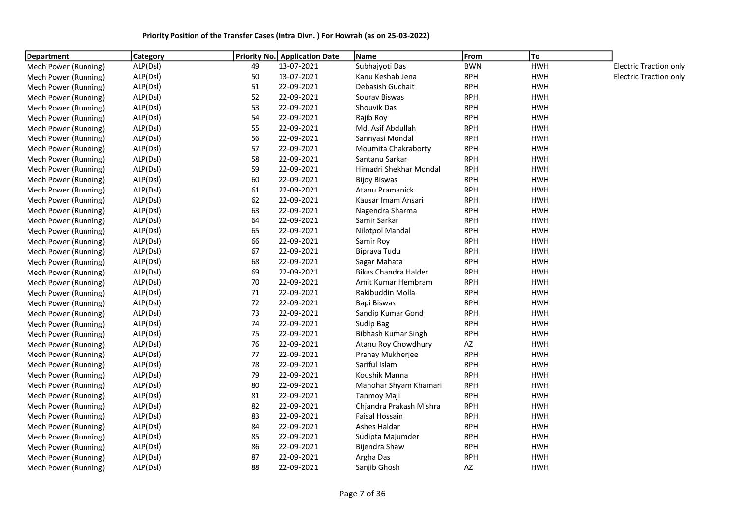**Priority Position of the Transfer Cases (Intra Divn. ) For Howrah (as on 25-03-2022)**

| Department | Category | Priority No. | Application Date | Name | From | To | |
|---|---|---|---|---|---|---|---|
| Mech Power (Running) | ALP(Dsl) | 49 | 13-07-2021 | Subhajyoti Das | BWN | HWH | Electric Traction only |
| Mech Power (Running) | ALP(Dsl) | 50 | 13-07-2021 | Kanu Keshab Jena | RPH | HWH | Electric Traction only |
| Mech Power (Running) | ALP(Dsl) | 51 | 22-09-2021 | Debasish Guchait | RPH | HWH | |
| Mech Power (Running) | ALP(Dsl) | 52 | 22-09-2021 | Sourav Biswas | RPH | HWH | |
| Mech Power (Running) | ALP(Dsl) | 53 | 22-09-2021 | Shouvik Das | RPH | HWH | |
| Mech Power (Running) | ALP(Dsl) | 54 | 22-09-2021 | Rajib Roy | RPH | HWH | |
| Mech Power (Running) | ALP(Dsl) | 55 | 22-09-2021 | Md. Asif Abdullah | RPH | HWH | |
| Mech Power (Running) | ALP(Dsl) | 56 | 22-09-2021 | Sannyasi Mondal | RPH | HWH | |
| Mech Power (Running) | ALP(Dsl) | 57 | 22-09-2021 | Moumita Chakraborty | RPH | HWH | |
| Mech Power (Running) | ALP(Dsl) | 58 | 22-09-2021 | Santanu Sarkar | RPH | HWH | |
| Mech Power (Running) | ALP(Dsl) | 59 | 22-09-2021 | Himadri Shekhar Mondal | RPH | HWH | |
| Mech Power (Running) | ALP(Dsl) | 60 | 22-09-2021 | Bijoy Biswas | RPH | HWH | |
| Mech Power (Running) | ALP(Dsl) | 61 | 22-09-2021 | Atanu Pramanick | RPH | HWH | |
| Mech Power (Running) | ALP(Dsl) | 62 | 22-09-2021 | Kausar Imam Ansari | RPH | HWH | |
| Mech Power (Running) | ALP(Dsl) | 63 | 22-09-2021 | Nagendra Sharma | RPH | HWH | |
| Mech Power (Running) | ALP(Dsl) | 64 | 22-09-2021 | Samir Sarkar | RPH | HWH | |
| Mech Power (Running) | ALP(Dsl) | 65 | 22-09-2021 | Nilotpol Mandal | RPH | HWH | |
| Mech Power (Running) | ALP(Dsl) | 66 | 22-09-2021 | Samir Roy | RPH | HWH | |
| Mech Power (Running) | ALP(Dsl) | 67 | 22-09-2021 | Biprava Tudu | RPH | HWH | |
| Mech Power (Running) | ALP(Dsl) | 68 | 22-09-2021 | Sagar Mahata | RPH | HWH | |
| Mech Power (Running) | ALP(Dsl) | 69 | 22-09-2021 | Bikas Chandra Halder | RPH | HWH | |
| Mech Power (Running) | ALP(Dsl) | 70 | 22-09-2021 | Amit Kumar Hembram | RPH | HWH | |
| Mech Power (Running) | ALP(Dsl) | 71 | 22-09-2021 | Rakibuddin Molla | RPH | HWH | |
| Mech Power (Running) | ALP(Dsl) | 72 | 22-09-2021 | Bapi Biswas | RPH | HWH | |
| Mech Power (Running) | ALP(Dsl) | 73 | 22-09-2021 | Sandip Kumar Gond | RPH | HWH | |
| Mech Power (Running) | ALP(Dsl) | 74 | 22-09-2021 | Sudip Bag | RPH | HWH | |
| Mech Power (Running) | ALP(Dsl) | 75 | 22-09-2021 | Bibhash Kumar Singh | RPH | HWH | |
| Mech Power (Running) | ALP(Dsl) | 76 | 22-09-2021 | Atanu Roy Chowdhury | AZ | HWH | |
| Mech Power (Running) | ALP(Dsl) | 77 | 22-09-2021 | Pranay Mukherjee | RPH | HWH | |
| Mech Power (Running) | ALP(Dsl) | 78 | 22-09-2021 | Sariful Islam | RPH | HWH | |
| Mech Power (Running) | ALP(Dsl) | 79 | 22-09-2021 | Koushik Manna | RPH | HWH | |
| Mech Power (Running) | ALP(Dsl) | 80 | 22-09-2021 | Manohar Shyam Khamari | RPH | HWH | |
| Mech Power (Running) | ALP(Dsl) | 81 | 22-09-2021 | Tanmoy Maji | RPH | HWH | |
| Mech Power (Running) | ALP(Dsl) | 82 | 22-09-2021 | Chjandra Prakash Mishra | RPH | HWH | |
| Mech Power (Running) | ALP(Dsl) | 83 | 22-09-2021 | Faisal Hossain | RPH | HWH | |
| Mech Power (Running) | ALP(Dsl) | 84 | 22-09-2021 | Ashes Haldar | RPH | HWH | |
| Mech Power (Running) | ALP(Dsl) | 85 | 22-09-2021 | Sudipta Majumder | RPH | HWH | |
| Mech Power (Running) | ALP(Dsl) | 86 | 22-09-2021 | Bijendra Shaw | RPH | HWH | |
| Mech Power (Running) | ALP(Dsl) | 87 | 22-09-2021 | Argha Das | RPH | HWH | |
| Mech Power (Running) | ALP(Dsl) | 88 | 22-09-2021 | Sanjib Ghosh | AZ | HWH | |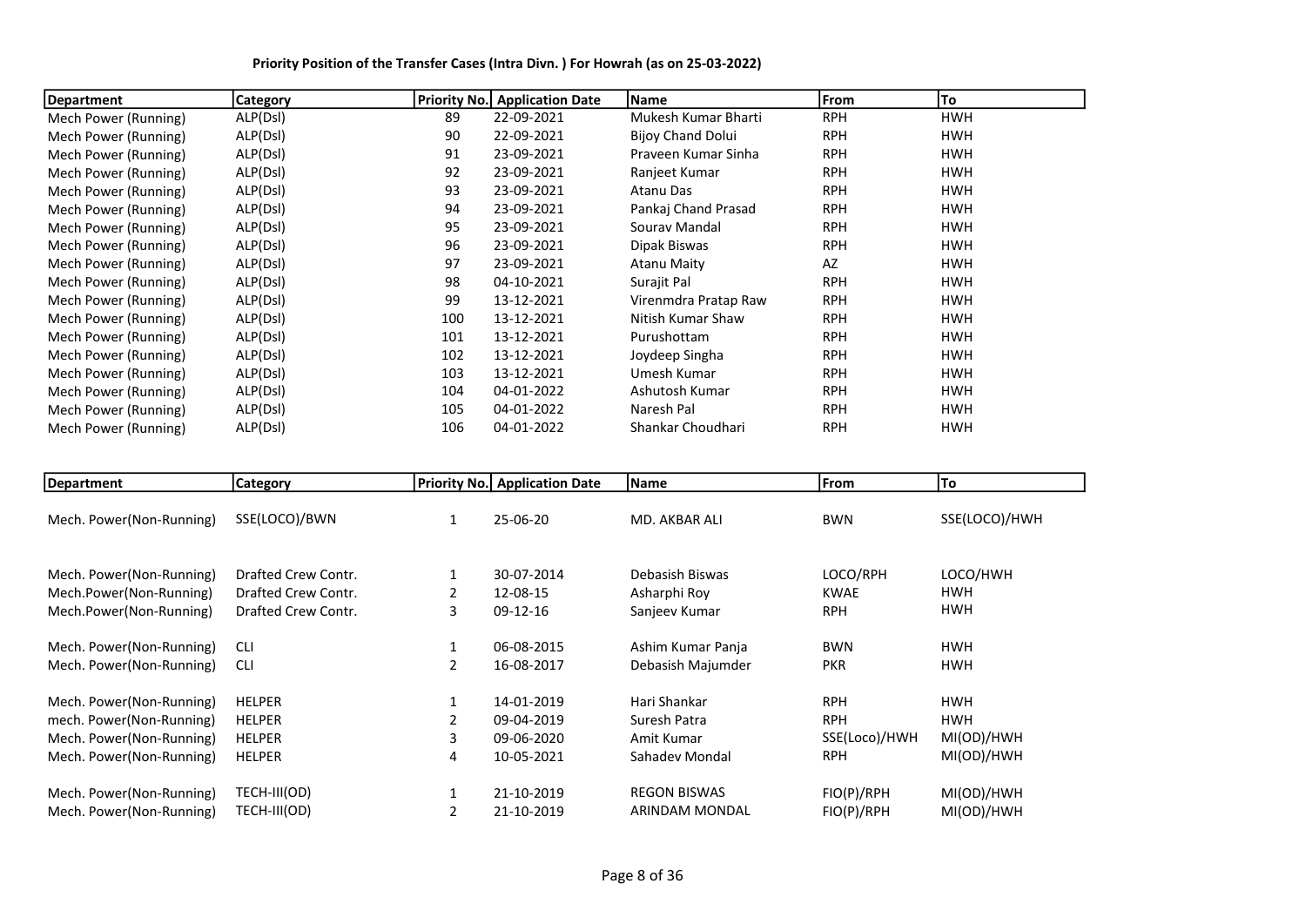**Priority Position of the Transfer Cases (Intra Divn. ) For Howrah (as on 25-03-2022)**

| Department | Category | Priority No. | Application Date | Name | From | To |
|---|---|---|---|---|---|---|
| Mech Power (Running) | ALP(Dsl) | 89 | 22-09-2021 | Mukesh Kumar Bharti | RPH | HWH |
| Mech Power (Running) | ALP(Dsl) | 90 | 22-09-2021 | Bijoy Chand Dolui | RPH | HWH |
| Mech Power (Running) | ALP(Dsl) | 91 | 23-09-2021 | Praveen Kumar Sinha | RPH | HWH |
| Mech Power (Running) | ALP(Dsl) | 92 | 23-09-2021 | Ranjeet Kumar | RPH | HWH |
| Mech Power (Running) | ALP(Dsl) | 93 | 23-09-2021 | Atanu Das | RPH | HWH |
| Mech Power (Running) | ALP(Dsl) | 94 | 23-09-2021 | Pankaj Chand Prasad | RPH | HWH |
| Mech Power (Running) | ALP(Dsl) | 95 | 23-09-2021 | Sourav Mandal | RPH | HWH |
| Mech Power (Running) | ALP(Dsl) | 96 | 23-09-2021 | Dipak Biswas | RPH | HWH |
| Mech Power (Running) | ALP(Dsl) | 97 | 23-09-2021 | Atanu Maity | AZ | HWH |
| Mech Power (Running) | ALP(Dsl) | 98 | 04-10-2021 | Surajit Pal | RPH | HWH |
| Mech Power (Running) | ALP(Dsl) | 99 | 13-12-2021 | Virenmdra Pratap Raw | RPH | HWH |
| Mech Power (Running) | ALP(Dsl) | 100 | 13-12-2021 | Nitish Kumar Shaw | RPH | HWH |
| Mech Power (Running) | ALP(Dsl) | 101 | 13-12-2021 | Purushottam | RPH | HWH |
| Mech Power (Running) | ALP(Dsl) | 102 | 13-12-2021 | Joydeep Singha | RPH | HWH |
| Mech Power (Running) | ALP(Dsl) | 103 | 13-12-2021 | Umesh Kumar | RPH | HWH |
| Mech Power (Running) | ALP(Dsl) | 104 | 04-01-2022 | Ashutosh Kumar | RPH | HWH |
| Mech Power (Running) | ALP(Dsl) | 105 | 04-01-2022 | Naresh Pal | RPH | HWH |
| Mech Power (Running) | ALP(Dsl) | 106 | 04-01-2022 | Shankar Choudhari | RPH | HWH |

| Department | Category | Priority No. | Application Date | Name | From | To |
|---|---|---|---|---|---|---|
| Mech. Power(Non-Running) | SSE(LOCO)/BWN | 1 | 25-06-20 | MD. AKBAR ALI | BWN | SSE(LOCO)/HWH |
| Mech. Power(Non-Running) | Drafted Crew Contr. | 1 | 30-07-2014 | Debasish Biswas | LOCO/RPH | LOCO/HWH |
| Mech.Power(Non-Running) | Drafted Crew Contr. | 2 | 12-08-15 | Asharphi Roy | KWAE | HWH |
| Mech.Power(Non-Running) | Drafted Crew Contr. | 3 | 09-12-16 | Sanjeev Kumar | RPH | HWH |
| Mech. Power(Non-Running) | CLI | 1 | 06-08-2015 | Ashim Kumar Panja | BWN | HWH |
| Mech. Power(Non-Running) | CLI | 2 | 16-08-2017 | Debasish Majumder | PKR | HWH |
| Mech. Power(Non-Running) | HELPER | 1 | 14-01-2019 | Hari Shankar | RPH | HWH |
| mech. Power(Non-Running) | HELPER | 2 | 09-04-2019 | Suresh Patra | RPH | HWH |
| Mech. Power(Non-Running) | HELPER | 3 | 09-06-2020 | Amit Kumar | SSE(Loco)/HWH | MI(OD)/HWH |
| Mech. Power(Non-Running) | HELPER | 4 | 10-05-2021 | Sahadev Mondal | RPH | MI(OD)/HWH |
| Mech. Power(Non-Running) | TECH-III(OD) | 1 | 21-10-2019 | REGON BISWAS | FIO(P)/RPH | MI(OD)/HWH |
| Mech. Power(Non-Running) | TECH-III(OD) | 2 | 21-10-2019 | ARINDAM MONDAL | FIO(P)/RPH | MI(OD)/HWH |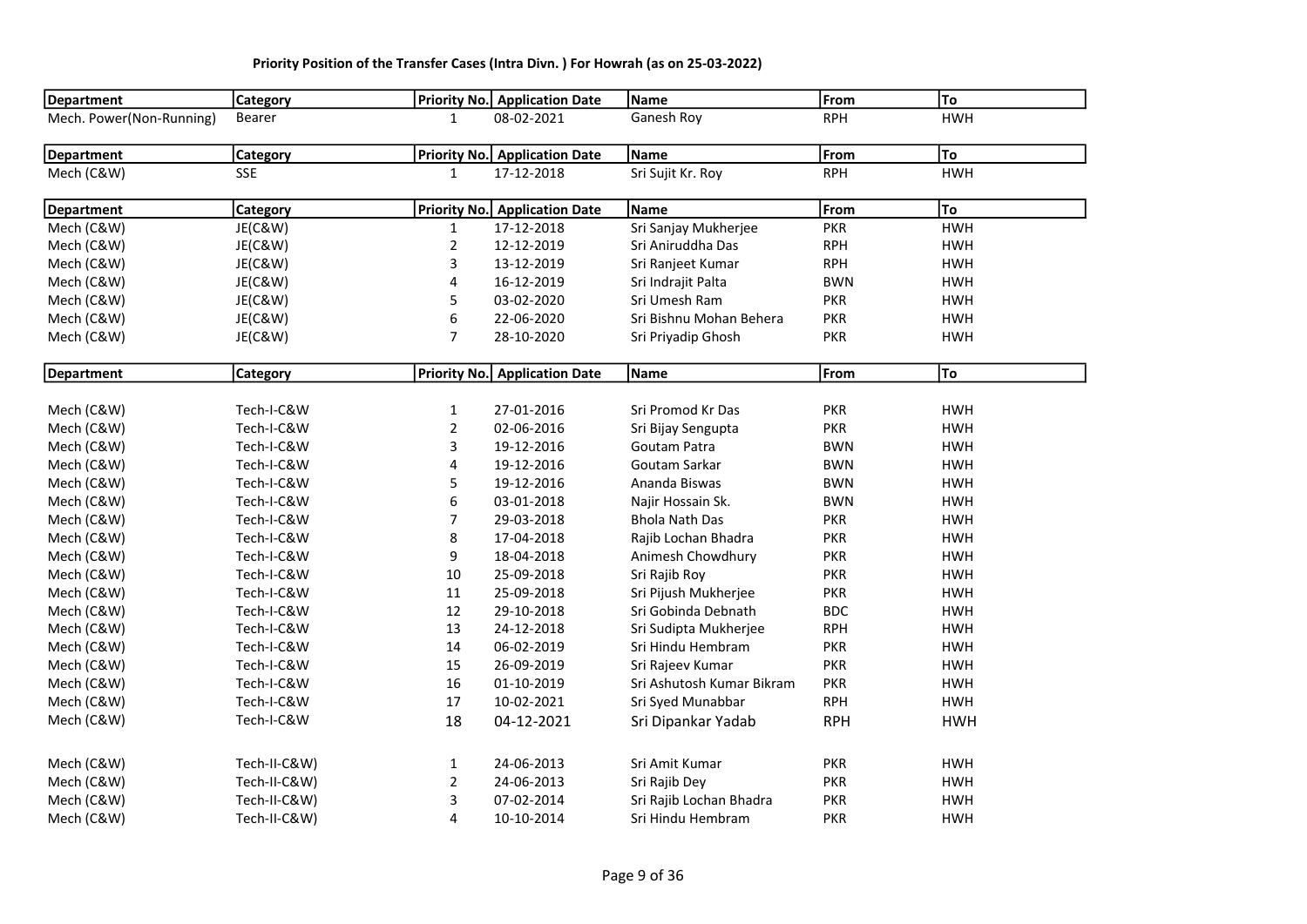**Priority Position of the Transfer Cases (Intra Divn. ) For Howrah (as on 25-03-2022)**

| Department | Category | Priority No. | Application Date | Name | From | To |
|---|---|---|---|---|---|---|
| Mech. Power(Non-Running) | Bearer | 1 | 08-02-2021 | Ganesh Roy | RPH | HWH |

| Department | Category | Priority No. | Application Date | Name | From | To |
|---|---|---|---|---|---|---|
| Mech (C&W) | SSE | 1 | 17-12-2018 | Sri Sujit Kr. Roy | RPH | HWH |

| Department | Category | Priority No. | Application Date | Name | From | To |
|---|---|---|---|---|---|---|
| Mech (C&W) | JE(C&W) | 1 | 17-12-2018 | Sri Sanjay Mukherjee | PKR | HWH |
| Mech (C&W) | JE(C&W) | 2 | 12-12-2019 | Sri Aniruddha Das | RPH | HWH |
| Mech (C&W) | JE(C&W) | 3 | 13-12-2019 | Sri Ranjeet Kumar | RPH | HWH |
| Mech (C&W) | JE(C&W) | 4 | 16-12-2019 | Sri Indrajit Palta | BWN | HWH |
| Mech (C&W) | JE(C&W) | 5 | 03-02-2020 | Sri Umesh Ram | PKR | HWH |
| Mech (C&W) | JE(C&W) | 6 | 22-06-2020 | Sri Bishnu Mohan Behera | PKR | HWH |
| Mech (C&W) | JE(C&W) | 7 | 28-10-2020 | Sri Priyadip Ghosh | PKR | HWH |

| Department | Category | Priority No. | Application Date | Name | From | To |
|---|---|---|---|---|---|---|
| Mech (C&W) | Tech-I-C&W | 1 | 27-01-2016 | Sri Promod Kr Das | PKR | HWH |
| Mech (C&W) | Tech-I-C&W | 2 | 02-06-2016 | Sri Bijay Sengupta | PKR | HWH |
| Mech (C&W) | Tech-I-C&W | 3 | 19-12-2016 | Goutam Patra | BWN | HWH |
| Mech (C&W) | Tech-I-C&W | 4 | 19-12-2016 | Goutam Sarkar | BWN | HWH |
| Mech (C&W) | Tech-I-C&W | 5 | 19-12-2016 | Ananda Biswas | BWN | HWH |
| Mech (C&W) | Tech-I-C&W | 6 | 03-01-2018 | Najir Hossain Sk. | BWN | HWH |
| Mech (C&W) | Tech-I-C&W | 7 | 29-03-2018 | Bhola Nath Das | PKR | HWH |
| Mech (C&W) | Tech-I-C&W | 8 | 17-04-2018 | Rajib Lochan Bhadra | PKR | HWH |
| Mech (C&W) | Tech-I-C&W | 9 | 18-04-2018 | Animesh Chowdhury | PKR | HWH |
| Mech (C&W) | Tech-I-C&W | 10 | 25-09-2018 | Sri Rajib Roy | PKR | HWH |
| Mech (C&W) | Tech-I-C&W | 11 | 25-09-2018 | Sri Pijush Mukherjee | PKR | HWH |
| Mech (C&W) | Tech-I-C&W | 12 | 29-10-2018 | Sri Gobinda Debnath | BDC | HWH |
| Mech (C&W) | Tech-I-C&W | 13 | 24-12-2018 | Sri Sudipta Mukherjee | RPH | HWH |
| Mech (C&W) | Tech-I-C&W | 14 | 06-02-2019 | Sri Hindu Hembram | PKR | HWH |
| Mech (C&W) | Tech-I-C&W | 15 | 26-09-2019 | Sri Rajeev Kumar | PKR | HWH |
| Mech (C&W) | Tech-I-C&W | 16 | 01-10-2019 | Sri Ashutosh Kumar Bikram | PKR | HWH |
| Mech (C&W) | Tech-I-C&W | 17 | 10-02-2021 | Sri Syed Munabbar | RPH | HWH |
| Mech (C&W) | Tech-I-C&W | 18 | 04-12-2021 | Sri Dipankar Yadab | RPH | HWH |
| | | | | | | |
| Mech (C&W) | Tech-II-C&W) | 1 | 24-06-2013 | Sri Amit Kumar | PKR | HWH |
| Mech (C&W) | Tech-II-C&W) | 2 | 24-06-2013 | Sri Rajib Dey | PKR | HWH |
| Mech (C&W) | Tech-II-C&W) | 3 | 07-02-2014 | Sri Rajib Lochan Bhadra | PKR | HWH |
| Mech (C&W) | Tech-II-C&W) | 4 | 10-10-2014 | Sri Hindu Hembram | PKR | HWH |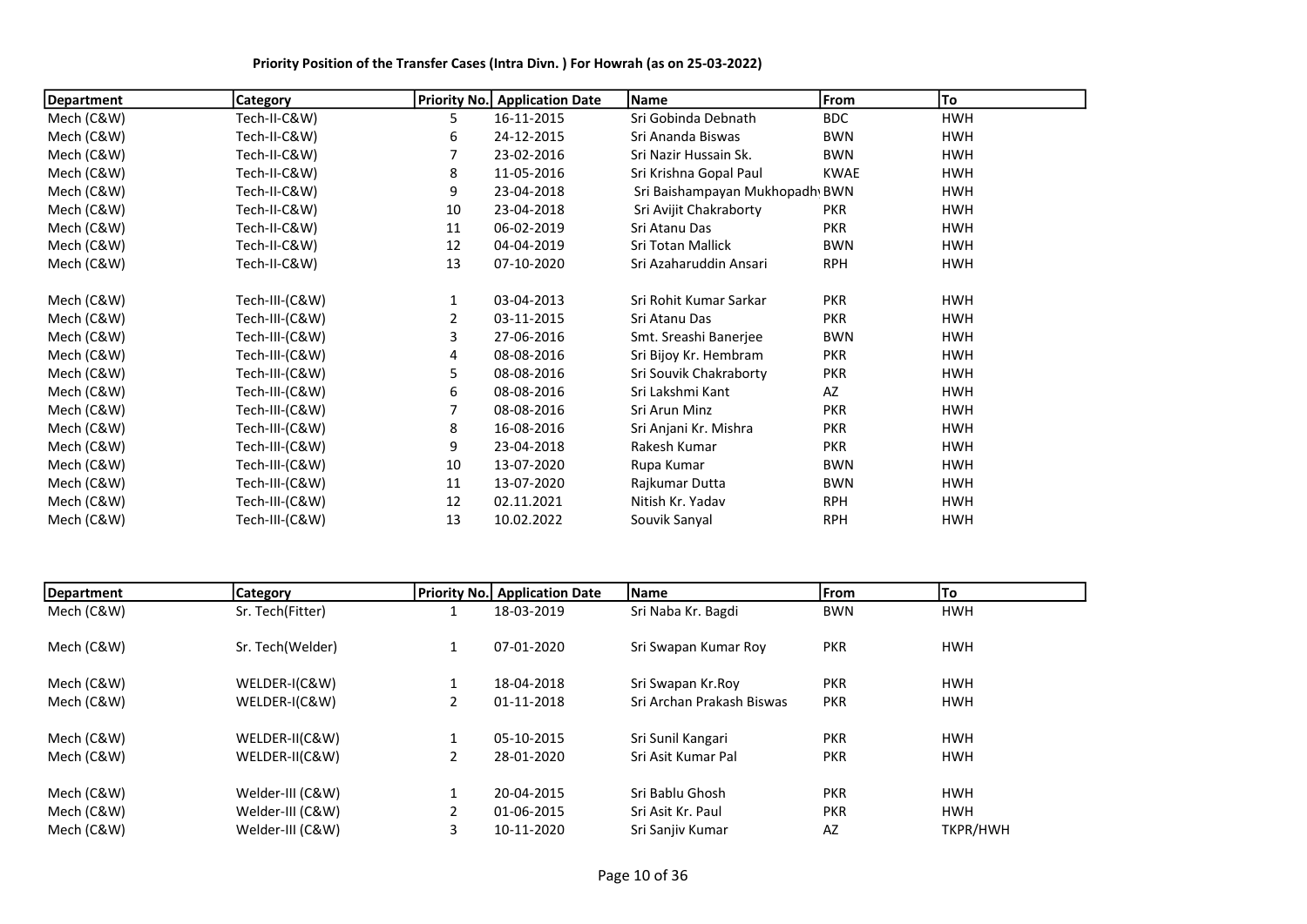**Priority Position of the Transfer Cases (Intra Divn. ) For Howrah (as on 25-03-2022)**

| Department | Category | Priority No. | Application Date | Name | From | To |
|---|---|---|---|---|---|---|
| Mech (C&W) | Tech-II-C&W) | 5 | 16-11-2015 | Sri Gobinda Debnath | BDC | HWH |
| Mech (C&W) | Tech-II-C&W) | 6 | 24-12-2015 | Sri Ananda Biswas | BWN | HWH |
| Mech (C&W) | Tech-II-C&W) | 7 | 23-02-2016 | Sri Nazir Hussain Sk. | BWN | HWH |
| Mech (C&W) | Tech-II-C&W) | 8 | 11-05-2016 | Sri Krishna Gopal Paul | KWAE | HWH |
| Mech (C&W) | Tech-II-C&W) | 9 | 23-04-2018 | Sri Baishampayan Mukhopadhy | BWN | HWH |
| Mech (C&W) | Tech-II-C&W) | 10 | 23-04-2018 | Sri Avijit Chakraborty | PKR | HWH |
| Mech (C&W) | Tech-II-C&W) | 11 | 06-02-2019 | Sri Atanu Das | PKR | HWH |
| Mech (C&W) | Tech-II-C&W) | 12 | 04-04-2019 | Sri Totan Mallick | BWN | HWH |
| Mech (C&W) | Tech-II-C&W) | 13 | 07-10-2020 | Sri Azaharuddin Ansari | RPH | HWH |
| Mech (C&W) | Tech-III-(C&W) | 1 | 03-04-2013 | Sri Rohit Kumar Sarkar | PKR | HWH |
| Mech (C&W) | Tech-III-(C&W) | 2 | 03-11-2015 | Sri Atanu Das | PKR | HWH |
| Mech (C&W) | Tech-III-(C&W) | 3 | 27-06-2016 | Smt. Sreashi Banerjee | BWN | HWH |
| Mech (C&W) | Tech-III-(C&W) | 4 | 08-08-2016 | Sri Bijoy Kr. Hembram | PKR | HWH |
| Mech (C&W) | Tech-III-(C&W) | 5 | 08-08-2016 | Sri Souvik Chakraborty | PKR | HWH |
| Mech (C&W) | Tech-III-(C&W) | 6 | 08-08-2016 | Sri Lakshmi Kant | AZ | HWH |
| Mech (C&W) | Tech-III-(C&W) | 7 | 08-08-2016 | Sri Arun Minz | PKR | HWH |
| Mech (C&W) | Tech-III-(C&W) | 8 | 16-08-2016 | Sri Anjani Kr. Mishra | PKR | HWH |
| Mech (C&W) | Tech-III-(C&W) | 9 | 23-04-2018 | Rakesh Kumar | PKR | HWH |
| Mech (C&W) | Tech-III-(C&W) | 10 | 13-07-2020 | Rupa Kumar | BWN | HWH |
| Mech (C&W) | Tech-III-(C&W) | 11 | 13-07-2020 | Rajkumar Dutta | BWN | HWH |
| Mech (C&W) | Tech-III-(C&W) | 12 | 02.11.2021 | Nitish Kr. Yadav | RPH | HWH |
| Mech (C&W) | Tech-III-(C&W) | 13 | 10.02.2022 | Souvik Sanyal | RPH | HWH |

| Department | Category | Priority No. | Application Date | Name | From | To |
|---|---|---|---|---|---|---|
| Mech (C&W) | Sr. Tech(Fitter) | 1 | 18-03-2019 | Sri Naba Kr. Bagdi | BWN | HWH |
| Mech (C&W) | Sr. Tech(Welder) | 1 | 07-01-2020 | Sri Swapan Kumar Roy | PKR | HWH |
| Mech (C&W) | WELDER-I(C&W) | 1 | 18-04-2018 | Sri Swapan Kr.Roy | PKR | HWH |
| Mech (C&W) | WELDER-I(C&W) | 2 | 01-11-2018 | Sri Archan Prakash Biswas | PKR | HWH |
| Mech (C&W) | WELDER-II(C&W) | 1 | 05-10-2015 | Sri Sunil Kangari | PKR | HWH |
| Mech (C&W) | WELDER-II(C&W) | 2 | 28-01-2020 | Sri Asit Kumar Pal | PKR | HWH |
| Mech (C&W) | Welder-III (C&W) | 1 | 20-04-2015 | Sri Bablu Ghosh | PKR | HWH |
| Mech (C&W) | Welder-III (C&W) | 2 | 01-06-2015 | Sri Asit Kr. Paul | PKR | HWH |
| Mech (C&W) | Welder-III (C&W) | 3 | 10-11-2020 | Sri Sanjiv Kumar | AZ | TKPR/HWH |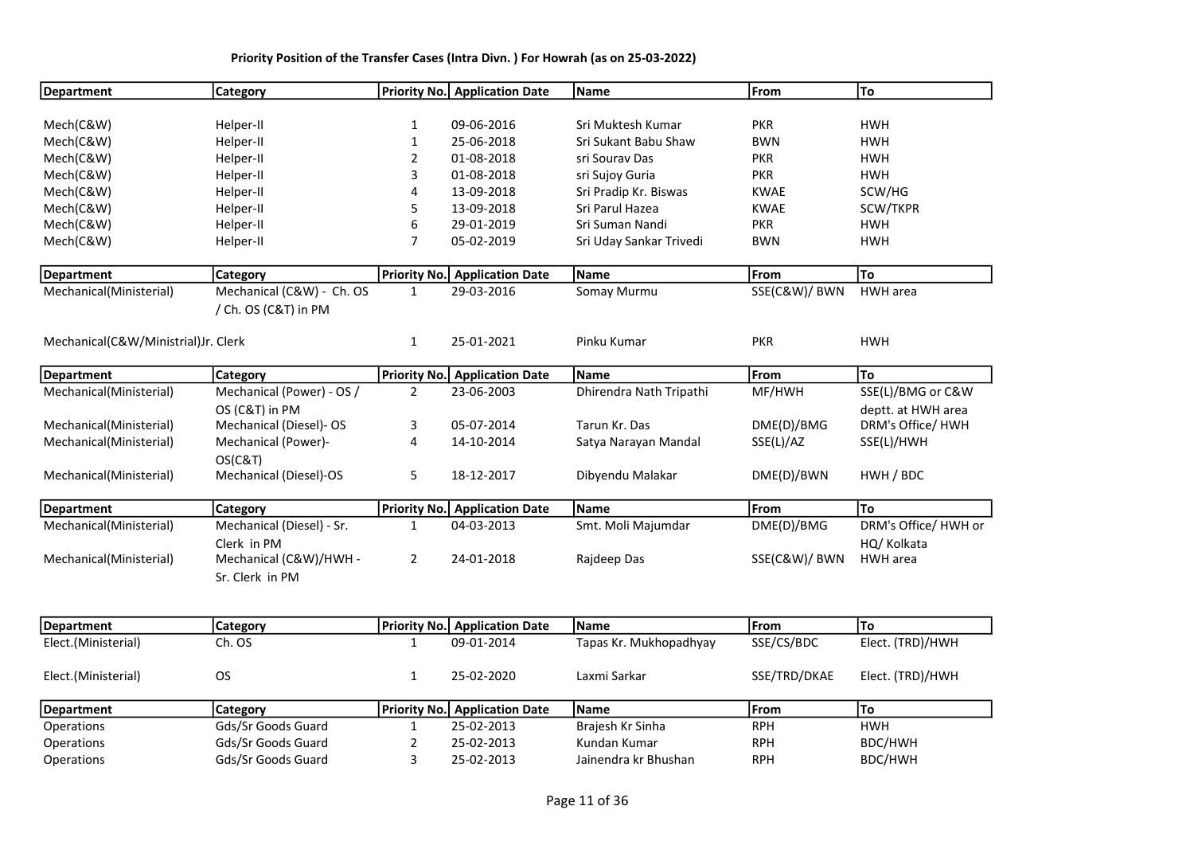**Priority Position of the Transfer Cases (Intra Divn. ) For Howrah (as on 25-03-2022)**

| Department | Category | Priority No. | Application Date | Name | From | To |
|---|---|---|---|---|---|---|
| Mech(C&W) | Helper-II | 1 | 09-06-2016 | Sri Muktesh Kumar | PKR | HWH |
| Mech(C&W) | Helper-II | 1 | 25-06-2018 | Sri Sukant Babu Shaw | BWN | HWH |
| Mech(C&W) | Helper-II | 2 | 01-08-2018 | sri Sourav Das | PKR | HWH |
| Mech(C&W) | Helper-II | 3 | 01-08-2018 | sri Sujoy Guria | PKR | HWH |
| Mech(C&W) | Helper-II | 4 | 13-09-2018 | Sri Pradip Kr. Biswas | KWAE | SCW/HG |
| Mech(C&W) | Helper-II | 5 | 13-09-2018 | Sri Parul Hazea | KWAE | SCW/TKPR |
| Mech(C&W) | Helper-II | 6 | 29-01-2019 | Sri Suman Nandi | PKR | HWH |
| Mech(C&W) | Helper-II | 7 | 05-02-2019 | Sri Uday Sankar Trivedi | BWN | HWH |

| Department | Category | Priority No. | Application Date | Name | From | To |
|---|---|---|---|---|---|---|
| Mechanical(Ministerial) | Mechanical (C&W) - Ch. OS / Ch. OS (C&T) in PM | 1 | 29-03-2016 | Somay Murmu | SSE(C&W)/ BWN | HWH area |
| Mechanical(C&W/Ministerial)Jr. Clerk | | 1 | 25-01-2021 | Pinku Kumar | PKR | HWH |

| Department | Category | Priority No. | Application Date | Name | From | To |
|---|---|---|---|---|---|---|
| Mechanical(Ministerial) | Mechanical (Power) - OS / OS (C&T) in PM | 2 | 23-06-2003 | Dhirendra Nath Tripathi | MF/HWH | SSE(L)/BMG or C&W deptt. at HWH area |
| Mechanical(Ministerial) | Mechanical (Diesel)- OS | 3 | 05-07-2014 | Tarun Kr. Das | DME(D)/BMG | DRM's Office/ HWH |
| Mechanical(Ministerial) | Mechanical (Power)- OS(C&T) | 4 | 14-10-2014 | Satya Narayan Mandal | SSE(L)/AZ | SSE(L)/HWH |
| Mechanical(Ministerial) | Mechanical (Diesel)-OS | 5 | 18-12-2017 | Dibyendu Malakar | DME(D)/BWN | HWH / BDC |

| Department | Category | Priority No. | Application Date | Name | From | To |
|---|---|---|---|---|---|---|
| Mechanical(Ministerial) | Mechanical (Diesel) - Sr. Clerk in PM | 1 | 04-03-2013 | Smt. Moli Majumdar | DME(D)/BMG | DRM's Office/ HWH or HQ/ Kolkata |
| Mechanical(Ministerial) | Mechanical (C&W)/HWH - Sr. Clerk in PM | 2 | 24-01-2018 | Rajdeep Das | SSE(C&W)/ BWN | HWH area |

| Department | Category | Priority No. | Application Date | Name | From | To |
|---|---|---|---|---|---|---|
| Elect.(Ministerial) | Ch. OS | 1 | 09-01-2014 | Tapas Kr. Mukhopadhyay | SSE/CS/BDC | Elect. (TRD)/HWH |
| Elect.(Ministerial) | OS | 1 | 25-02-2020 | Laxmi Sarkar | SSE/TRD/DKAE | Elect. (TRD)/HWH |

| Department | Category | Priority No. | Application Date | Name | From | To |
|---|---|---|---|---|---|---|
| Operations | Gds/Sr Goods Guard | 1 | 25-02-2013 | Brajesh Kr Sinha | RPH | HWH |
| Operations | Gds/Sr Goods Guard | 2 | 25-02-2013 | Kundan Kumar | RPH | BDC/HWH |
| Operations | Gds/Sr Goods Guard | 3 | 25-02-2013 | Jainendra kr Bhushan | RPH | BDC/HWH |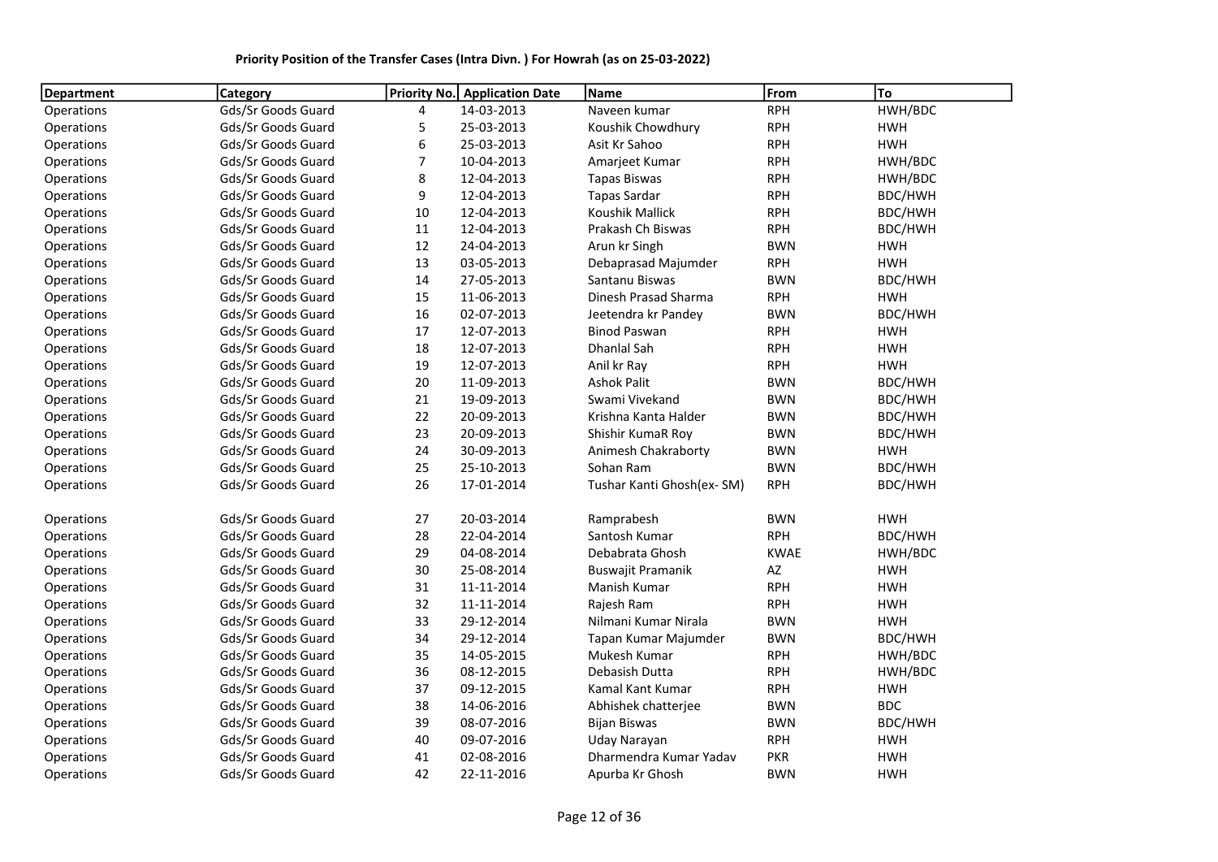**Priority Position of the Transfer Cases (Intra Divn. ) For Howrah (as on 25-03-2022)**

| Department | Category | Priority No. | Application Date | Name | From | To |
|---|---|---|---|---|---|---|
| Operations | Gds/Sr Goods Guard | 4 | 14-03-2013 | Naveen kumar | RPH | HWH/BDC |
| Operations | Gds/Sr Goods Guard | 5 | 25-03-2013 | Koushik Chowdhury | RPH | HWH |
| Operations | Gds/Sr Goods Guard | 6 | 25-03-2013 | Asit Kr Sahoo | RPH | HWH |
| Operations | Gds/Sr Goods Guard | 7 | 10-04-2013 | Amarjeet Kumar | RPH | HWH/BDC |
| Operations | Gds/Sr Goods Guard | 8 | 12-04-2013 | Tapas Biswas | RPH | HWH/BDC |
| Operations | Gds/Sr Goods Guard | 9 | 12-04-2013 | Tapas Sardar | RPH | BDC/HWH |
| Operations | Gds/Sr Goods Guard | 10 | 12-04-2013 | Koushik Mallick | RPH | BDC/HWH |
| Operations | Gds/Sr Goods Guard | 11 | 12-04-2013 | Prakash Ch Biswas | RPH | BDC/HWH |
| Operations | Gds/Sr Goods Guard | 12 | 24-04-2013 | Arun kr Singh | BWN | HWH |
| Operations | Gds/Sr Goods Guard | 13 | 03-05-2013 | Debaprasad Majumder | RPH | HWH |
| Operations | Gds/Sr Goods Guard | 14 | 27-05-2013 | Santanu Biswas | BWN | BDC/HWH |
| Operations | Gds/Sr Goods Guard | 15 | 11-06-2013 | Dinesh Prasad Sharma | RPH | HWH |
| Operations | Gds/Sr Goods Guard | 16 | 02-07-2013 | Jeetendra kr Pandey | BWN | BDC/HWH |
| Operations | Gds/Sr Goods Guard | 17 | 12-07-2013 | Binod Paswan | RPH | HWH |
| Operations | Gds/Sr Goods Guard | 18 | 12-07-2013 | Dhanlal Sah | RPH | HWH |
| Operations | Gds/Sr Goods Guard | 19 | 12-07-2013 | Anil kr Ray | RPH | HWH |
| Operations | Gds/Sr Goods Guard | 20 | 11-09-2013 | Ashok Palit | BWN | BDC/HWH |
| Operations | Gds/Sr Goods Guard | 21 | 19-09-2013 | Swami Vivekand | BWN | BDC/HWH |
| Operations | Gds/Sr Goods Guard | 22 | 20-09-2013 | Krishna Kanta Halder | BWN | BDC/HWH |
| Operations | Gds/Sr Goods Guard | 23 | 20-09-2013 | Shishir KumaR Roy | BWN | BDC/HWH |
| Operations | Gds/Sr Goods Guard | 24 | 30-09-2013 | Animesh Chakraborty | BWN | HWH |
| Operations | Gds/Sr Goods Guard | 25 | 25-10-2013 | Sohan Ram | BWN | BDC/HWH |
| Operations | Gds/Sr Goods Guard | 26 | 17-01-2014 | Tushar Kanti Ghosh(ex- SM) | RPH | BDC/HWH |
| Operations | Gds/Sr Goods Guard | 27 | 20-03-2014 | Ramprabesh | BWN | HWH |
| Operations | Gds/Sr Goods Guard | 28 | 22-04-2014 | Santosh Kumar | RPH | BDC/HWH |
| Operations | Gds/Sr Goods Guard | 29 | 04-08-2014 | Debabrata Ghosh | KWAE | HWH/BDC |
| Operations | Gds/Sr Goods Guard | 30 | 25-08-2014 | Buswajit Pramanik | AZ | HWH |
| Operations | Gds/Sr Goods Guard | 31 | 11-11-2014 | Manish Kumar | RPH | HWH |
| Operations | Gds/Sr Goods Guard | 32 | 11-11-2014 | Rajesh Ram | RPH | HWH |
| Operations | Gds/Sr Goods Guard | 33 | 29-12-2014 | Nilmani Kumar Nirala | BWN | HWH |
| Operations | Gds/Sr Goods Guard | 34 | 29-12-2014 | Tapan Kumar Majumder | BWN | BDC/HWH |
| Operations | Gds/Sr Goods Guard | 35 | 14-05-2015 | Mukesh Kumar | RPH | HWH/BDC |
| Operations | Gds/Sr Goods Guard | 36 | 08-12-2015 | Debasish Dutta | RPH | HWH/BDC |
| Operations | Gds/Sr Goods Guard | 37 | 09-12-2015 | Kamal Kant Kumar | RPH | HWH |
| Operations | Gds/Sr Goods Guard | 38 | 14-06-2016 | Abhishek chatterjee | BWN | BDC |
| Operations | Gds/Sr Goods Guard | 39 | 08-07-2016 | Bijan Biswas | BWN | BDC/HWH |
| Operations | Gds/Sr Goods Guard | 40 | 09-07-2016 | Uday Narayan | RPH | HWH |
| Operations | Gds/Sr Goods Guard | 41 | 02-08-2016 | Dharmendra Kumar Yadav | PKR | HWH |
| Operations | Gds/Sr Goods Guard | 42 | 22-11-2016 | Apurba Kr Ghosh | BWN | HWH |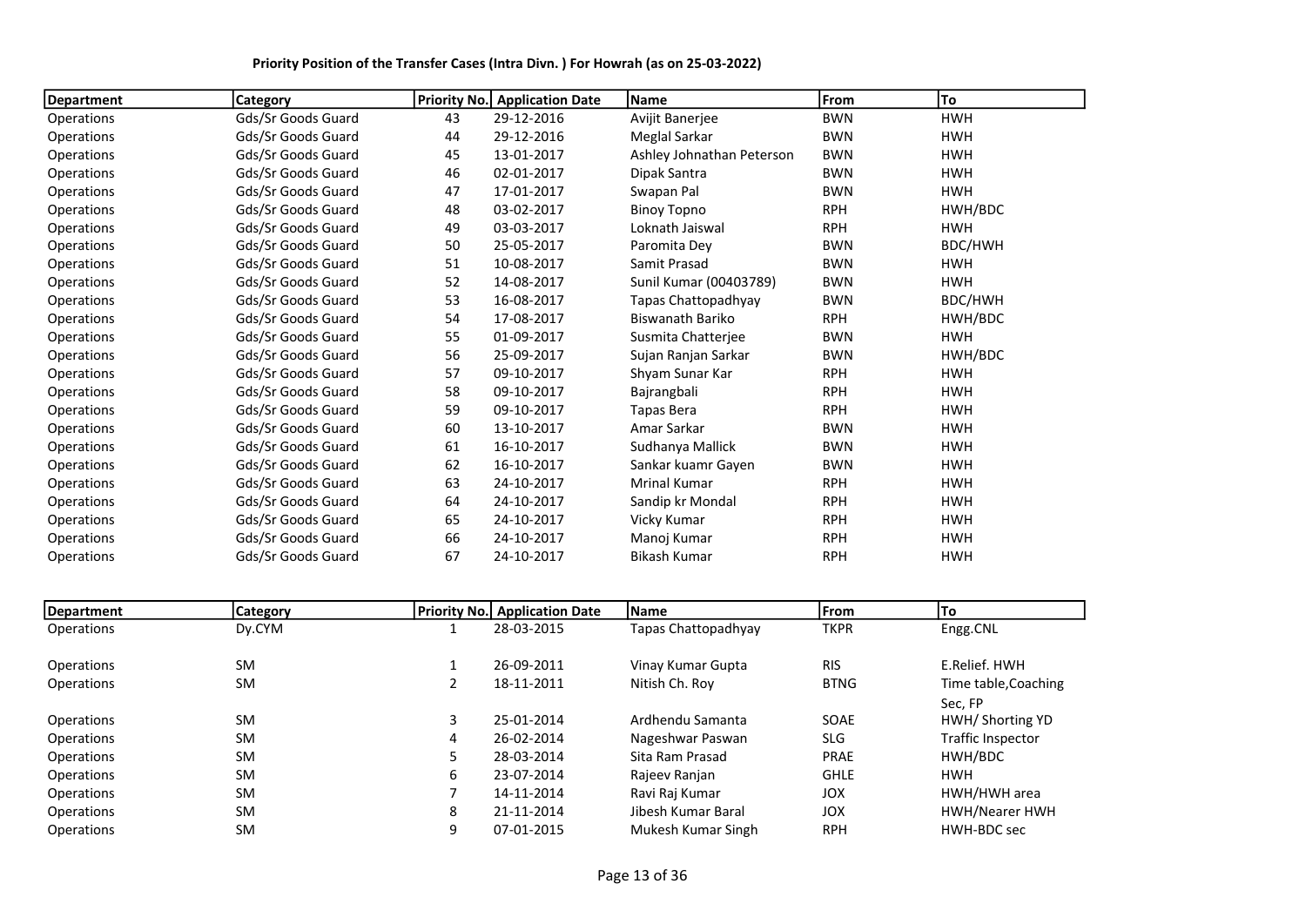**Priority Position of the Transfer Cases (Intra Divn. ) For Howrah (as on 25-03-2022)**

| Department | Category | Priority No. | Application Date | Name | From | To |
|---|---|---|---|---|---|---|
| Operations | Gds/Sr Goods Guard | 43 | 29-12-2016 | Avijit Banerjee | BWN | HWH |
| Operations | Gds/Sr Goods Guard | 44 | 29-12-2016 | Meglal Sarkar | BWN | HWH |
| Operations | Gds/Sr Goods Guard | 45 | 13-01-2017 | Ashley Johnathan Peterson | BWN | HWH |
| Operations | Gds/Sr Goods Guard | 46 | 02-01-2017 | Dipak Santra | BWN | HWH |
| Operations | Gds/Sr Goods Guard | 47 | 17-01-2017 | Swapan Pal | BWN | HWH |
| Operations | Gds/Sr Goods Guard | 48 | 03-02-2017 | Binoy Topno | RPH | HWH/BDC |
| Operations | Gds/Sr Goods Guard | 49 | 03-03-2017 | Loknath Jaiswal | RPH | HWH |
| Operations | Gds/Sr Goods Guard | 50 | 25-05-2017 | Paromita Dey | BWN | BDC/HWH |
| Operations | Gds/Sr Goods Guard | 51 | 10-08-2017 | Samit Prasad | BWN | HWH |
| Operations | Gds/Sr Goods Guard | 52 | 14-08-2017 | Sunil Kumar (00403789) | BWN | HWH |
| Operations | Gds/Sr Goods Guard | 53 | 16-08-2017 | Tapas Chattopadhyay | BWN | BDC/HWH |
| Operations | Gds/Sr Goods Guard | 54 | 17-08-2017 | Biswanath Bariko | RPH | HWH/BDC |
| Operations | Gds/Sr Goods Guard | 55 | 01-09-2017 | Susmita Chatterjee | BWN | HWH |
| Operations | Gds/Sr Goods Guard | 56 | 25-09-2017 | Sujan Ranjan Sarkar | BWN | HWH/BDC |
| Operations | Gds/Sr Goods Guard | 57 | 09-10-2017 | Shyam Sunar Kar | RPH | HWH |
| Operations | Gds/Sr Goods Guard | 58 | 09-10-2017 | Bajrangbali | RPH | HWH |
| Operations | Gds/Sr Goods Guard | 59 | 09-10-2017 | Tapas Bera | RPH | HWH |
| Operations | Gds/Sr Goods Guard | 60 | 13-10-2017 | Amar Sarkar | BWN | HWH |
| Operations | Gds/Sr Goods Guard | 61 | 16-10-2017 | Sudhanya Mallick | BWN | HWH |
| Operations | Gds/Sr Goods Guard | 62 | 16-10-2017 | Sankar kuamr Gayen | BWN | HWH |
| Operations | Gds/Sr Goods Guard | 63 | 24-10-2017 | Mrinal Kumar | RPH | HWH |
| Operations | Gds/Sr Goods Guard | 64 | 24-10-2017 | Sandip kr Mondal | RPH | HWH |
| Operations | Gds/Sr Goods Guard | 65 | 24-10-2017 | Vicky Kumar | RPH | HWH |
| Operations | Gds/Sr Goods Guard | 66 | 24-10-2017 | Manoj Kumar | RPH | HWH |
| Operations | Gds/Sr Goods Guard | 67 | 24-10-2017 | Bikash Kumar | RPH | HWH |

| Department | Category | Priority No. | Application Date | Name | From | To |
|---|---|---|---|---|---|---|
| Operations | Dy.CYM | 1 | 28-03-2015 | Tapas Chattopadhyay | TKPR | Engg.CNL |
| Operations | SM | 1 | 26-09-2011 | Vinay Kumar Gupta | RIS | E.Relief. HWH |
| Operations | SM | 2 | 18-11-2011 | Nitish Ch. Roy | BTNG | Time table,Coaching Sec, FP |
| Operations | SM | 3 | 25-01-2014 | Ardhendu Samanta | SOAE | HWH/ Shorting YD |
| Operations | SM | 4 | 26-02-2014 | Nageshwar Paswan | SLG | Traffic Inspector |
| Operations | SM | 5 | 28-03-2014 | Sita Ram Prasad | PRAE | HWH/BDC |
| Operations | SM | 6 | 23-07-2014 | Rajeev Ranjan | GHLE | HWH |
| Operations | SM | 7 | 14-11-2014 | Ravi Raj Kumar | JOX | HWH/HWH area |
| Operations | SM | 8 | 21-11-2014 | Jibesh Kumar Baral | JOX | HWH/Nearer HWH |
| Operations | SM | 9 | 07-01-2015 | Mukesh Kumar Singh | RPH | HWH-BDC sec |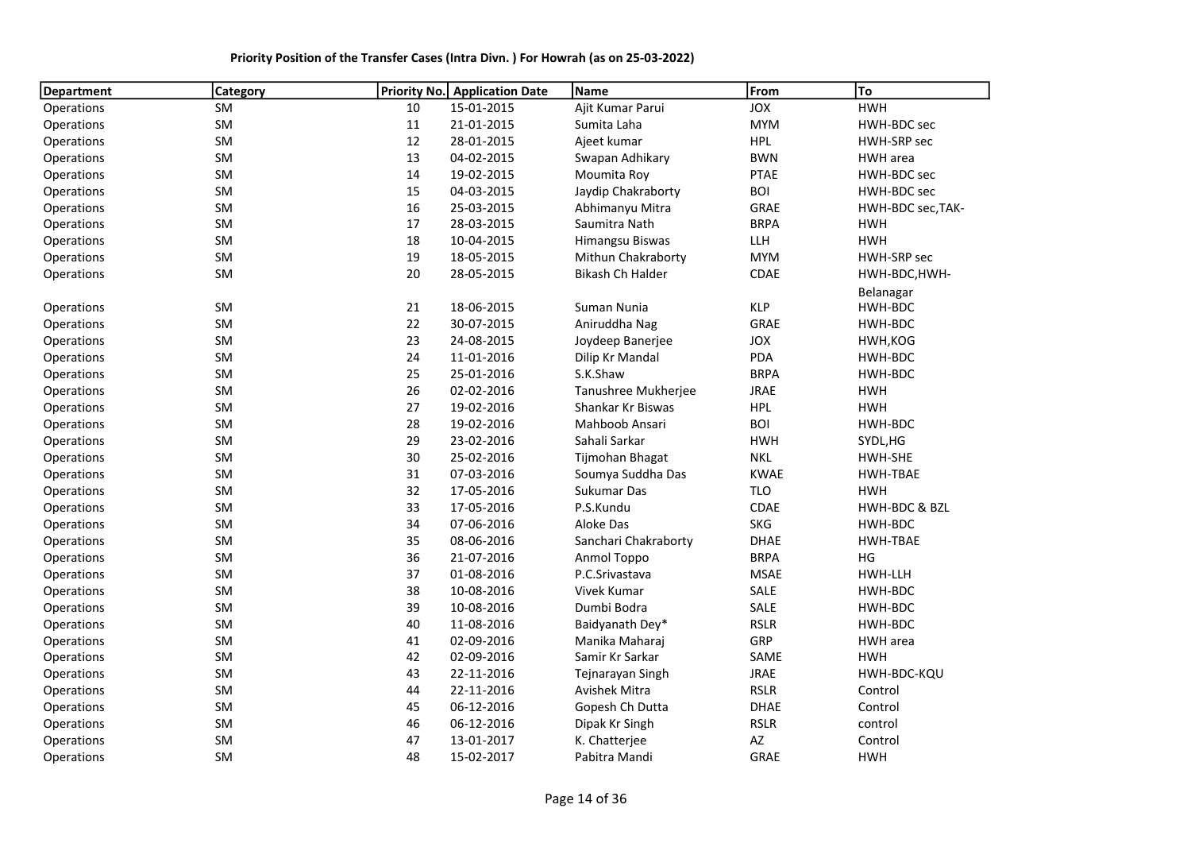**Priority Position of the Transfer Cases (Intra Divn. ) For Howrah (as on 25-03-2022)**

| Department | Category | Priority No. | Application Date | Name | From | To |
|---|---|---|---|---|---|---|
| Operations | SM | 10 | 15-01-2015 | Ajit Kumar Parui | JOX | HWH |
| Operations | SM | 11 | 21-01-2015 | Sumita Laha | MYM | HWH-BDC sec |
| Operations | SM | 12 | 28-01-2015 | Ajeet kumar | HPL | HWH-SRP sec |
| Operations | SM | 13 | 04-02-2015 | Swapan Adhikary | BWN | HWH area |
| Operations | SM | 14 | 19-02-2015 | Moumita Roy | PTAE | HWH-BDC sec |
| Operations | SM | 15 | 04-03-2015 | Jaydip Chakraborty | BOI | HWH-BDC sec |
| Operations | SM | 16 | 25-03-2015 | Abhimanyu Mitra | GRAE | HWH-BDC sec,TAK- |
| Operations | SM | 17 | 28-03-2015 | Saumitra Nath | BRPA | HWH |
| Operations | SM | 18 | 10-04-2015 | Himangsu Biswas | LLH | HWH |
| Operations | SM | 19 | 18-05-2015 | Mithun Chakraborty | MYM | HWH-SRP sec |
| Operations | SM | 20 | 28-05-2015 | Bikash Ch Halder | CDAE | HWH-BDC,HWH-Belanagar |
| Operations | SM | 21 | 18-06-2015 | Suman Nunia | KLP | HWH-BDC |
| Operations | SM | 22 | 30-07-2015 | Aniruddha Nag | GRAE | HWH-BDC |
| Operations | SM | 23 | 24-08-2015 | Joydeep Banerjee | JOX | HWH,KOG |
| Operations | SM | 24 | 11-01-2016 | Dilip Kr Mandal | PDA | HWH-BDC |
| Operations | SM | 25 | 25-01-2016 | S.K.Shaw | BRPA | HWH-BDC |
| Operations | SM | 26 | 02-02-2016 | Tanushree Mukherjee | JRAE | HWH |
| Operations | SM | 27 | 19-02-2016 | Shankar Kr Biswas | HPL | HWH |
| Operations | SM | 28 | 19-02-2016 | Mahboob Ansari | BOI | HWH-BDC |
| Operations | SM | 29 | 23-02-2016 | Sahali Sarkar | HWH | SYDL,HG |
| Operations | SM | 30 | 25-02-2016 | Tijmohan Bhagat | NKL | HWH-SHE |
| Operations | SM | 31 | 07-03-2016 | Soumya Suddha Das | KWAE | HWH-TBAE |
| Operations | SM | 32 | 17-05-2016 | Sukumar Das | TLO | HWH |
| Operations | SM | 33 | 17-05-2016 | P.S.Kundu | CDAE | HWH-BDC & BZL |
| Operations | SM | 34 | 07-06-2016 | Aloke Das | SKG | HWH-BDC |
| Operations | SM | 35 | 08-06-2016 | Sanchari Chakraborty | DHAE | HWH-TBAE |
| Operations | SM | 36 | 21-07-2016 | Anmol Toppo | BRPA | HG |
| Operations | SM | 37 | 01-08-2016 | P.C.Srivastava | MSAE | HWH-LLH |
| Operations | SM | 38 | 10-08-2016 | Vivek Kumar | SALE | HWH-BDC |
| Operations | SM | 39 | 10-08-2016 | Dumbi Bodra | SALE | HWH-BDC |
| Operations | SM | 40 | 11-08-2016 | Baidyanath Dey* | RSLR | HWH-BDC |
| Operations | SM | 41 | 02-09-2016 | Manika Maharaj | GRP | HWH area |
| Operations | SM | 42 | 02-09-2016 | Samir Kr Sarkar | SAME | HWH |
| Operations | SM | 43 | 22-11-2016 | Tejnarayan Singh | JRAE | HWH-BDC-KQU |
| Operations | SM | 44 | 22-11-2016 | Avishek Mitra | RSLR | Control |
| Operations | SM | 45 | 06-12-2016 | Gopesh Ch Dutta | DHAE | Control |
| Operations | SM | 46 | 06-12-2016 | Dipak Kr Singh | RSLR | control |
| Operations | SM | 47 | 13-01-2017 | K. Chatterjee | AZ | Control |
| Operations | SM | 48 | 15-02-2017 | Pabitra Mandi | GRAE | HWH |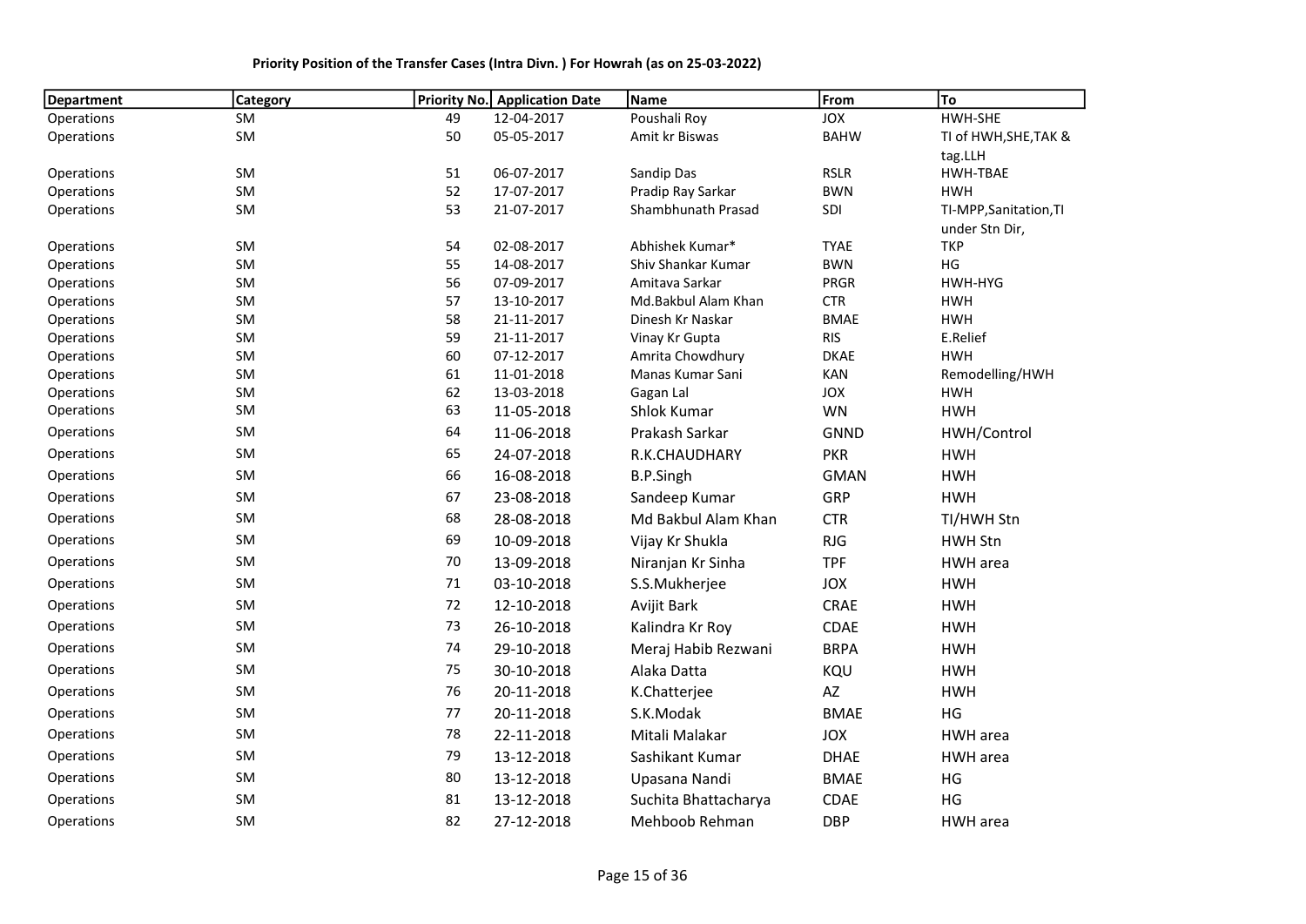**Priority Position of the Transfer Cases (Intra Divn. ) For Howrah (as on 25-03-2022)**

| Department | Category | Priority No. | Application Date | Name | From | To |
|---|---|---|---|---|---|---|
| Operations | SM | 49 | 12-04-2017 | Poushali Roy | JOX | HWH-SHE |
| Operations | SM | 50 | 05-05-2017 | Amit kr Biswas | BAHW | TI of HWH,SHE,TAK & tag.LLH |
| Operations | SM | 51 | 06-07-2017 | Sandip Das | RSLR | HWH-TBAE |
| Operations | SM | 52 | 17-07-2017 | Pradip Ray Sarkar | BWN | HWH |
| Operations | SM | 53 | 21-07-2017 | Shambhunath Prasad | SDI | TI-MPP,Sanitation,TI under Stn Dir, |
| Operations | SM | 54 | 02-08-2017 | Abhishek Kumar* | TYAE | TKP |
| Operations | SM | 55 | 14-08-2017 | Shiv Shankar Kumar | BWN | HG |
| Operations | SM | 56 | 07-09-2017 | Amitava Sarkar | PRGR | HWH-HYG |
| Operations | SM | 57 | 13-10-2017 | Md.Bakbul Alam Khan | CTR | HWH |
| Operations | SM | 58 | 21-11-2017 | Dinesh Kr Naskar | BMAE | HWH |
| Operations | SM | 59 | 21-11-2017 | Vinay Kr Gupta | RIS | E.Relief |
| Operations | SM | 60 | 07-12-2017 | Amrita Chowdhury | DKAE | HWH |
| Operations | SM | 61 | 11-01-2018 | Manas Kumar Sani | KAN | Remodelling/HWH |
| Operations | SM | 62 | 13-03-2018 | Gagan Lal | JOX | HWH |
| Operations | SM | 63 | 11-05-2018 | Shlok Kumar | WN | HWH |
| Operations | SM | 64 | 11-06-2018 | Prakash Sarkar | GNND | HWH/Control |
| Operations | SM | 65 | 24-07-2018 | R.K.CHAUDHARY | PKR | HWH |
| Operations | SM | 66 | 16-08-2018 | B.P.Singh | GMAN | HWH |
| Operations | SM | 67 | 23-08-2018 | Sandeep Kumar | GRP | HWH |
| Operations | SM | 68 | 28-08-2018 | Md Bakbul Alam Khan | CTR | TI/HWH Stn |
| Operations | SM | 69 | 10-09-2018 | Vijay Kr Shukla | RJG | HWH Stn |
| Operations | SM | 70 | 13-09-2018 | Niranjan Kr Sinha | TPF | HWH area |
| Operations | SM | 71 | 03-10-2018 | S.S.Mukherjee | JOX | HWH |
| Operations | SM | 72 | 12-10-2018 | Avijit Bark | CRAE | HWH |
| Operations | SM | 73 | 26-10-2018 | Kalindra Kr Roy | CDAE | HWH |
| Operations | SM | 74 | 29-10-2018 | Meraj Habib Rezwani | BRPA | HWH |
| Operations | SM | 75 | 30-10-2018 | Alaka Datta | KQU | HWH |
| Operations | SM | 76 | 20-11-2018 | K.Chatterjee | AZ | HWH |
| Operations | SM | 77 | 20-11-2018 | S.K.Modak | BMAE | HG |
| Operations | SM | 78 | 22-11-2018 | Mitali Malakar | JOX | HWH area |
| Operations | SM | 79 | 13-12-2018 | Sashikant Kumar | DHAE | HWH area |
| Operations | SM | 80 | 13-12-2018 | Upasana Nandi | BMAE | HG |
| Operations | SM | 81 | 13-12-2018 | Suchita Bhattacharya | CDAE | HG |
| Operations | SM | 82 | 27-12-2018 | Mehboob Rehman | DBP | HWH area |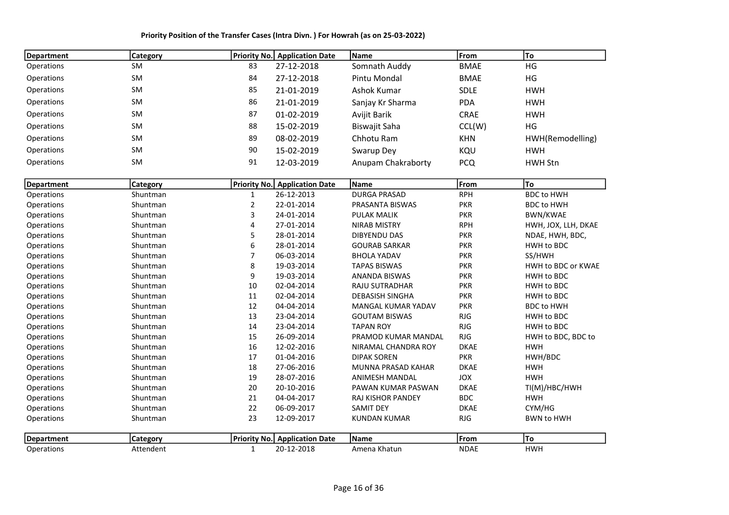**Priority Position of the Transfer Cases (Intra Divn. ) For Howrah (as on 25-03-2022)**

| Department | Category | Priority No. | Application Date | Name | From | To |
|---|---|---|---|---|---|---|
| Operations | SM | 83 | 27-12-2018 | Somnath Auddy | BMAE | HG |
| Operations | SM | 84 | 27-12-2018 | Pintu Mondal | BMAE | HG |
| Operations | SM | 85 | 21-01-2019 | Ashok Kumar | SDLE | HWH |
| Operations | SM | 86 | 21-01-2019 | Sanjay Kr Sharma | PDA | HWH |
| Operations | SM | 87 | 01-02-2019 | Avijit Barik | CRAE | HWH |
| Operations | SM | 88 | 15-02-2019 | Biswajit Saha | CCL(W) | HG |
| Operations | SM | 89 | 08-02-2019 | Chhotu Ram | KHN | HWH(Remodelling) |
| Operations | SM | 90 | 15-02-2019 | Swarup Dey | KQU | HWH |
| Operations | SM | 91 | 12-03-2019 | Anupam Chakraborty | PCQ | HWH Stn |

| Department | Category | Priority No. | Application Date | Name | From | To |
|---|---|---|---|---|---|---|
| Operations | Shuntman | 1 | 26-12-2013 | DURGA PRASAD | RPH | BDC to HWH |
| Operations | Shuntman | 2 | 22-01-2014 | PRASANTA BISWAS | PKR | BDC to HWH |
| Operations | Shuntman | 3 | 24-01-2014 | PULAK MALIK | PKR | BWN/KWAE |
| Operations | Shuntman | 4 | 27-01-2014 | NIRAB MISTRY | RPH | HWH, JOX, LLH, DKAE |
| Operations | Shuntman | 5 | 28-01-2014 | DIBYENDU DAS | PKR | NDAE, HWH, BDC, |
| Operations | Shuntman | 6 | 28-01-2014 | GOURAB SARKAR | PKR | HWH to BDC |
| Operations | Shuntman | 7 | 06-03-2014 | BHOLA YADAV | PKR | SS/HWH |
| Operations | Shuntman | 8 | 19-03-2014 | TAPAS BISWAS | PKR | HWH to BDC or KWAE |
| Operations | Shuntman | 9 | 19-03-2014 | ANANDA BISWAS | PKR | HWH to BDC |
| Operations | Shuntman | 10 | 02-04-2014 | RAJU SUTRADHAR | PKR | HWH to BDC |
| Operations | Shuntman | 11 | 02-04-2014 | DEBASISH SINGHA | PKR | HWH to BDC |
| Operations | Shuntman | 12 | 04-04-2014 | MANGAL KUMAR YADAV | PKR | BDC to HWH |
| Operations | Shuntman | 13 | 23-04-2014 | GOUTAM BISWAS | RJG | HWH to BDC |
| Operations | Shuntman | 14 | 23-04-2014 | TAPAN ROY | RJG | HWH to BDC |
| Operations | Shuntman | 15 | 26-09-2014 | PRAMOD KUMAR MANDAL | RJG | HWH to BDC, BDC to |
| Operations | Shuntman | 16 | 12-02-2016 | NIRAMAL CHANDRA ROY | DKAE | HWH |
| Operations | Shuntman | 17 | 01-04-2016 | DIPAK SOREN | PKR | HWH/BDC |
| Operations | Shuntman | 18 | 27-06-2016 | MUNNA PRASAD KAHAR | DKAE | HWH |
| Operations | Shuntman | 19 | 28-07-2016 | ANIMESH MANDAL | JOX | HWH |
| Operations | Shuntman | 20 | 20-10-2016 | PAWAN KUMAR PASWAN | DKAE | TI(M)/HBC/HWH |
| Operations | Shuntman | 21 | 04-04-2017 | RAJ KISHOR PANDEY | BDC | HWH |
| Operations | Shuntman | 22 | 06-09-2017 | SAMIT DEY | DKAE | CYM/HG |
| Operations | Shuntman | 23 | 12-09-2017 | KUNDAN KUMAR | RJG | BWN to HWH |

| Department | Category | Priority No. | Application Date | Name | From | To |
|---|---|---|---|---|---|---|
| Operations | Attendent | 1 | 20-12-2018 | Amena Khatun | NDAE | HWH |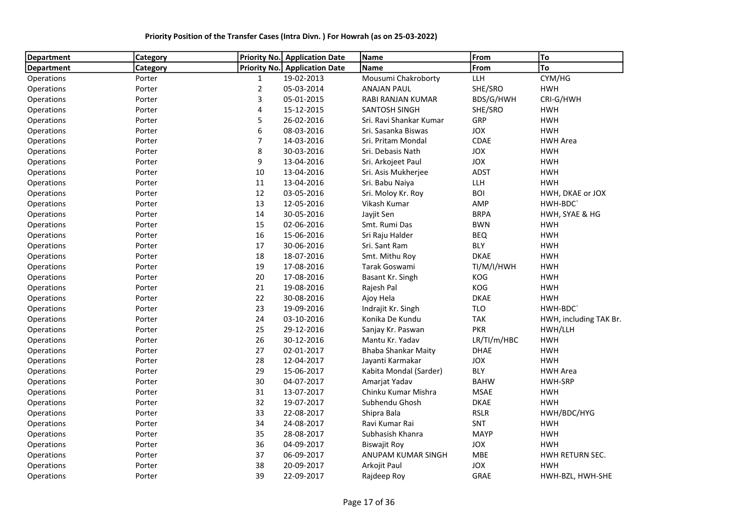**Priority Position of the Transfer Cases (Intra Divn. ) For Howrah (as on 25-03-2022)**

| Department | Category | Priority No. | Application Date | Name | From | To |
|---|---|---|---|---|---|---|
| Department | Category | Priority No. | Application Date | Name | From | To |
| Operations | Porter | 1 | 19-02-2013 | Mousumi Chakroborty | LLH | CYM/HG |
| Operations | Porter | 2 | 05-03-2014 | ANAJAN PAUL | SHE/SRO | HWH |
| Operations | Porter | 3 | 05-01-2015 | RABI RANJAN KUMAR | BDS/G/HWH | CRI-G/HWH |
| Operations | Porter | 4 | 15-12-2015 | SANTOSH SINGH | SHE/SRO | HWH |
| Operations | Porter | 5 | 26-02-2016 | Sri. Ravi Shankar Kumar | GRP | HWH |
| Operations | Porter | 6 | 08-03-2016 | Sri. Sasanka Biswas | JOX | HWH |
| Operations | Porter | 7 | 14-03-2016 | Sri. Pritam Mondal | CDAE | HWH Area |
| Operations | Porter | 8 | 30-03-2016 | Sri. Debasis Nath | JOX | HWH |
| Operations | Porter | 9 | 13-04-2016 | Sri. Arkojeet Paul | JOX | HWH |
| Operations | Porter | 10 | 13-04-2016 | Sri. Asis Mukherjee | ADST | HWH |
| Operations | Porter | 11 | 13-04-2016 | Sri. Babu Naiya | LLH | HWH |
| Operations | Porter | 12 | 03-05-2016 | Sri. Moloy Kr. Roy | BOI | HWH, DKAE or JOX |
| Operations | Porter | 13 | 12-05-2016 | Vikash Kumar | AMP | HWH-BDC` |
| Operations | Porter | 14 | 30-05-2016 | Jayjit Sen | BRPA | HWH, SYAE & HG |
| Operations | Porter | 15 | 02-06-2016 | Smt. Rumi Das | BWN | HWH |
| Operations | Porter | 16 | 15-06-2016 | Sri Raju Halder | BEQ | HWH |
| Operations | Porter | 17 | 30-06-2016 | Sri. Sant Ram | BLY | HWH |
| Operations | Porter | 18 | 18-07-2016 | Smt. Mithu Roy | DKAE | HWH |
| Operations | Porter | 19 | 17-08-2016 | Tarak Goswami | TI/M/I/HWH | HWH |
| Operations | Porter | 20 | 17-08-2016 | Basant Kr. Singh | KOG | HWH |
| Operations | Porter | 21 | 19-08-2016 | Rajesh Pal | KOG | HWH |
| Operations | Porter | 22 | 30-08-2016 | Ajoy Hela | DKAE | HWH |
| Operations | Porter | 23 | 19-09-2016 | Indrajit Kr. Singh | TLO | HWH-BDC` |
| Operations | Porter | 24 | 03-10-2016 | Konika De Kundu | TAK | HWH, including TAK Br. |
| Operations | Porter | 25 | 29-12-2016 | Sanjay Kr. Paswan | PKR | HWH/LLH |
| Operations | Porter | 26 | 30-12-2016 | Mantu Kr. Yadav | LR/TI/m/HBC | HWH |
| Operations | Porter | 27 | 02-01-2017 | Bhaba Shankar Maity | DHAE | HWH |
| Operations | Porter | 28 | 12-04-2017 | Jayanti Karmakar | JOX | HWH |
| Operations | Porter | 29 | 15-06-2017 | Kabita Mondal (Sarder) | BLY | HWH Area |
| Operations | Porter | 30 | 04-07-2017 | Amarjat Yadav | BAHW | HWH-SRP |
| Operations | Porter | 31 | 13-07-2017 | Chinku Kumar Mishra | MSAE | HWH |
| Operations | Porter | 32 | 19-07-2017 | Subhendu Ghosh | DKAE | HWH |
| Operations | Porter | 33 | 22-08-2017 | Shipra Bala | RSLR | HWH/BDC/HYG |
| Operations | Porter | 34 | 24-08-2017 | Ravi Kumar Rai | SNT | HWH |
| Operations | Porter | 35 | 28-08-2017 | Subhasish Khanra | MAYP | HWH |
| Operations | Porter | 36 | 04-09-2017 | Biswajit Roy | JOX | HWH |
| Operations | Porter | 37 | 06-09-2017 | ANUPAM KUMAR SINGH | MBE | HWH RETURN SEC. |
| Operations | Porter | 38 | 20-09-2017 | Arkojit Paul | JOX | HWH |
| Operations | Porter | 39 | 22-09-2017 | Rajdeep Roy | GRAE | HWH-BZL, HWH-SHE |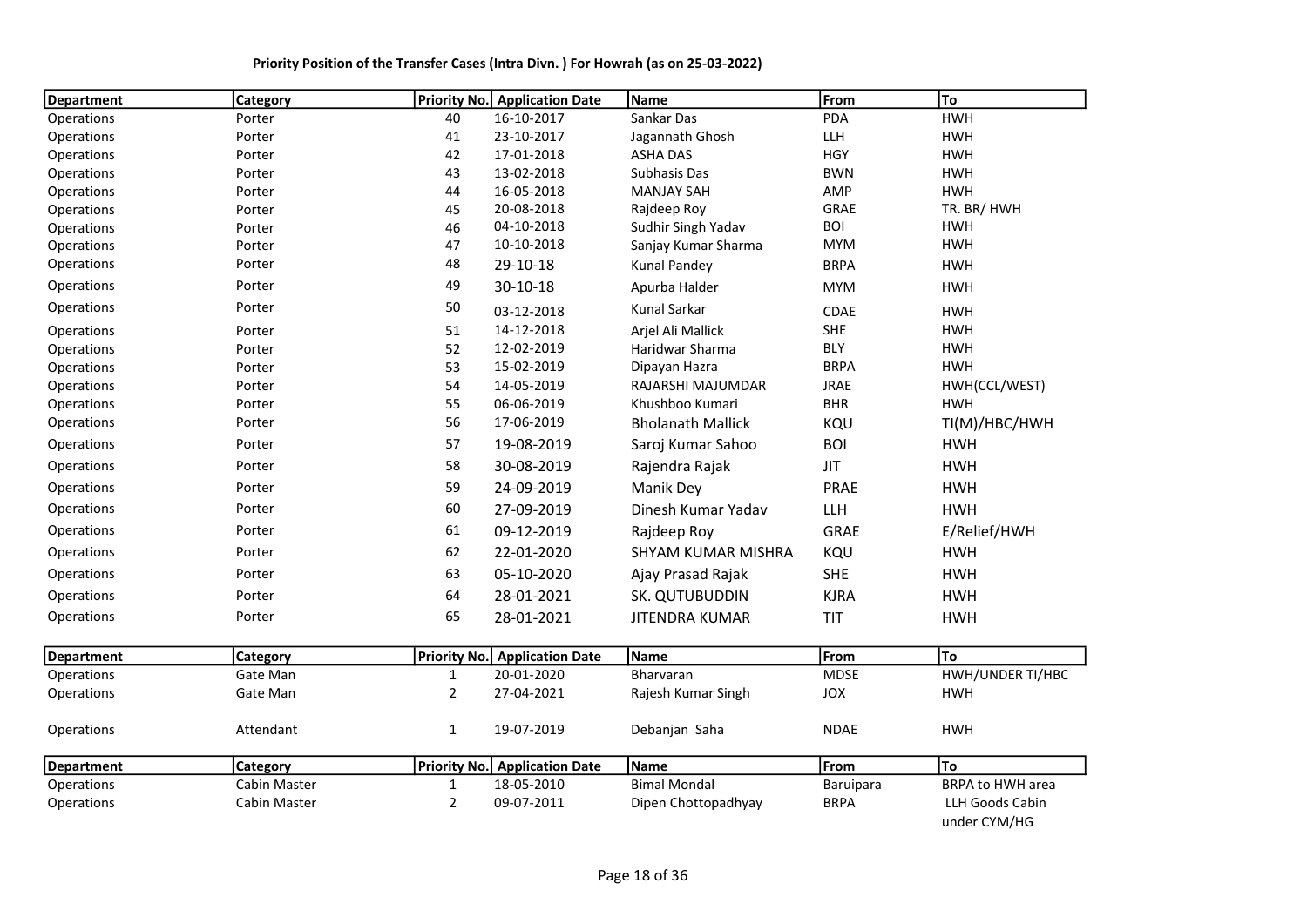**Priority Position of the Transfer Cases (Intra Divn. ) For Howrah (as on 25-03-2022)**

| Department | Category | Priority No. | Application Date | Name | From | To |
|---|---|---|---|---|---|---|
| Operations | Porter | 40 | 16-10-2017 | Sankar Das | PDA | HWH |
| Operations | Porter | 41 | 23-10-2017 | Jagannath Ghosh | LLH | HWH |
| Operations | Porter | 42 | 17-01-2018 | ASHA DAS | HGY | HWH |
| Operations | Porter | 43 | 13-02-2018 | Subhasis Das | BWN | HWH |
| Operations | Porter | 44 | 16-05-2018 | MANJAY SAH | AMP | HWH |
| Operations | Porter | 45 | 20-08-2018 | Rajdeep Roy | GRAE | TR. BR/ HWH |
| Operations | Porter | 46 | 04-10-2018 | Sudhir Singh Yadav | BOI | HWH |
| Operations | Porter | 47 | 10-10-2018 | Sanjay Kumar Sharma | MYM | HWH |
| Operations | Porter | 48 | 29-10-18 | Kunal Pandey | BRPA | HWH |
| Operations | Porter | 49 | 30-10-18 | Apurba Halder | MYM | HWH |
| Operations | Porter | 50 | 03-12-2018 | Kunal Sarkar | CDAE | HWH |
| Operations | Porter | 51 | 14-12-2018 | Arjel Ali Mallick | SHE | HWH |
| Operations | Porter | 52 | 12-02-2019 | Haridwar Sharma | BLY | HWH |
| Operations | Porter | 53 | 15-02-2019 | Dipayan Hazra | BRPA | HWH |
| Operations | Porter | 54 | 14-05-2019 | RAJARSHI MAJUMDAR | JRAE | HWH(CCL/WEST) |
| Operations | Porter | 55 | 06-06-2019 | Khushboo Kumari | BHR | HWH |
| Operations | Porter | 56 | 17-06-2019 | Bholanath Mallick | KQU | TI(M)/HBC/HWH |
| Operations | Porter | 57 | 19-08-2019 | Saroj Kumar Sahoo | BOI | HWH |
| Operations | Porter | 58 | 30-08-2019 | Rajendra Rajak | JIT | HWH |
| Operations | Porter | 59 | 24-09-2019 | Manik Dey | PRAE | HWH |
| Operations | Porter | 60 | 27-09-2019 | Dinesh Kumar Yadav | LLH | HWH |
| Operations | Porter | 61 | 09-12-2019 | Rajdeep Roy | GRAE | E/Relief/HWH |
| Operations | Porter | 62 | 22-01-2020 | SHYAM KUMAR MISHRA | KQU | HWH |
| Operations | Porter | 63 | 05-10-2020 | Ajay Prasad Rajak | SHE | HWH |
| Operations | Porter | 64 | 28-01-2021 | SK. QUTUBUDDIN | KJRA | HWH |
| Operations | Porter | 65 | 28-01-2021 | JITENDRA KUMAR | TIT | HWH |

| Department | Category | Priority No. | Application Date | Name | From | To |
|---|---|---|---|---|---|---|
| Operations | Gate Man | 1 | 20-01-2020 | Bharvaran | MDSE | HWH/UNDER TI/HBC |
| Operations | Gate Man | 2 | 27-04-2021 | Rajesh Kumar Singh | JOX | HWH |
| Operations | Attendant | 1 | 19-07-2019 | Debanjan Saha | NDAE | HWH |

| Department | Category | Priority No. | Application Date | Name | From | To |
|---|---|---|---|---|---|---|
| Operations | Cabin Master | 1 | 18-05-2010 | Bimal Mondal | Baruipara | BRPA to HWH area |
| Operations | Cabin Master | 2 | 09-07-2011 | Dipen Chottopadhyay | BRPA | LLH Goods Cabin under CYM/HG |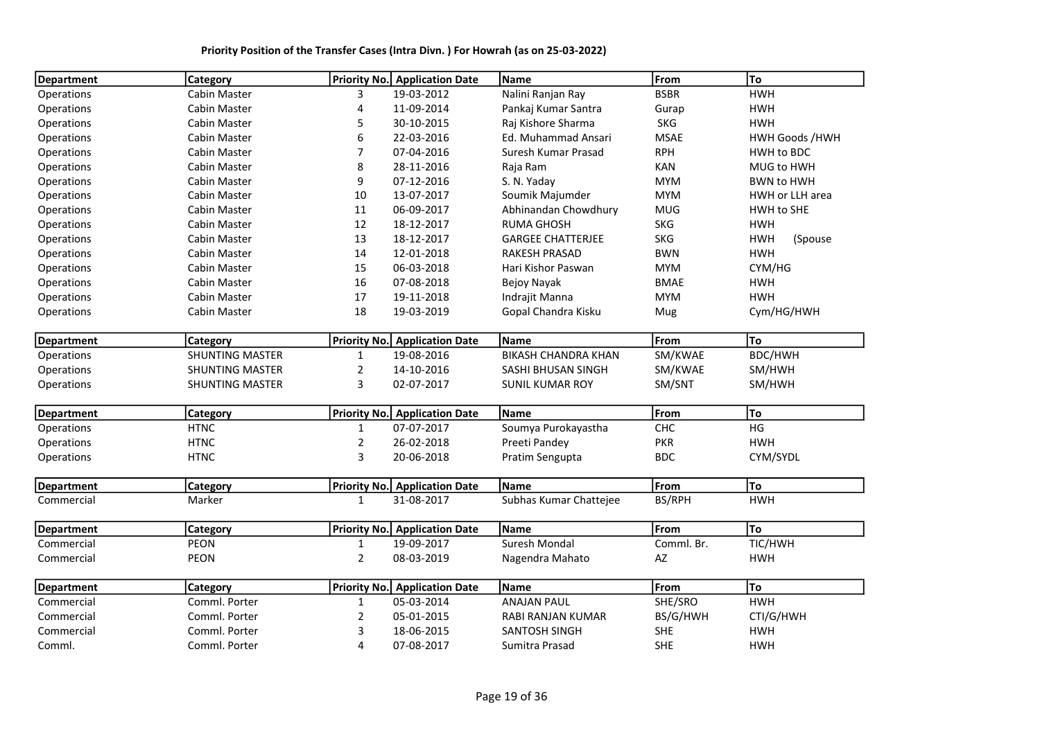**Priority Position of the Transfer Cases (Intra Divn. ) For Howrah (as on 25-03-2022)**

| Department | Category | Priority No. | Application Date | Name | From | To |
|---|---|---|---|---|---|---|
| Operations | Cabin Master | 3 | 19-03-2012 | Nalini Ranjan Ray | BSBR | HWH |
| Operations | Cabin Master | 4 | 11-09-2014 | Pankaj Kumar Santra | Gurap | HWH |
| Operations | Cabin Master | 5 | 30-10-2015 | Raj Kishore Sharma | SKG | HWH |
| Operations | Cabin Master | 6 | 22-03-2016 | Ed. Muhammad Ansari | MSAE | HWH Goods /HWH |
| Operations | Cabin Master | 7 | 07-04-2016 | Suresh Kumar Prasad | RPH | HWH to BDC |
| Operations | Cabin Master | 8 | 28-11-2016 | Raja Ram | KAN | MUG to HWH |
| Operations | Cabin Master | 9 | 07-12-2016 | S. N. Yaday | MYM | BWN to HWH |
| Operations | Cabin Master | 10 | 13-07-2017 | Soumik Majumder | MYM | HWH or LLH area |
| Operations | Cabin Master | 11 | 06-09-2017 | Abhinandan Chowdhury | MUG | HWH to SHE |
| Operations | Cabin Master | 12 | 18-12-2017 | RUMA GHOSH | SKG | HWH |
| Operations | Cabin Master | 13 | 18-12-2017 | GARGEE CHATTERJEE | SKG | HWH (Spouse |
| Operations | Cabin Master | 14 | 12-01-2018 | RAKESH PRASAD | BWN | HWH |
| Operations | Cabin Master | 15 | 06-03-2018 | Hari Kishor Paswan | MYM | CYM/HG |
| Operations | Cabin Master | 16 | 07-08-2018 | Bejoy Nayak | BMAE | HWH |
| Operations | Cabin Master | 17 | 19-11-2018 | Indrajit Manna | MYM | HWH |
| Operations | Cabin Master | 18 | 19-03-2019 | Gopal Chandra Kisku | Mug | Cym/HG/HWH |

| Department | Category | Priority No. | Application Date | Name | From | To |
|---|---|---|---|---|---|---|
| Operations | SHUNTING MASTER | 1 | 19-08-2016 | BIKASH CHANDRA KHAN | SM/KWAE | BDC/HWH |
| Operations | SHUNTING MASTER | 2 | 14-10-2016 | SASHI BHUSAN SINGH | SM/KWAE | SM/HWH |
| Operations | SHUNTING MASTER | 3 | 02-07-2017 | SUNIL KUMAR ROY | SM/SNT | SM/HWH |

| Department | Category | Priority No. | Application Date | Name | From | To |
|---|---|---|---|---|---|---|
| Operations | HTNC | 1 | 07-07-2017 | Soumya Purokayastha | CHC | HG |
| Operations | HTNC | 2 | 26-02-2018 | Preeti Pandey | PKR | HWH |
| Operations | HTNC | 3 | 20-06-2018 | Pratim Sengupta | BDC | CYM/SYDL |

| Department | Category | Priority No. | Application Date | Name | From | To |
|---|---|---|---|---|---|---|
| Commercial | Marker | 1 | 31-08-2017 | Subhas Kumar Chattejee | BS/RPH | HWH |

| Department | Category | Priority No. | Application Date | Name | From | To |
|---|---|---|---|---|---|---|
| Commercial | PEON | 1 | 19-09-2017 | Suresh Mondal | Comml. Br. | TIC/HWH |
| Commercial | PEON | 2 | 08-03-2019 | Nagendra Mahato | AZ | HWH |

| Department | Category | Priority No. | Application Date | Name | From | To |
|---|---|---|---|---|---|---|
| Commercial | Comml. Porter | 1 | 05-03-2014 | ANAJAN PAUL | SHE/SRO | HWH |
| Commercial | Comml. Porter | 2 | 05-01-2015 | RABI RANJAN KUMAR | BS/G/HWH | CTI/G/HWH |
| Commercial | Comml. Porter | 3 | 18-06-2015 | SANTOSH SINGH | SHE | HWH |
| Comml. | Comml. Porter | 4 | 07-08-2017 | Sumitra Prasad | SHE | HWH |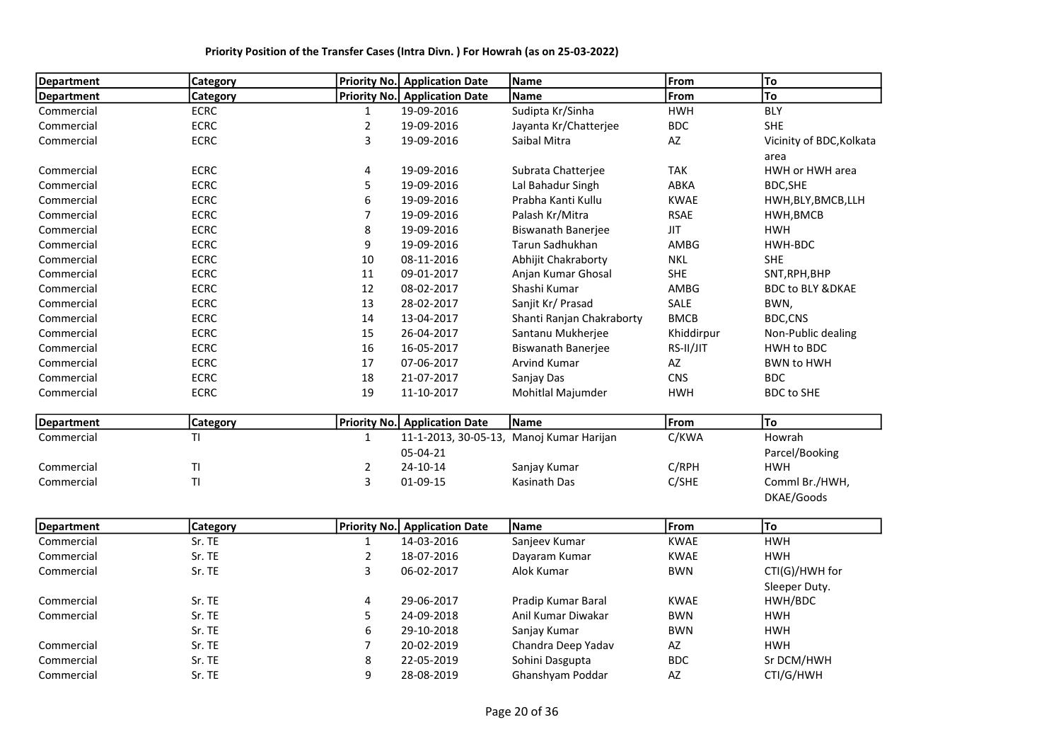**Priority Position of the Transfer Cases (Intra Divn. ) For Howrah (as on 25-03-2022)**

| Department | Category | Priority No. | Application Date | Name | From | To |
|---|---|---|---|---|---|---|
| Department | Category | Priority No. | Application Date | Name | From | To |
| Commercial | ECRC | 1 | 19-09-2016 | Sudipta Kr/Sinha | HWH | BLY |
| Commercial | ECRC | 2 | 19-09-2016 | Jayanta Kr/Chatterjee | BDC | SHE |
| Commercial | ECRC | 3 | 19-09-2016 | Saibal Mitra | AZ | Vicinity of BDC,Kolkata area |
| Commercial | ECRC | 4 | 19-09-2016 | Subrata Chatterjee | TAK | HWH or HWH area |
| Commercial | ECRC | 5 | 19-09-2016 | Lal Bahadur Singh | ABKA | BDC,SHE |
| Commercial | ECRC | 6 | 19-09-2016 | Prabha Kanti Kullu | KWAE | HWH,BLY,BMCB,LLH |
| Commercial | ECRC | 7 | 19-09-2016 | Palash Kr/Mitra | RSAE | HWH,BMCB |
| Commercial | ECRC | 8 | 19-09-2016 | Biswanath Banerjee | JIT | HWH |
| Commercial | ECRC | 9 | 19-09-2016 | Tarun Sadhukhan | AMBG | HWH-BDC |
| Commercial | ECRC | 10 | 08-11-2016 | Abhijit Chakraborty | NKL | SHE |
| Commercial | ECRC | 11 | 09-01-2017 | Anjan Kumar Ghosal | SHE | SNT,RPH,BHP |
| Commercial | ECRC | 12 | 08-02-2017 | Shashi Kumar | AMBG | BDC to BLY &DKAE |
| Commercial | ECRC | 13 | 28-02-2017 | Sanjit Kr/ Prasad | SALE | BWN, |
| Commercial | ECRC | 14 | 13-04-2017 | Shanti Ranjan Chakraborty | BMCB | BDC,CNS |
| Commercial | ECRC | 15 | 26-04-2017 | Santanu Mukherjee | Khiddirpur | Non-Public dealing |
| Commercial | ECRC | 16 | 16-05-2017 | Biswanath Banerjee | RS-II/JIT | HWH to BDC |
| Commercial | ECRC | 17 | 07-06-2017 | Arvind Kumar | AZ | BWN to HWH |
| Commercial | ECRC | 18 | 21-07-2017 | Sanjay Das | CNS | BDC |
| Commercial | ECRC | 19 | 11-10-2017 | Mohitlal Majumder | HWH | BDC to SHE |

| Department | Category | Priority No. | Application Date | Name | From | To |
|---|---|---|---|---|---|---|
| Commercial | TI | 1 | 11-1-2013, 30-05-13, 05-04-21 | Manoj Kumar Harijan | C/KWA | Howrah Parcel/Booking |
| Commercial | TI | 2 | 24-10-14 | Sanjay Kumar | C/RPH | HWH |
| Commercial | TI | 3 | 01-09-15 | Kasinath Das | C/SHE | Comml Br./HWH, DKAE/Goods |

| Department | Category | Priority No. | Application Date | Name | From | To |
|---|---|---|---|---|---|---|
| Commercial | Sr. TE | 1 | 14-03-2016 | Sanjeev Kumar | KWAE | HWH |
| Commercial | Sr. TE | 2 | 18-07-2016 | Dayaram Kumar | KWAE | HWH |
| Commercial | Sr. TE | 3 | 06-02-2017 | Alok Kumar | BWN | CTI(G)/HWH for Sleeper Duty. |
| Commercial | Sr. TE | 4 | 29-06-2017 | Pradip Kumar Baral | KWAE | HWH/BDC |
| Commercial | Sr. TE | 5 | 24-09-2018 | Anil Kumar Diwakar | BWN | HWH |
| | Sr. TE | 6 | 29-10-2018 | Sanjay Kumar | BWN | HWH |
| Commercial | Sr. TE | 7 | 20-02-2019 | Chandra Deep Yadav | AZ | HWH |
| Commercial | Sr. TE | 8 | 22-05-2019 | Sohini Dasgupta | BDC | Sr DCM/HWH |
| Commercial | Sr. TE | 9 | 28-08-2019 | Ghanshyam Poddar | AZ | CTI/G/HWH |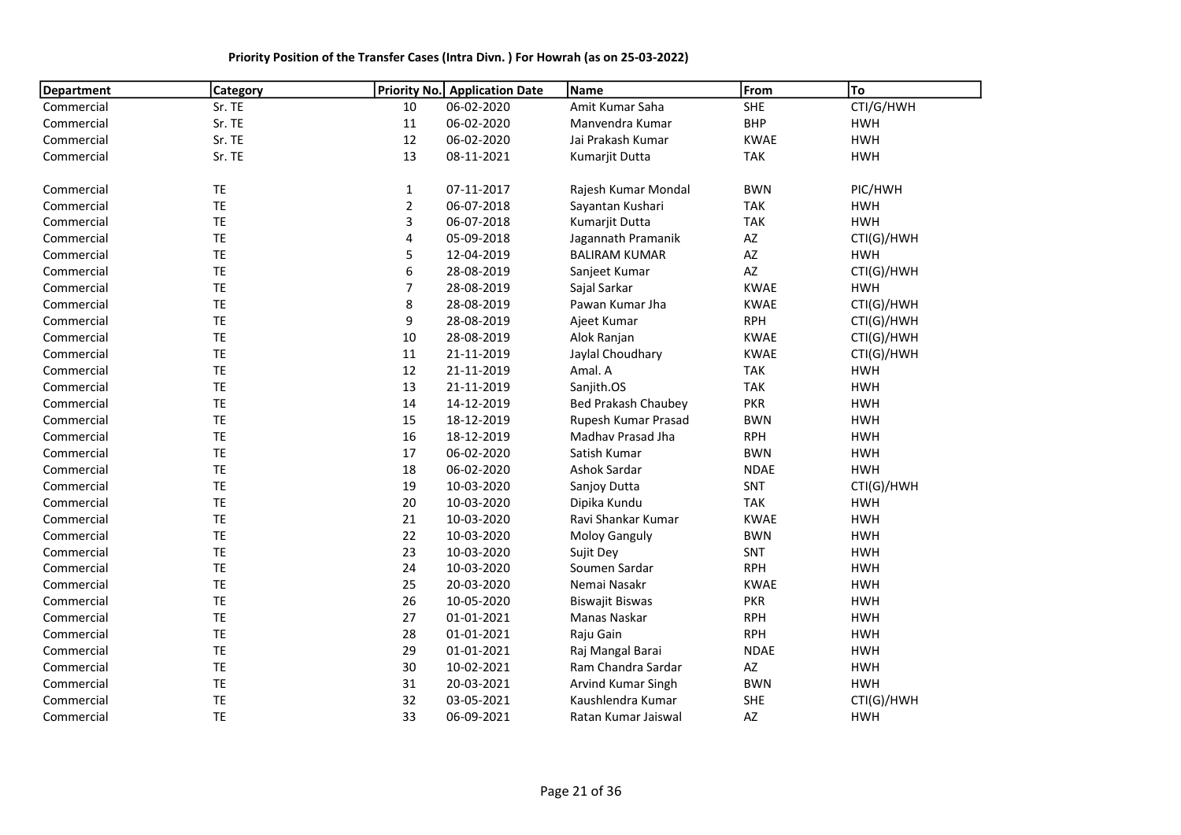**Priority Position of the Transfer Cases (Intra Divn. ) For Howrah (as on 25-03-2022)**

| Department | Category | Priority No. | Application Date | Name | From | To |
|---|---|---|---|---|---|---|
| Commercial | Sr. TE | 10 | 06-02-2020 | Amit Kumar Saha | SHE | CTI/G/HWH |
| Commercial | Sr. TE | 11 | 06-02-2020 | Manvendra Kumar | BHP | HWH |
| Commercial | Sr. TE | 12 | 06-02-2020 | Jai Prakash Kumar | KWAE | HWH |
| Commercial | Sr. TE | 13 | 08-11-2021 | Kumarjit Dutta | TAK | HWH |
| | | | | | | |
| Commercial | TE | 1 | 07-11-2017 | Rajesh Kumar Mondal | BWN | PIC/HWH |
| Commercial | TE | 2 | 06-07-2018 | Sayantan Kushari | TAK | HWH |
| Commercial | TE | 3 | 06-07-2018 | Kumarjit Dutta | TAK | HWH |
| Commercial | TE | 4 | 05-09-2018 | Jagannath Pramanik | AZ | CTI(G)/HWH |
| Commercial | TE | 5 | 12-04-2019 | BALIRAM KUMAR | AZ | HWH |
| Commercial | TE | 6 | 28-08-2019 | Sanjeet Kumar | AZ | CTI(G)/HWH |
| Commercial | TE | 7 | 28-08-2019 | Sajal Sarkar | KWAE | HWH |
| Commercial | TE | 8 | 28-08-2019 | Pawan Kumar Jha | KWAE | CTI(G)/HWH |
| Commercial | TE | 9 | 28-08-2019 | Ajeet Kumar | RPH | CTI(G)/HWH |
| Commercial | TE | 10 | 28-08-2019 | Alok Ranjan | KWAE | CTI(G)/HWH |
| Commercial | TE | 11 | 21-11-2019 | Jaylal Choudhary | KWAE | CTI(G)/HWH |
| Commercial | TE | 12 | 21-11-2019 | Amal. A | TAK | HWH |
| Commercial | TE | 13 | 21-11-2019 | Sanjith.OS | TAK | HWH |
| Commercial | TE | 14 | 14-12-2019 | Bed Prakash Chaubey | PKR | HWH |
| Commercial | TE | 15 | 18-12-2019 | Rupesh Kumar Prasad | BWN | HWH |
| Commercial | TE | 16 | 18-12-2019 | Madhav Prasad Jha | RPH | HWH |
| Commercial | TE | 17 | 06-02-2020 | Satish Kumar | BWN | HWH |
| Commercial | TE | 18 | 06-02-2020 | Ashok Sardar | NDAE | HWH |
| Commercial | TE | 19 | 10-03-2020 | Sanjoy Dutta | SNT | CTI(G)/HWH |
| Commercial | TE | 20 | 10-03-2020 | Dipika Kundu | TAK | HWH |
| Commercial | TE | 21 | 10-03-2020 | Ravi Shankar Kumar | KWAE | HWH |
| Commercial | TE | 22 | 10-03-2020 | Moloy Ganguly | BWN | HWH |
| Commercial | TE | 23 | 10-03-2020 | Sujit Dey | SNT | HWH |
| Commercial | TE | 24 | 10-03-2020 | Soumen Sardar | RPH | HWH |
| Commercial | TE | 25 | 20-03-2020 | Nemai Nasakr | KWAE | HWH |
| Commercial | TE | 26 | 10-05-2020 | Biswajit Biswas | PKR | HWH |
| Commercial | TE | 27 | 01-01-2021 | Manas Naskar | RPH | HWH |
| Commercial | TE | 28 | 01-01-2021 | Raju Gain | RPH | HWH |
| Commercial | TE | 29 | 01-01-2021 | Raj Mangal Barai | NDAE | HWH |
| Commercial | TE | 30 | 10-02-2021 | Ram Chandra Sardar | AZ | HWH |
| Commercial | TE | 31 | 20-03-2021 | Arvind Kumar Singh | BWN | HWH |
| Commercial | TE | 32 | 03-05-2021 | Kaushlendra Kumar | SHE | CTI(G)/HWH |
| Commercial | TE | 33 | 06-09-2021 | Ratan Kumar Jaiswal | AZ | HWH |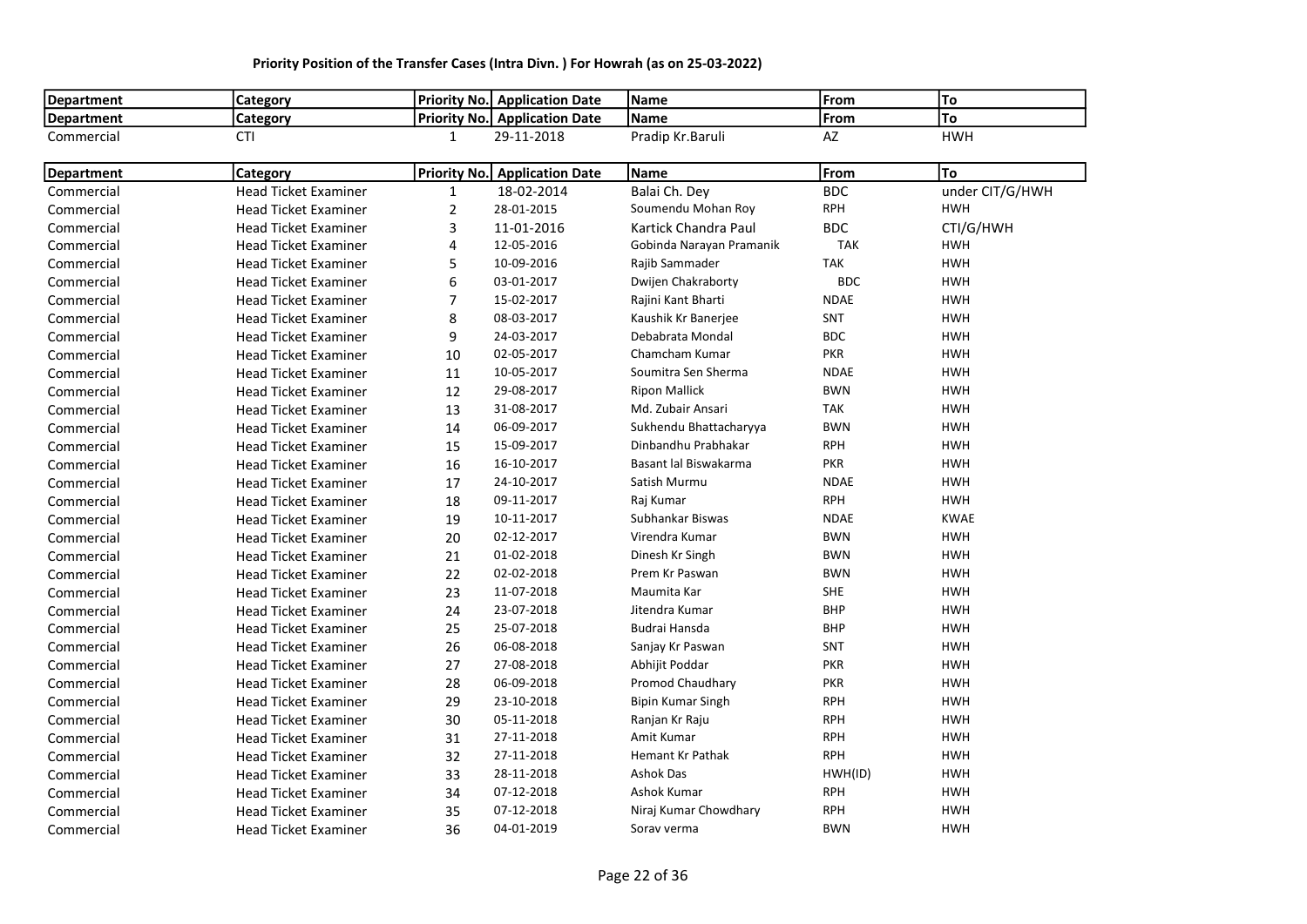**Priority Position of the Transfer Cases (Intra Divn. ) For Howrah (as on 25-03-2022)**

| Department | Category | Priority No. | Application Date | Name | From | To |
|---|---|---|---|---|---|---|
| Department | Category | Priority No. | Application Date | Name | From | To |
| Commercial | CTI | 1 | 29-11-2018 | Pradip Kr.Baruli | AZ | HWH |

| Department | Category | Priority No. | Application Date | Name | From | To |
|---|---|---|---|---|---|---|
| Commercial | Head Ticket Examiner | 1 | 18-02-2014 | Balai Ch. Dey | BDC | under CIT/G/HWH |
| Commercial | Head Ticket Examiner | 2 | 28-01-2015 | Soumendu Mohan Roy | RPH | HWH |
| Commercial | Head Ticket Examiner | 3 | 11-01-2016 | Kartick Chandra Paul | BDC | CTI/G/HWH |
| Commercial | Head Ticket Examiner | 4 | 12-05-2016 | Gobinda Narayan Pramanik | TAK | HWH |
| Commercial | Head Ticket Examiner | 5 | 10-09-2016 | Rajib Sammader | TAK | HWH |
| Commercial | Head Ticket Examiner | 6 | 03-01-2017 | Dwijen Chakraborty | BDC | HWH |
| Commercial | Head Ticket Examiner | 7 | 15-02-2017 | Rajini Kant Bharti | NDAE | HWH |
| Commercial | Head Ticket Examiner | 8 | 08-03-2017 | Kaushik Kr Banerjee | SNT | HWH |
| Commercial | Head Ticket Examiner | 9 | 24-03-2017 | Debabrata Mondal | BDC | HWH |
| Commercial | Head Ticket Examiner | 10 | 02-05-2017 | Chamcham Kumar | PKR | HWH |
| Commercial | Head Ticket Examiner | 11 | 10-05-2017 | Soumitra Sen Sherma | NDAE | HWH |
| Commercial | Head Ticket Examiner | 12 | 29-08-2017 | Ripon Mallick | BWN | HWH |
| Commercial | Head Ticket Examiner | 13 | 31-08-2017 | Md. Zubair Ansari | TAK | HWH |
| Commercial | Head Ticket Examiner | 14 | 06-09-2017 | Sukhendu Bhattacharyya | BWN | HWH |
| Commercial | Head Ticket Examiner | 15 | 15-09-2017 | Dinbandhu Prabhakar | RPH | HWH |
| Commercial | Head Ticket Examiner | 16 | 16-10-2017 | Basant lal Biswakarma | PKR | HWH |
| Commercial | Head Ticket Examiner | 17 | 24-10-2017 | Satish Murmu | NDAE | HWH |
| Commercial | Head Ticket Examiner | 18 | 09-11-2017 | Raj Kumar | RPH | HWH |
| Commercial | Head Ticket Examiner | 19 | 10-11-2017 | Subhankar Biswas | NDAE | KWAE |
| Commercial | Head Ticket Examiner | 20 | 02-12-2017 | Virendra Kumar | BWN | HWH |
| Commercial | Head Ticket Examiner | 21 | 01-02-2018 | Dinesh Kr Singh | BWN | HWH |
| Commercial | Head Ticket Examiner | 22 | 02-02-2018 | Prem Kr Paswan | BWN | HWH |
| Commercial | Head Ticket Examiner | 23 | 11-07-2018 | Maumita Kar | SHE | HWH |
| Commercial | Head Ticket Examiner | 24 | 23-07-2018 | Jitendra Kumar | BHP | HWH |
| Commercial | Head Ticket Examiner | 25 | 25-07-2018 | Budrai Hansda | BHP | HWH |
| Commercial | Head Ticket Examiner | 26 | 06-08-2018 | Sanjay Kr Paswan | SNT | HWH |
| Commercial | Head Ticket Examiner | 27 | 27-08-2018 | Abhijit Poddar | PKR | HWH |
| Commercial | Head Ticket Examiner | 28 | 06-09-2018 | Promod Chaudhary | PKR | HWH |
| Commercial | Head Ticket Examiner | 29 | 23-10-2018 | Bipin Kumar Singh | RPH | HWH |
| Commercial | Head Ticket Examiner | 30 | 05-11-2018 | Ranjan Kr Raju | RPH | HWH |
| Commercial | Head Ticket Examiner | 31 | 27-11-2018 | Amit Kumar | RPH | HWH |
| Commercial | Head Ticket Examiner | 32 | 27-11-2018 | Hemant Kr Pathak | RPH | HWH |
| Commercial | Head Ticket Examiner | 33 | 28-11-2018 | Ashok Das | HWH(ID) | HWH |
| Commercial | Head Ticket Examiner | 34 | 07-12-2018 | Ashok Kumar | RPH | HWH |
| Commercial | Head Ticket Examiner | 35 | 07-12-2018 | Niraj Kumar Chowdhary | RPH | HWH |
| Commercial | Head Ticket Examiner | 36 | 04-01-2019 | Sorav verma | BWN | HWH |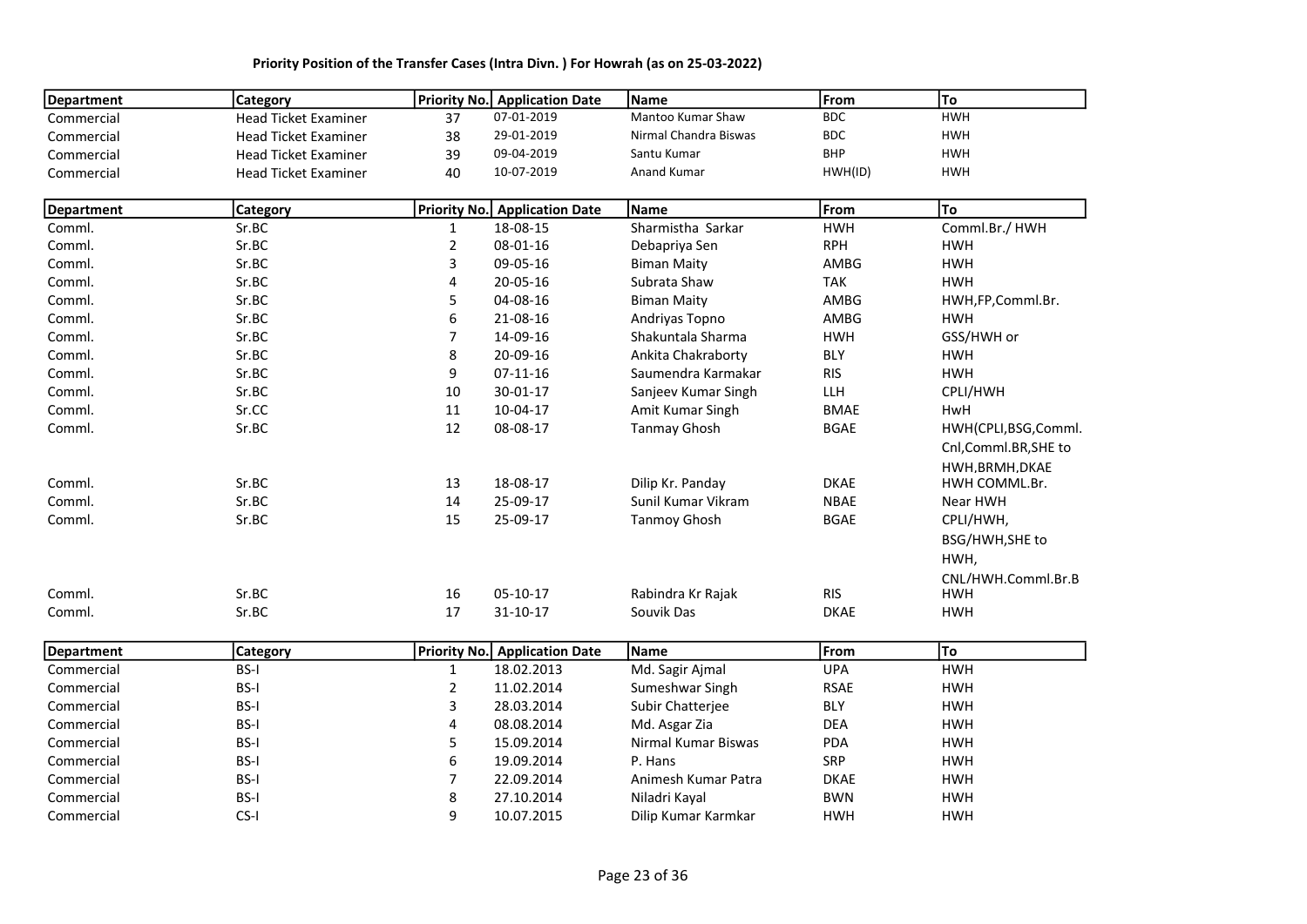**Priority Position of the Transfer Cases (Intra Divn. ) For Howrah (as on 25-03-2022)**

| Department | Category | Priority No. | Application Date | Name | From | To |
|---|---|---|---|---|---|---|
| Commercial | Head Ticket Examiner | 37 | 07-01-2019 | Mantoo Kumar Shaw | BDC | HWH |
| Commercial | Head Ticket Examiner | 38 | 29-01-2019 | Nirmal Chandra Biswas | BDC | HWH |
| Commercial | Head Ticket Examiner | 39 | 09-04-2019 | Santu Kumar | BHP | HWH |
| Commercial | Head Ticket Examiner | 40 | 10-07-2019 | Anand Kumar | HWH(ID) | HWH |

| Department | Category | Priority No. | Application Date | Name | From | To |
|---|---|---|---|---|---|---|
| Comml. | Sr.BC | 1 | 18-08-15 | Sharmistha Sarkar | HWH | Comml.Br./ HWH |
| Comml. | Sr.BC | 2 | 08-01-16 | Debapriya Sen | RPH | HWH |
| Comml. | Sr.BC | 3 | 09-05-16 | Biman Maity | AMBG | HWH |
| Comml. | Sr.BC | 4 | 20-05-16 | Subrata Shaw | TAK | HWH |
| Comml. | Sr.BC | 5 | 04-08-16 | Biman Maity | AMBG | HWH,FP,Comml.Br. |
| Comml. | Sr.BC | 6 | 21-08-16 | Andriyas Topno | AMBG | HWH |
| Comml. | Sr.BC | 7 | 14-09-16 | Shakuntala Sharma | HWH | GSS/HWH or |
| Comml. | Sr.BC | 8 | 20-09-16 | Ankita Chakraborty | BLY | HWH |
| Comml. | Sr.BC | 9 | 07-11-16 | Saumendra Karmakar | RIS | HWH |
| Comml. | Sr.BC | 10 | 30-01-17 | Sanjeev Kumar Singh | LLH | CPLI/HWH |
| Comml. | Sr.CC | 11 | 10-04-17 | Amit Kumar Singh | BMAE | HwH |
| Comml. | Sr.BC | 12 | 08-08-17 | Tanmay Ghosh | BGAE | HWH(CPLI,BSG,Comml. Cnl,Comml.BR,SHE to HWH,BRMH,DKAE |
| Comml. | Sr.BC | 13 | 18-08-17 | Dilip Kr. Panday | DKAE | HWH COMML.Br. |
| Comml. | Sr.BC | 14 | 25-09-17 | Sunil Kumar Vikram | NBAE | Near HWH |
| Comml. | Sr.BC | 15 | 25-09-17 | Tanmoy Ghosh | BGAE | CPLI/HWH, BSG/HWH,SHE to HWH, CNL/HWH.Comml.Br.B |
| Comml. | Sr.BC | 16 | 05-10-17 | Rabindra Kr Rajak | RIS | HWH |
| Comml. | Sr.BC | 17 | 31-10-17 | Souvik Das | DKAE | HWH |

| Department | Category | Priority No. | Application Date | Name | From | To |
|---|---|---|---|---|---|---|
| Commercial | BS-I | 1 | 18.02.2013 | Md. Sagir Ajmal | UPA | HWH |
| Commercial | BS-I | 2 | 11.02.2014 | Sumeshwar Singh | RSAE | HWH |
| Commercial | BS-I | 3 | 28.03.2014 | Subir Chatterjee | BLY | HWH |
| Commercial | BS-I | 4 | 08.08.2014 | Md. Asgar Zia | DEA | HWH |
| Commercial | BS-I | 5 | 15.09.2014 | Nirmal Kumar Biswas | PDA | HWH |
| Commercial | BS-I | 6 | 19.09.2014 | P. Hans | SRP | HWH |
| Commercial | BS-I | 7 | 22.09.2014 | Animesh Kumar Patra | DKAE | HWH |
| Commercial | BS-I | 8 | 27.10.2014 | Niladri Kayal | BWN | HWH |
| Commercial | CS-I | 9 | 10.07.2015 | Dilip Kumar Karmkar | HWH | HWH |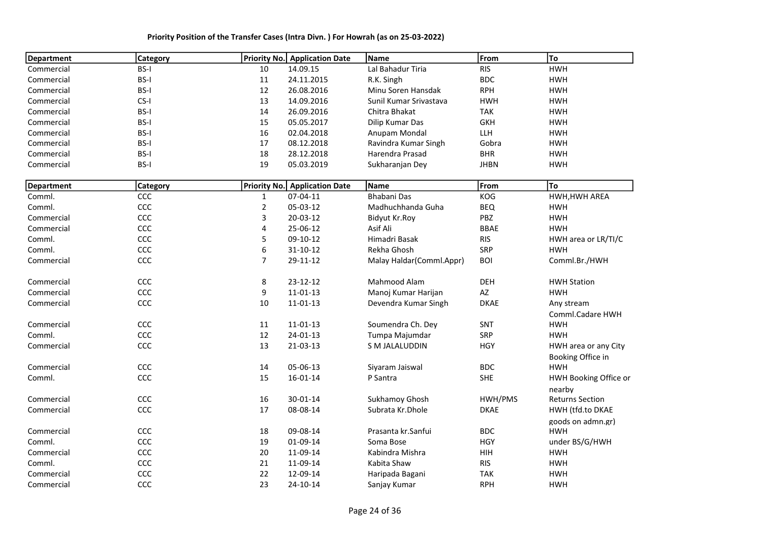**Priority Position of the Transfer Cases (Intra Divn. ) For Howrah (as on 25-03-2022)**

| Department | Category | Priority No. | Application Date | Name | From | To |
|---|---|---|---|---|---|---|
| Commercial | BS-I | 10 | 14.09.15 | Lal Bahadur Tiria | RIS | HWH |
| Commercial | BS-I | 11 | 24.11.2015 | R.K. Singh | BDC | HWH |
| Commercial | BS-I | 12 | 26.08.2016 | Minu Soren Hansdak | RPH | HWH |
| Commercial | CS-I | 13 | 14.09.2016 | Sunil Kumar Srivastava | HWH | HWH |
| Commercial | BS-I | 14 | 26.09.2016 | Chitra Bhakat | TAK | HWH |
| Commercial | BS-I | 15 | 05.05.2017 | Dilip Kumar Das | GKH | HWH |
| Commercial | BS-I | 16 | 02.04.2018 | Anupam Mondal | LLH | HWH |
| Commercial | BS-I | 17 | 08.12.2018 | Ravindra Kumar Singh | Gobra | HWH |
| Commercial | BS-I | 18 | 28.12.2018 | Harendra Prasad | BHR | HWH |
| Commercial | BS-I | 19 | 05.03.2019 | Sukharanjan Dey | JHBN | HWH |

| Department | Category | Priority No. | Application Date | Name | From | To |
|---|---|---|---|---|---|---|
| Comml. | CCC | 1 | 07-04-11 | Bhabani Das | KOG | HWH,HWH AREA |
| Comml. | CCC | 2 | 05-03-12 | Madhuchhanda Guha | BEQ | HWH |
| Commercial | CCC | 3 | 20-03-12 | Bidyut Kr.Roy | PBZ | HWH |
| Commercial | CCC | 4 | 25-06-12 | Asif Ali | BBAE | HWH |
| Comml. | CCC | 5 | 09-10-12 | Himadri Basak | RIS | HWH area or LR/TI/C |
| Comml. | CCC | 6 | 31-10-12 | Rekha Ghosh | SRP | HWH |
| Commercial | CCC | 7 | 29-11-12 | Malay Haldar(Comml.Appr) | BOI | Comml.Br./HWH |
| Commercial | CCC | 8 | 23-12-12 | Mahmood Alam | DEH | HWH Station |
| Commercial | CCC | 9 | 11-01-13 | Manoj Kumar Harijan | AZ | HWH |
| Commercial | CCC | 10 | 11-01-13 | Devendra Kumar Singh | DKAE | Any stream Comml.Cadare HWH |
| Commercial | CCC | 11 | 11-01-13 | Soumendra Ch. Dey | SNT | HWH |
| Comml. | CCC | 12 | 24-01-13 | Tumpa Majumdar | SRP | HWH |
| Commercial | CCC | 13 | 21-03-13 | S M JALALUDDIN | HGY | HWH area or any City Booking Office in |
| Commercial | CCC | 14 | 05-06-13 | Siyaram Jaiswal | BDC | HWH |
| Comml. | CCC | 15 | 16-01-14 | P Santra | SHE | HWH Booking Office or nearby |
| Commercial | CCC | 16 | 30-01-14 | Sukhamoy Ghosh | HWH/PMS | Returns Section |
| Commercial | CCC | 17 | 08-08-14 | Subrata Kr.Dhole | DKAE | HWH (tfd.to DKAE goods on admn.gr) |
| Commercial | CCC | 18 | 09-08-14 | Prasanta kr.Sanfui | BDC | HWH |
| Comml. | CCC | 19 | 01-09-14 | Soma Bose | HGY | under BS/G/HWH |
| Commercial | CCC | 20 | 11-09-14 | Kabindra Mishra | HIH | HWH |
| Comml. | CCC | 21 | 11-09-14 | Kabita Shaw | RIS | HWH |
| Commercial | CCC | 22 | 12-09-14 | Haripada Bagani | TAK | HWH |
| Commercial | CCC | 23 | 24-10-14 | Sanjay Kumar | RPH | HWH |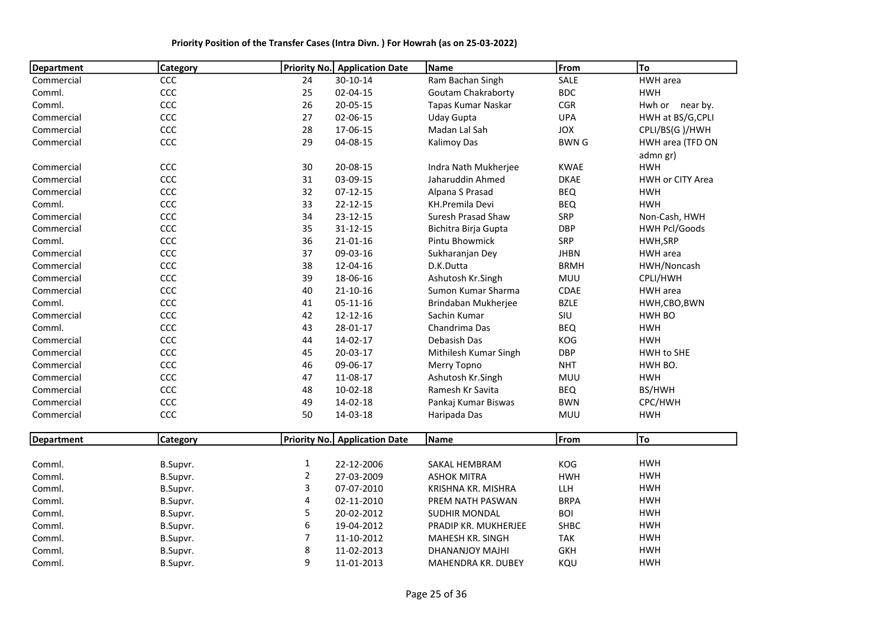**Priority Position of the Transfer Cases (Intra Divn. ) For Howrah (as on 25-03-2022)**

| Department | Category | Priority No. | Application Date | Name | From | To |
|---|---|---|---|---|---|---|
| Commercial | CCC | 24 | 30-10-14 | Ram Bachan Singh | SALE | HWH area |
| Comml. | CCC | 25 | 02-04-15 | Goutam Chakraborty | BDC | HWH |
| Comml. | CCC | 26 | 20-05-15 | Tapas Kumar Naskar | CGR | Hwh or near by. |
| Commercial | CCC | 27 | 02-06-15 | Uday Gupta | UPA | HWH at BS/G,CPLI |
| Commercial | CCC | 28 | 17-06-15 | Madan Lal Sah | JOX | CPLI/BS(G )/HWH |
| Commercial | CCC | 29 | 04-08-15 | Kalimoy Das | BWN G | HWH area (TFD ON admn gr) |
| Commercial | CCC | 30 | 20-08-15 | Indra Nath Mukherjee | KWAE | HWH |
| Commercial | CCC | 31 | 03-09-15 | Jaharuddin Ahmed | DKAE | HWH or CITY Area |
| Commercial | CCC | 32 | 07-12-15 | Alpana S Prasad | BEQ | HWH |
| Comml. | CCC | 33 | 22-12-15 | KH.Premila Devi | BEQ | HWH |
| Commercial | CCC | 34 | 23-12-15 | Suresh Prasad Shaw | SRP | Non-Cash, HWH |
| Commercial | CCC | 35 | 31-12-15 | Bichitra Birja Gupta | DBP | HWH Pcl/Goods |
| Comml. | CCC | 36 | 21-01-16 | Pintu Bhowmick | SRP | HWH,SRP |
| Commercial | CCC | 37 | 09-03-16 | Sukharanjan Dey | JHBN | HWH area |
| Commercial | CCC | 38 | 12-04-16 | D.K.Dutta | BRMH | HWH/Noncash |
| Commercial | CCC | 39 | 18-06-16 | Ashutosh Kr.Singh | MUU | CPLI/HWH |
| Commercial | CCC | 40 | 21-10-16 | Sumon Kumar Sharma | CDAE | HWH area |
| Comml. | CCC | 41 | 05-11-16 | Brindaban Mukherjee | BZLE | HWH,CBO,BWN |
| Commercial | CCC | 42 | 12-12-16 | Sachin Kumar | SIU | HWH BO |
| Comml. | CCC | 43 | 28-01-17 | Chandrima Das | BEQ | HWH |
| Commercial | CCC | 44 | 14-02-17 | Debasish Das | KOG | HWH |
| Commercial | CCC | 45 | 20-03-17 | Mithilesh Kumar Singh | DBP | HWH to SHE |
| Commercial | CCC | 46 | 09-06-17 | Merry Topno | NHT | HWH BO. |
| Commercial | CCC | 47 | 11-08-17 | Ashutosh Kr.Singh | MUU | HWH |
| Commercial | CCC | 48 | 10-02-18 | Ramesh Kr Savita | BEQ | BS/HWH |
| Commercial | CCC | 49 | 14-02-18 | Pankaj Kumar Biswas | BWN | CPC/HWH |
| Commercial | CCC | 50 | 14-03-18 | Haripada Das | MUU | HWH |

| Department | Category | Priority No. | Application Date | Name | From | To |
|---|---|---|---|---|---|---|
| Comml. | B.Supvr. | 1 | 22-12-2006 | SAKAL HEMBRAM | KOG | HWH |
| Comml. | B.Supvr. | 2 | 27-03-2009 | ASHOK MITRA | HWH | HWH |
| Comml. | B.Supvr. | 3 | 07-07-2010 | KRISHNA KR. MISHRA | LLH | HWH |
| Comml. | B.Supvr. | 4 | 02-11-2010 | PREM NATH PASWAN | BRPA | HWH |
| Comml. | B.Supvr. | 5 | 20-02-2012 | SUDHIR MONDAL | BOI | HWH |
| Comml. | B.Supvr. | 6 | 19-04-2012 | PRADIP KR. MUKHERJEE | SHBC | HWH |
| Comml. | B.Supvr. | 7 | 11-10-2012 | MAHESH KR. SINGH | TAK | HWH |
| Comml. | B.Supvr. | 8 | 11-02-2013 | DHANANJOY MAJHI | GKH | HWH |
| Comml. | B.Supvr. | 9 | 11-01-2013 | MAHENDRA KR. DUBEY | KQU | HWH |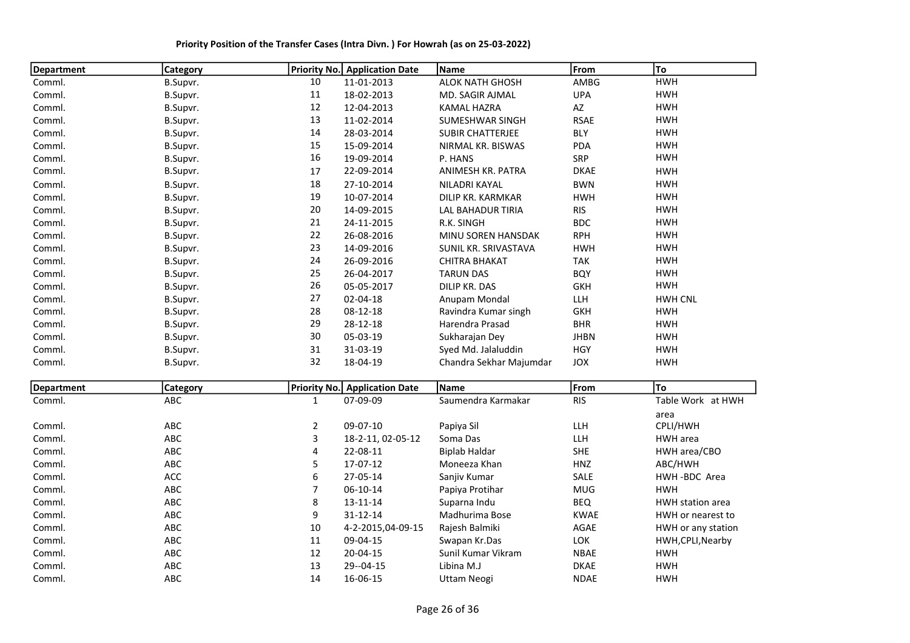**Priority Position of the Transfer Cases (Intra Divn. ) For Howrah (as on 25-03-2022)**

| Department | Category | Priority No. | Application Date | Name | From | To |
|---|---|---|---|---|---|---|
| Comml. | B.Supvr. | 10 | 11-01-2013 | ALOK NATH GHOSH | AMBG | HWH |
| Comml. | B.Supvr. | 11 | 18-02-2013 | MD. SAGIR AJMAL | UPA | HWH |
| Comml. | B.Supvr. | 12 | 12-04-2013 | KAMAL HAZRA | AZ | HWH |
| Comml. | B.Supvr. | 13 | 11-02-2014 | SUMESHWAR SINGH | RSAE | HWH |
| Comml. | B.Supvr. | 14 | 28-03-2014 | SUBIR CHATTERJEE | BLY | HWH |
| Comml. | B.Supvr. | 15 | 15-09-2014 | NIRMAL KR. BISWAS | PDA | HWH |
| Comml. | B.Supvr. | 16 | 19-09-2014 | P. HANS | SRP | HWH |
| Comml. | B.Supvr. | 17 | 22-09-2014 | ANIMESH KR. PATRA | DKAE | HWH |
| Comml. | B.Supvr. | 18 | 27-10-2014 | NILADRI KAYAL | BWN | HWH |
| Comml. | B.Supvr. | 19 | 10-07-2014 | DILIP KR. KARMKAR | HWH | HWH |
| Comml. | B.Supvr. | 20 | 14-09-2015 | LAL BAHADUR TIRIA | RIS | HWH |
| Comml. | B.Supvr. | 21 | 24-11-2015 | R.K. SINGH | BDC | HWH |
| Comml. | B.Supvr. | 22 | 26-08-2016 | MINU SOREN HANSDAK | RPH | HWH |
| Comml. | B.Supvr. | 23 | 14-09-2016 | SUNIL KR. SRIVASTAVA | HWH | HWH |
| Comml. | B.Supvr. | 24 | 26-09-2016 | CHITRA BHAKAT | TAK | HWH |
| Comml. | B.Supvr. | 25 | 26-04-2017 | TARUN DAS | BQY | HWH |
| Comml. | B.Supvr. | 26 | 05-05-2017 | DILIP KR. DAS | GKH | HWH |
| Comml. | B.Supvr. | 27 | 02-04-18 | Anupam Mondal | LLH | HWH CNL |
| Comml. | B.Supvr. | 28 | 08-12-18 | Ravindra Kumar singh | GKH | HWH |
| Comml. | B.Supvr. | 29 | 28-12-18 | Harendra Prasad | BHR | HWH |
| Comml. | B.Supvr. | 30 | 05-03-19 | Sukharajan Dey | JHBN | HWH |
| Comml. | B.Supvr. | 31 | 31-03-19 | Syed Md. Jalaluddin | HGY | HWH |
| Comml. | B.Supvr. | 32 | 18-04-19 | Chandra Sekhar Majumdar | JOX | HWH |

| Department | Category | Priority No. | Application Date | Name | From | To |
|---|---|---|---|---|---|---|
| Comml. | ABC | 1 | 07-09-09 | Saumendra Karmakar | RIS | Table Work at HWH area |
| Comml. | ABC | 2 | 09-07-10 | Papiya Sil | LLH | CPLI/HWH |
| Comml. | ABC | 3 | 18-2-11, 02-05-12 | Soma Das | LLH | HWH area |
| Comml. | ABC | 4 | 22-08-11 | Biplab Haldar | SHE | HWH area/CBO |
| Comml. | ABC | 5 | 17-07-12 | Moneeza Khan | HNZ | ABC/HWH |
| Comml. | ACC | 6 | 27-05-14 | Sanjiv Kumar | SALE | HWH -BDC Area |
| Comml. | ABC | 7 | 06-10-14 | Papiya Protihar | MUG | HWH |
| Comml. | ABC | 8 | 13-11-14 | Suparna Indu | BEQ | HWH station area |
| Comml. | ABC | 9 | 31-12-14 | Madhurima Bose | KWAE | HWH or nearest to |
| Comml. | ABC | 10 | 4-2-2015,04-09-15 | Rajesh Balmiki | AGAE | HWH or any station |
| Comml. | ABC | 11 | 09-04-15 | Swapan Kr.Das | LOK | HWH,CPLI,Nearby |
| Comml. | ABC | 12 | 20-04-15 | Sunil Kumar Vikram | NBAE | HWH |
| Comml. | ABC | 13 | 29--04-15 | Libina M.J | DKAE | HWH |
| Comml. | ABC | 14 | 16-06-15 | Uttam Neogi | NDAE | HWH |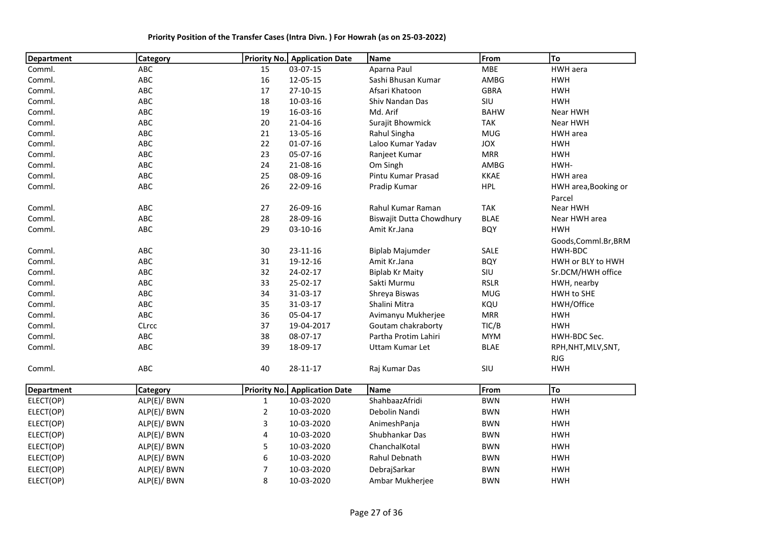**Priority Position of the Transfer Cases (Intra Divn. ) For Howrah (as on 25-03-2022)**

| Department | Category | Priority No. | Application Date | Name | From | To |
|---|---|---|---|---|---|---|
| Comml. | ABC | 15 | 03-07-15 | Aparna Paul | MBE | HWH aera |
| Comml. | ABC | 16 | 12-05-15 | Sashi Bhusan Kumar | AMBG | HWH |
| Comml. | ABC | 17 | 27-10-15 | Afsari Khatoon | GBRA | HWH |
| Comml. | ABC | 18 | 10-03-16 | Shiv Nandan Das | SIU | HWH |
| Comml. | ABC | 19 | 16-03-16 | Md. Arif | BAHW | Near HWH |
| Comml. | ABC | 20 | 21-04-16 | Surajit Bhowmick | TAK | Near HWH |
| Comml. | ABC | 21 | 13-05-16 | Rahul Singha | MUG | HWH area |
| Comml. | ABC | 22 | 01-07-16 | Laloo Kumar Yadav | JOX | HWH |
| Comml. | ABC | 23 | 05-07-16 | Ranjeet Kumar | MRR | HWH |
| Comml. | ABC | 24 | 21-08-16 | Om Singh | AMBG | HWH- |
| Comml. | ABC | 25 | 08-09-16 | Pintu Kumar Prasad | KKAE | HWH area |
| Comml. | ABC | 26 | 22-09-16 | Pradip Kumar | HPL | HWH area,Booking or Parcel |
| Comml. | ABC | 27 | 26-09-16 | Rahul Kumar Raman | TAK | Near HWH |
| Comml. | ABC | 28 | 28-09-16 | Biswajit Dutta Chowdhury | BLAE | Near HWH area |
| Comml. | ABC | 29 | 03-10-16 | Amit Kr.Jana | BQY | HWH |
| Comml. | ABC | 30 | 23-11-16 | Biplab Majumder | SALE | Goods,Comml.Br,BRM HWH-BDC |
| Comml. | ABC | 31 | 19-12-16 | Amit Kr.Jana | BQY | HWH or BLY to HWH |
| Comml. | ABC | 32 | 24-02-17 | Biplab Kr Maity | SIU | Sr.DCM/HWH office |
| Comml. | ABC | 33 | 25-02-17 | Sakti Murmu | RSLR | HWH, nearby |
| Comml. | ABC | 34 | 31-03-17 | Shreya Biswas | MUG | HWH to SHE |
| Comml. | ABC | 35 | 31-03-17 | Shalini Mitra | KQU | HWH/Office |
| Comml. | ABC | 36 | 05-04-17 | Avimanyu Mukherjee | MRR | HWH |
| Comml. | CLrcc | 37 | 19-04-2017 | Goutam chakraborty | TIC/B | HWH |
| Comml. | ABC | 38 | 08-07-17 | Partha Protim Lahiri | MYM | HWH-BDC Sec. |
| Comml. | ABC | 39 | 18-09-17 | Uttam Kumar Let | BLAE | RPH,NHT,MLV,SNT, RJG |
| Comml. | ABC | 40 | 28-11-17 | Raj Kumar Das | SIU | HWH |

| Department | Category | Priority No. | Application Date | Name | From | To |
|---|---|---|---|---|---|---|
| ELECT(OP) | ALP(E)/ BWN | 1 | 10-03-2020 | ShahbaazAfridi | BWN | HWH |
| ELECT(OP) | ALP(E)/ BWN | 2 | 10-03-2020 | Debolin Nandi | BWN | HWH |
| ELECT(OP) | ALP(E)/ BWN | 3 | 10-03-2020 | AnimeshPanja | BWN | HWH |
| ELECT(OP) | ALP(E)/ BWN | 4 | 10-03-2020 | Shubhankar Das | BWN | HWH |
| ELECT(OP) | ALP(E)/ BWN | 5 | 10-03-2020 | ChanchalKotal | BWN | HWH |
| ELECT(OP) | ALP(E)/ BWN | 6 | 10-03-2020 | Rahul Debnath | BWN | HWH |
| ELECT(OP) | ALP(E)/ BWN | 7 | 10-03-2020 | DebrajSarkar | BWN | HWH |
| ELECT(OP) | ALP(E)/ BWN | 8 | 10-03-2020 | Ambar Mukherjee | BWN | HWH |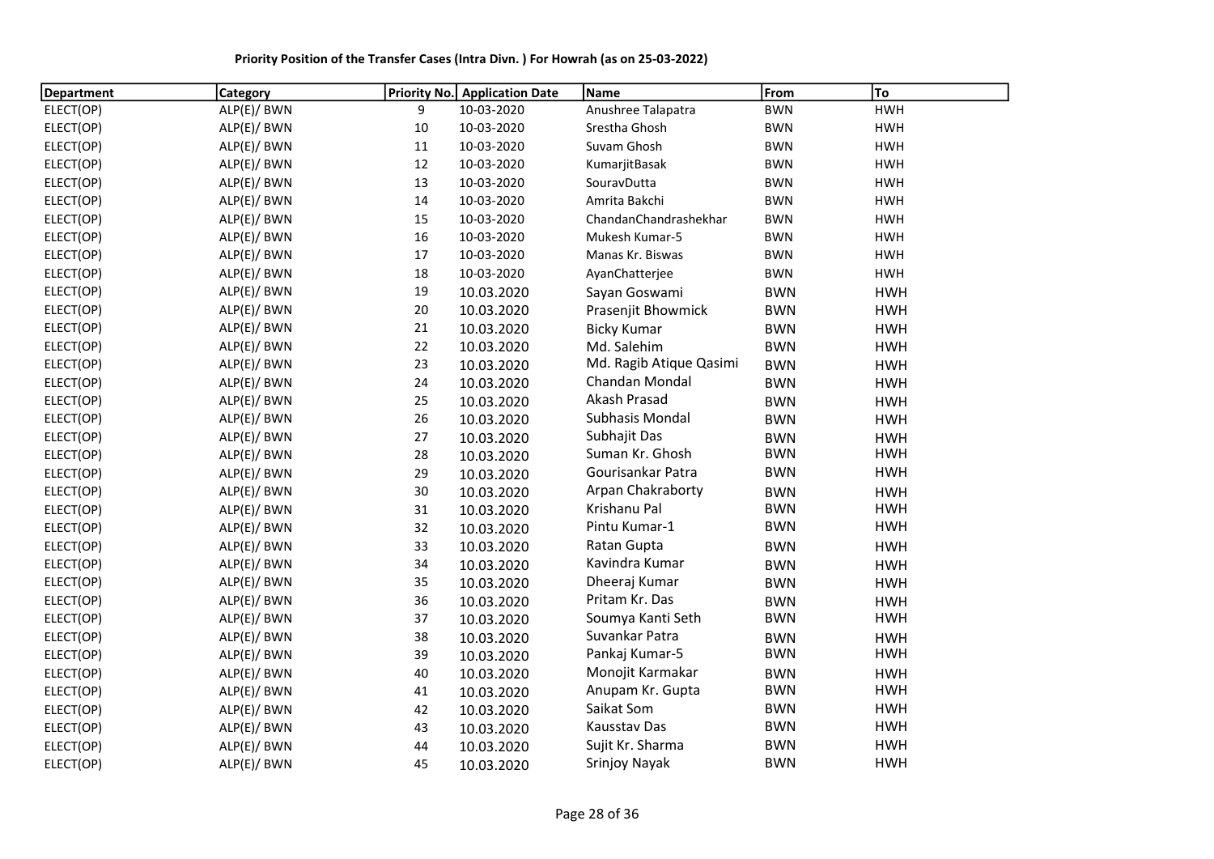**Priority Position of the Transfer Cases (Intra Divn. ) For Howrah (as on 25-03-2022)**

| Department | Category | Priority No. | Application Date | Name | From | To |
|---|---|---|---|---|---|---|
| ELECT(OP) | ALP(E)/ BWN | 9 | 10-03-2020 | Anushree Talapatra | BWN | HWH |
| ELECT(OP) | ALP(E)/ BWN | 10 | 10-03-2020 | Srestha Ghosh | BWN | HWH |
| ELECT(OP) | ALP(E)/ BWN | 11 | 10-03-2020 | Suvam Ghosh | BWN | HWH |
| ELECT(OP) | ALP(E)/ BWN | 12 | 10-03-2020 | KumarjitBasak | BWN | HWH |
| ELECT(OP) | ALP(E)/ BWN | 13 | 10-03-2020 | SouravDutta | BWN | HWH |
| ELECT(OP) | ALP(E)/ BWN | 14 | 10-03-2020 | Amrita Bakchi | BWN | HWH |
| ELECT(OP) | ALP(E)/ BWN | 15 | 10-03-2020 | ChandanChandrashekhar | BWN | HWH |
| ELECT(OP) | ALP(E)/ BWN | 16 | 10-03-2020 | Mukesh Kumar-5 | BWN | HWH |
| ELECT(OP) | ALP(E)/ BWN | 17 | 10-03-2020 | Manas Kr. Biswas | BWN | HWH |
| ELECT(OP) | ALP(E)/ BWN | 18 | 10-03-2020 | AyanChatterjee | BWN | HWH |
| ELECT(OP) | ALP(E)/ BWN | 19 | 10.03.2020 | Sayan Goswami | BWN | HWH |
| ELECT(OP) | ALP(E)/ BWN | 20 | 10.03.2020 | Prasenjit Bhowmick | BWN | HWH |
| ELECT(OP) | ALP(E)/ BWN | 21 | 10.03.2020 | Bicky Kumar | BWN | HWH |
| ELECT(OP) | ALP(E)/ BWN | 22 | 10.03.2020 | Md. Salehim | BWN | HWH |
| ELECT(OP) | ALP(E)/ BWN | 23 | 10.03.2020 | Md. Ragib Atique Qasimi | BWN | HWH |
| ELECT(OP) | ALP(E)/ BWN | 24 | 10.03.2020 | Chandan Mondal | BWN | HWH |
| ELECT(OP) | ALP(E)/ BWN | 25 | 10.03.2020 | Akash Prasad | BWN | HWH |
| ELECT(OP) | ALP(E)/ BWN | 26 | 10.03.2020 | Subhasis Mondal | BWN | HWH |
| ELECT(OP) | ALP(E)/ BWN | 27 | 10.03.2020 | Subhajit Das | BWN | HWH |
| ELECT(OP) | ALP(E)/ BWN | 28 | 10.03.2020 | Suman Kr. Ghosh | BWN | HWH |
| ELECT(OP) | ALP(E)/ BWN | 29 | 10.03.2020 | Gourisankar Patra | BWN | HWH |
| ELECT(OP) | ALP(E)/ BWN | 30 | 10.03.2020 | Arpan Chakraborty | BWN | HWH |
| ELECT(OP) | ALP(E)/ BWN | 31 | 10.03.2020 | Krishanu Pal | BWN | HWH |
| ELECT(OP) | ALP(E)/ BWN | 32 | 10.03.2020 | Pintu Kumar-1 | BWN | HWH |
| ELECT(OP) | ALP(E)/ BWN | 33 | 10.03.2020 | Ratan Gupta | BWN | HWH |
| ELECT(OP) | ALP(E)/ BWN | 34 | 10.03.2020 | Kavindra Kumar | BWN | HWH |
| ELECT(OP) | ALP(E)/ BWN | 35 | 10.03.2020 | Dheeraj Kumar | BWN | HWH |
| ELECT(OP) | ALP(E)/ BWN | 36 | 10.03.2020 | Pritam Kr. Das | BWN | HWH |
| ELECT(OP) | ALP(E)/ BWN | 37 | 10.03.2020 | Soumya Kanti Seth | BWN | HWH |
| ELECT(OP) | ALP(E)/ BWN | 38 | 10.03.2020 | Suvankar Patra | BWN | HWH |
| ELECT(OP) | ALP(E)/ BWN | 39 | 10.03.2020 | Pankaj Kumar-5 | BWN | HWH |
| ELECT(OP) | ALP(E)/ BWN | 40 | 10.03.2020 | Monojit Karmakar | BWN | HWH |
| ELECT(OP) | ALP(E)/ BWN | 41 | 10.03.2020 | Anupam Kr. Gupta | BWN | HWH |
| ELECT(OP) | ALP(E)/ BWN | 42 | 10.03.2020 | Saikat Som | BWN | HWH |
| ELECT(OP) | ALP(E)/ BWN | 43 | 10.03.2020 | Kausstav Das | BWN | HWH |
| ELECT(OP) | ALP(E)/ BWN | 44 | 10.03.2020 | Sujit Kr. Sharma | BWN | HWH |
| ELECT(OP) | ALP(E)/ BWN | 45 | 10.03.2020 | Srinjoy Nayak | BWN | HWH |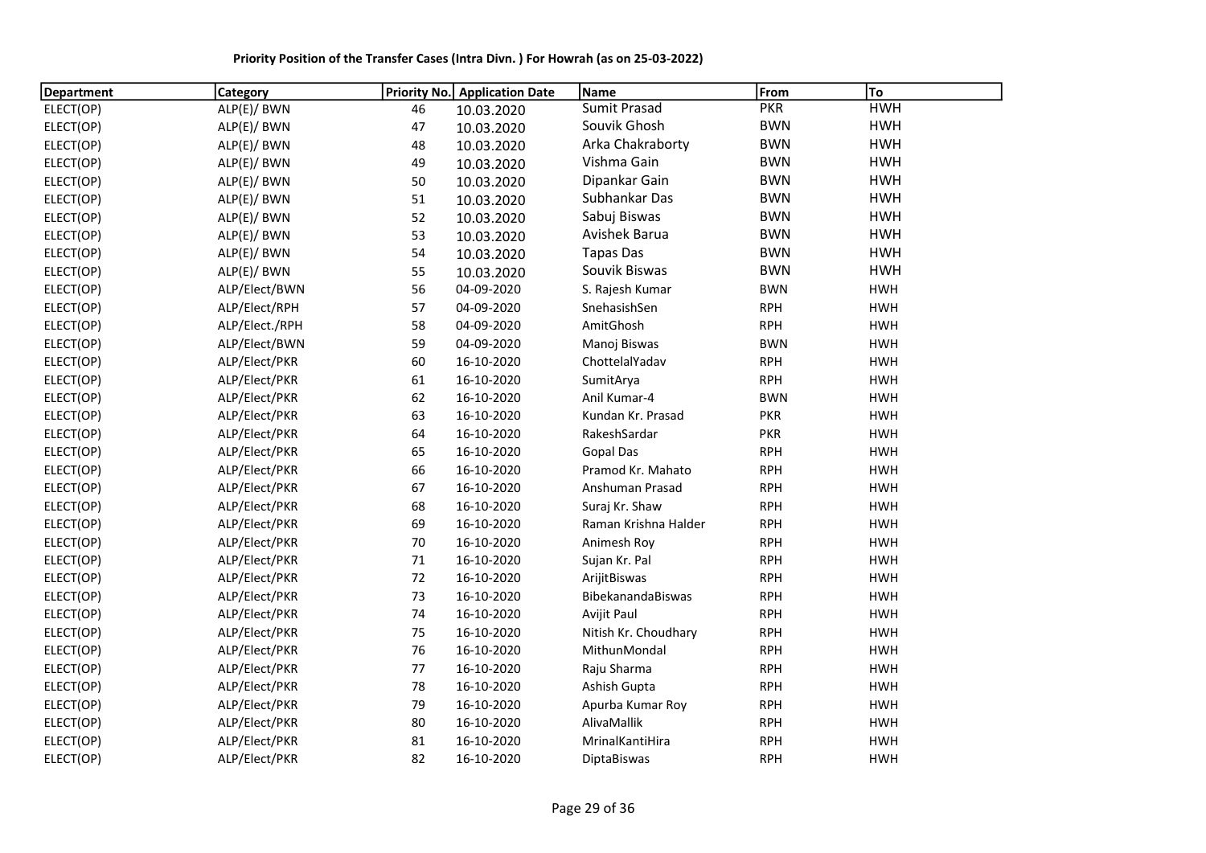**Priority Position of the Transfer Cases (Intra Divn. ) For Howrah (as on 25-03-2022)**

| Department | Category | Priority No. | Application Date | Name | From | To |
|---|---|---|---|---|---|---|
| ELECT(OP) | ALP(E)/ BWN | 46 | 10.03.2020 | Sumit Prasad | PKR | HWH |
| ELECT(OP) | ALP(E)/ BWN | 47 | 10.03.2020 | Souvik Ghosh | BWN | HWH |
| ELECT(OP) | ALP(E)/ BWN | 48 | 10.03.2020 | Arka Chakraborty | BWN | HWH |
| ELECT(OP) | ALP(E)/ BWN | 49 | 10.03.2020 | Vishma Gain | BWN | HWH |
| ELECT(OP) | ALP(E)/ BWN | 50 | 10.03.2020 | Dipankar Gain | BWN | HWH |
| ELECT(OP) | ALP(E)/ BWN | 51 | 10.03.2020 | Subhankar Das | BWN | HWH |
| ELECT(OP) | ALP(E)/ BWN | 52 | 10.03.2020 | Sabuj Biswas | BWN | HWH |
| ELECT(OP) | ALP(E)/ BWN | 53 | 10.03.2020 | Avishek Barua | BWN | HWH |
| ELECT(OP) | ALP(E)/ BWN | 54 | 10.03.2020 | Tapas Das | BWN | HWH |
| ELECT(OP) | ALP(E)/ BWN | 55 | 10.03.2020 | Souvik Biswas | BWN | HWH |
| ELECT(OP) | ALP/Elect/BWN | 56 | 04-09-2020 | S. Rajesh Kumar | BWN | HWH |
| ELECT(OP) | ALP/Elect/RPH | 57 | 04-09-2020 | SnehasishSen | RPH | HWH |
| ELECT(OP) | ALP/Elect./RPH | 58 | 04-09-2020 | AmitGhosh | RPH | HWH |
| ELECT(OP) | ALP/Elect/BWN | 59 | 04-09-2020 | Manoj Biswas | BWN | HWH |
| ELECT(OP) | ALP/Elect/PKR | 60 | 16-10-2020 | ChottelalYadav | RPH | HWH |
| ELECT(OP) | ALP/Elect/PKR | 61 | 16-10-2020 | SumitArya | RPH | HWH |
| ELECT(OP) | ALP/Elect/PKR | 62 | 16-10-2020 | Anil Kumar-4 | BWN | HWH |
| ELECT(OP) | ALP/Elect/PKR | 63 | 16-10-2020 | Kundan Kr. Prasad | PKR | HWH |
| ELECT(OP) | ALP/Elect/PKR | 64 | 16-10-2020 | RakeshSardar | PKR | HWH |
| ELECT(OP) | ALP/Elect/PKR | 65 | 16-10-2020 | Gopal Das | RPH | HWH |
| ELECT(OP) | ALP/Elect/PKR | 66 | 16-10-2020 | Pramod Kr. Mahato | RPH | HWH |
| ELECT(OP) | ALP/Elect/PKR | 67 | 16-10-2020 | Anshuman Prasad | RPH | HWH |
| ELECT(OP) | ALP/Elect/PKR | 68 | 16-10-2020 | Suraj Kr. Shaw | RPH | HWH |
| ELECT(OP) | ALP/Elect/PKR | 69 | 16-10-2020 | Raman Krishna Halder | RPH | HWH |
| ELECT(OP) | ALP/Elect/PKR | 70 | 16-10-2020 | Animesh Roy | RPH | HWH |
| ELECT(OP) | ALP/Elect/PKR | 71 | 16-10-2020 | Sujan Kr. Pal | RPH | HWH |
| ELECT(OP) | ALP/Elect/PKR | 72 | 16-10-2020 | ArijitBiswas | RPH | HWH |
| ELECT(OP) | ALP/Elect/PKR | 73 | 16-10-2020 | BibekanandaBiswas | RPH | HWH |
| ELECT(OP) | ALP/Elect/PKR | 74 | 16-10-2020 | Avijit Paul | RPH | HWH |
| ELECT(OP) | ALP/Elect/PKR | 75 | 16-10-2020 | Nitish Kr. Choudhary | RPH | HWH |
| ELECT(OP) | ALP/Elect/PKR | 76 | 16-10-2020 | MithunMondal | RPH | HWH |
| ELECT(OP) | ALP/Elect/PKR | 77 | 16-10-2020 | Raju Sharma | RPH | HWH |
| ELECT(OP) | ALP/Elect/PKR | 78 | 16-10-2020 | Ashish Gupta | RPH | HWH |
| ELECT(OP) | ALP/Elect/PKR | 79 | 16-10-2020 | Apurba Kumar Roy | RPH | HWH |
| ELECT(OP) | ALP/Elect/PKR | 80 | 16-10-2020 | AlivaMallik | RPH | HWH |
| ELECT(OP) | ALP/Elect/PKR | 81 | 16-10-2020 | MrinalKantiHira | RPH | HWH |
| ELECT(OP) | ALP/Elect/PKR | 82 | 16-10-2020 | DiptaBiswas | RPH | HWH |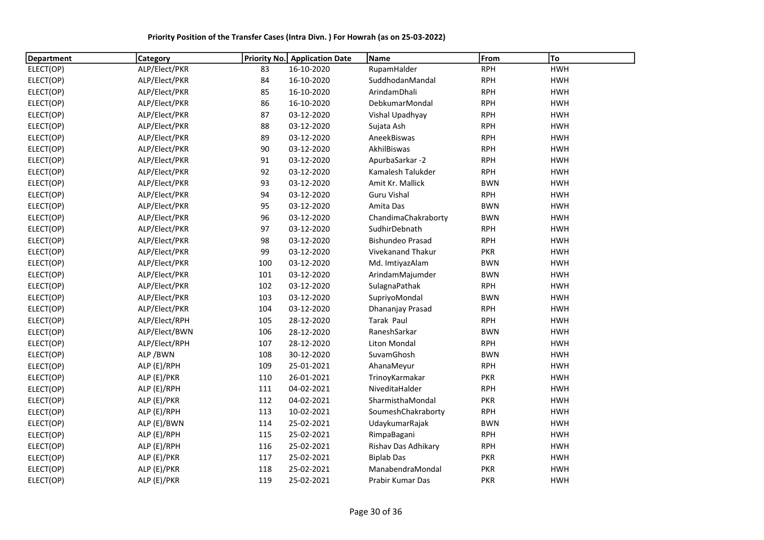**Priority Position of the Transfer Cases (Intra Divn. ) For Howrah (as on 25-03-2022)**

| Department | Category | Priority No. | Application Date | Name | From | To |
|---|---|---|---|---|---|---|
| ELECT(OP) | ALP/Elect/PKR | 83 | 16-10-2020 | RupamHalder | RPH | HWH |
| ELECT(OP) | ALP/Elect/PKR | 84 | 16-10-2020 | SuddhodanMandal | RPH | HWH |
| ELECT(OP) | ALP/Elect/PKR | 85 | 16-10-2020 | ArindamDhali | RPH | HWH |
| ELECT(OP) | ALP/Elect/PKR | 86 | 16-10-2020 | DebkumarMondal | RPH | HWH |
| ELECT(OP) | ALP/Elect/PKR | 87 | 03-12-2020 | Vishal Upadhyay | RPH | HWH |
| ELECT(OP) | ALP/Elect/PKR | 88 | 03-12-2020 | Sujata Ash | RPH | HWH |
| ELECT(OP) | ALP/Elect/PKR | 89 | 03-12-2020 | AneekBiswas | RPH | HWH |
| ELECT(OP) | ALP/Elect/PKR | 90 | 03-12-2020 | AkhilBiswas | RPH | HWH |
| ELECT(OP) | ALP/Elect/PKR | 91 | 03-12-2020 | ApurbaSarkar -2 | RPH | HWH |
| ELECT(OP) | ALP/Elect/PKR | 92 | 03-12-2020 | Kamalesh Talukder | RPH | HWH |
| ELECT(OP) | ALP/Elect/PKR | 93 | 03-12-2020 | Amit Kr. Mallick | BWN | HWH |
| ELECT(OP) | ALP/Elect/PKR | 94 | 03-12-2020 | Guru Vishal | RPH | HWH |
| ELECT(OP) | ALP/Elect/PKR | 95 | 03-12-2020 | Amita Das | BWN | HWH |
| ELECT(OP) | ALP/Elect/PKR | 96 | 03-12-2020 | ChandimaChakraborty | BWN | HWH |
| ELECT(OP) | ALP/Elect/PKR | 97 | 03-12-2020 | SudhirDebnath | RPH | HWH |
| ELECT(OP) | ALP/Elect/PKR | 98 | 03-12-2020 | Bishundeo Prasad | RPH | HWH |
| ELECT(OP) | ALP/Elect/PKR | 99 | 03-12-2020 | Vivekanand Thakur | PKR | HWH |
| ELECT(OP) | ALP/Elect/PKR | 100 | 03-12-2020 | Md. ImtiyazAlam | BWN | HWH |
| ELECT(OP) | ALP/Elect/PKR | 101 | 03-12-2020 | ArindamMajumder | BWN | HWH |
| ELECT(OP) | ALP/Elect/PKR | 102 | 03-12-2020 | SulagnaPathak | RPH | HWH |
| ELECT(OP) | ALP/Elect/PKR | 103 | 03-12-2020 | SupriyoMondal | BWN | HWH |
| ELECT(OP) | ALP/Elect/PKR | 104 | 03-12-2020 | Dhananjay Prasad | RPH | HWH |
| ELECT(OP) | ALP/Elect/RPH | 105 | 28-12-2020 | Tarak Paul | RPH | HWH |
| ELECT(OP) | ALP/Elect/BWN | 106 | 28-12-2020 | RaneshSarkar | BWN | HWH |
| ELECT(OP) | ALP/Elect/RPH | 107 | 28-12-2020 | Liton Mondal | RPH | HWH |
| ELECT(OP) | ALP /BWN | 108 | 30-12-2020 | SuvamGhosh | BWN | HWH |
| ELECT(OP) | ALP (E)/RPH | 109 | 25-01-2021 | AhanaMeyur | RPH | HWH |
| ELECT(OP) | ALP (E)/PKR | 110 | 26-01-2021 | TrinoyKarmakar | PKR | HWH |
| ELECT(OP) | ALP (E)/RPH | 111 | 04-02-2021 | NiveditaHalder | RPH | HWH |
| ELECT(OP) | ALP (E)/PKR | 112 | 04-02-2021 | SharmisthaMondal | PKR | HWH |
| ELECT(OP) | ALP (E)/RPH | 113 | 10-02-2021 | SoumeshChakraborty | RPH | HWH |
| ELECT(OP) | ALP (E)/BWN | 114 | 25-02-2021 | UdaykumarRajak | BWN | HWH |
| ELECT(OP) | ALP (E)/RPH | 115 | 25-02-2021 | RimpaBagani | RPH | HWH |
| ELECT(OP) | ALP (E)/RPH | 116 | 25-02-2021 | Rishav Das Adhikary | RPH | HWH |
| ELECT(OP) | ALP (E)/PKR | 117 | 25-02-2021 | Biplab Das | PKR | HWH |
| ELECT(OP) | ALP (E)/PKR | 118 | 25-02-2021 | ManabendraMondal | PKR | HWH |
| ELECT(OP) | ALP (E)/PKR | 119 | 25-02-2021 | Prabir Kumar Das | PKR | HWH |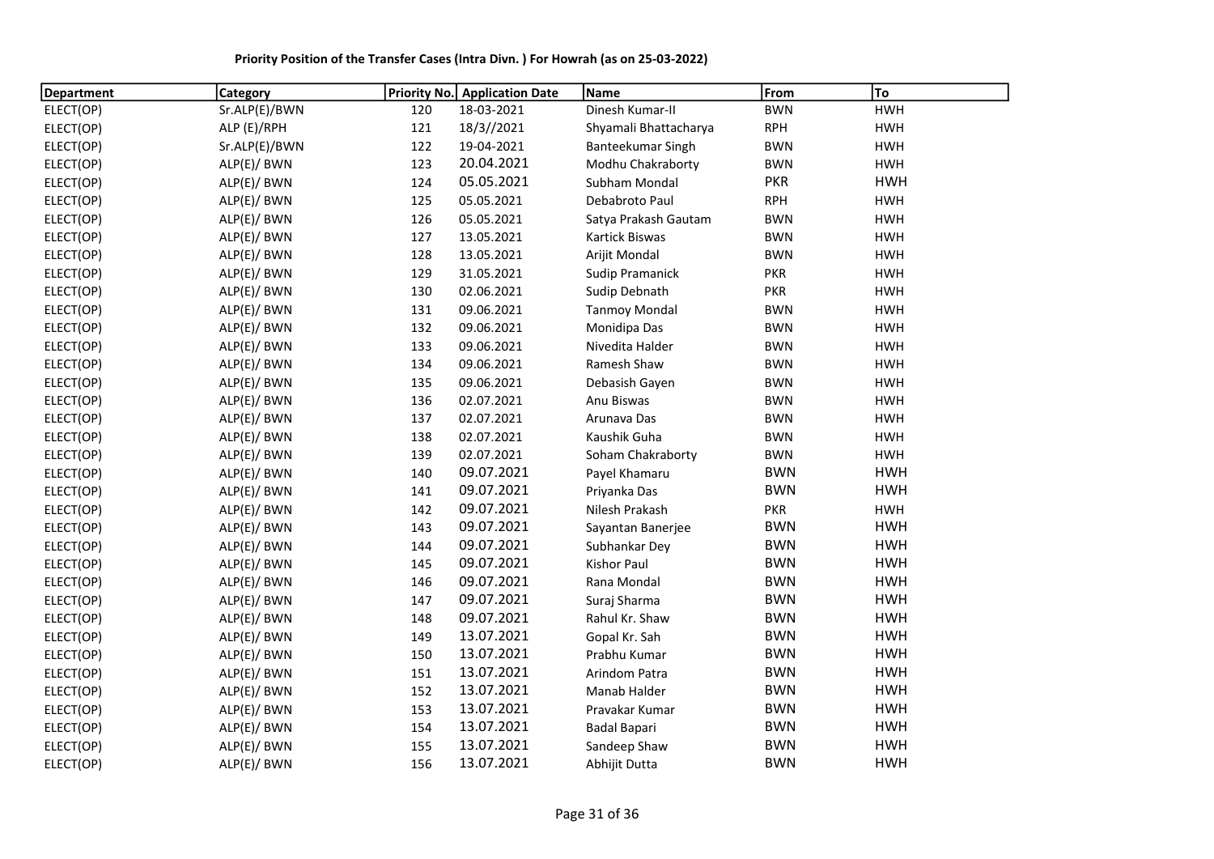**Priority Position of the Transfer Cases (Intra Divn. ) For Howrah (as on 25-03-2022)**

| Department | Category | Priority No. | Application Date | Name | From | To |
|---|---|---|---|---|---|---|
| ELECT(OP) | Sr.ALP(E)/BWN | 120 | 18-03-2021 | Dinesh Kumar-II | BWN | HWH |
| ELECT(OP) | ALP (E)/RPH | 121 | 18/3//2021 | Shyamali Bhattacharya | RPH | HWH |
| ELECT(OP) | Sr.ALP(E)/BWN | 122 | 19-04-2021 | Banteekumar Singh | BWN | HWH |
| ELECT(OP) | ALP(E)/ BWN | 123 | 20.04.2021 | Modhu Chakraborty | BWN | HWH |
| ELECT(OP) | ALP(E)/ BWN | 124 | 05.05.2021 | Subham Mondal | PKR | HWH |
| ELECT(OP) | ALP(E)/ BWN | 125 | 05.05.2021 | Debabroto Paul | RPH | HWH |
| ELECT(OP) | ALP(E)/ BWN | 126 | 05.05.2021 | Satya Prakash Gautam | BWN | HWH |
| ELECT(OP) | ALP(E)/ BWN | 127 | 13.05.2021 | Kartick Biswas | BWN | HWH |
| ELECT(OP) | ALP(E)/ BWN | 128 | 13.05.2021 | Arijit Mondal | BWN | HWH |
| ELECT(OP) | ALP(E)/ BWN | 129 | 31.05.2021 | Sudip Pramanick | PKR | HWH |
| ELECT(OP) | ALP(E)/ BWN | 130 | 02.06.2021 | Sudip Debnath | PKR | HWH |
| ELECT(OP) | ALP(E)/ BWN | 131 | 09.06.2021 | Tanmoy Mondal | BWN | HWH |
| ELECT(OP) | ALP(E)/ BWN | 132 | 09.06.2021 | Monidipa Das | BWN | HWH |
| ELECT(OP) | ALP(E)/ BWN | 133 | 09.06.2021 | Nivedita Halder | BWN | HWH |
| ELECT(OP) | ALP(E)/ BWN | 134 | 09.06.2021 | Ramesh Shaw | BWN | HWH |
| ELECT(OP) | ALP(E)/ BWN | 135 | 09.06.2021 | Debasish Gayen | BWN | HWH |
| ELECT(OP) | ALP(E)/ BWN | 136 | 02.07.2021 | Anu Biswas | BWN | HWH |
| ELECT(OP) | ALP(E)/ BWN | 137 | 02.07.2021 | Arunava Das | BWN | HWH |
| ELECT(OP) | ALP(E)/ BWN | 138 | 02.07.2021 | Kaushik Guha | BWN | HWH |
| ELECT(OP) | ALP(E)/ BWN | 139 | 02.07.2021 | Soham Chakraborty | BWN | HWH |
| ELECT(OP) | ALP(E)/ BWN | 140 | 09.07.2021 | Payel Khamaru | BWN | HWH |
| ELECT(OP) | ALP(E)/ BWN | 141 | 09.07.2021 | Priyanka Das | BWN | HWH |
| ELECT(OP) | ALP(E)/ BWN | 142 | 09.07.2021 | Nilesh Prakash | PKR | HWH |
| ELECT(OP) | ALP(E)/ BWN | 143 | 09.07.2021 | Sayantan Banerjee | BWN | HWH |
| ELECT(OP) | ALP(E)/ BWN | 144 | 09.07.2021 | Subhankar Dey | BWN | HWH |
| ELECT(OP) | ALP(E)/ BWN | 145 | 09.07.2021 | Kishor Paul | BWN | HWH |
| ELECT(OP) | ALP(E)/ BWN | 146 | 09.07.2021 | Rana Mondal | BWN | HWH |
| ELECT(OP) | ALP(E)/ BWN | 147 | 09.07.2021 | Suraj Sharma | BWN | HWH |
| ELECT(OP) | ALP(E)/ BWN | 148 | 09.07.2021 | Rahul Kr. Shaw | BWN | HWH |
| ELECT(OP) | ALP(E)/ BWN | 149 | 13.07.2021 | Gopal Kr. Sah | BWN | HWH |
| ELECT(OP) | ALP(E)/ BWN | 150 | 13.07.2021 | Prabhu Kumar | BWN | HWH |
| ELECT(OP) | ALP(E)/ BWN | 151 | 13.07.2021 | Arindom Patra | BWN | HWH |
| ELECT(OP) | ALP(E)/ BWN | 152 | 13.07.2021 | Manab Halder | BWN | HWH |
| ELECT(OP) | ALP(E)/ BWN | 153 | 13.07.2021 | Pravakar Kumar | BWN | HWH |
| ELECT(OP) | ALP(E)/ BWN | 154 | 13.07.2021 | Badal Bapari | BWN | HWH |
| ELECT(OP) | ALP(E)/ BWN | 155 | 13.07.2021 | Sandeep Shaw | BWN | HWH |
| ELECT(OP) | ALP(E)/ BWN | 156 | 13.07.2021 | Abhijit Dutta | BWN | HWH |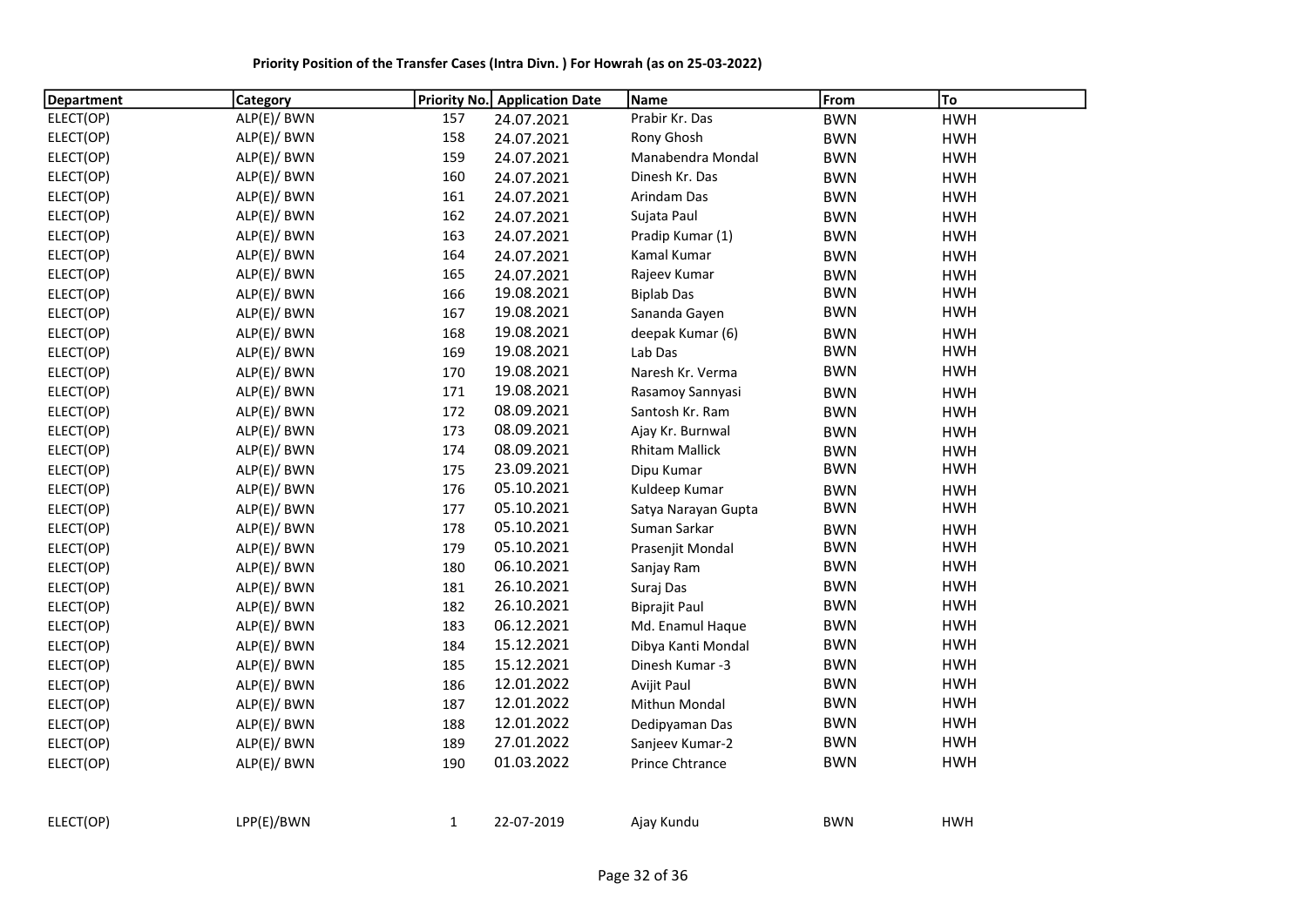**Priority Position of the Transfer Cases (Intra Divn. ) For Howrah (as on 25-03-2022)**

| Department | Category | Priority No. | Application Date | Name | From | To |
|---|---|---|---|---|---|---|
| ELECT(OP) | ALP(E)/ BWN | 157 | 24.07.2021 | Prabir Kr. Das | BWN | HWH |
| ELECT(OP) | ALP(E)/ BWN | 158 | 24.07.2021 | Rony Ghosh | BWN | HWH |
| ELECT(OP) | ALP(E)/ BWN | 159 | 24.07.2021 | Manabendra Mondal | BWN | HWH |
| ELECT(OP) | ALP(E)/ BWN | 160 | 24.07.2021 | Dinesh Kr. Das | BWN | HWH |
| ELECT(OP) | ALP(E)/ BWN | 161 | 24.07.2021 | Arindam Das | BWN | HWH |
| ELECT(OP) | ALP(E)/ BWN | 162 | 24.07.2021 | Sujata Paul | BWN | HWH |
| ELECT(OP) | ALP(E)/ BWN | 163 | 24.07.2021 | Pradip Kumar (1) | BWN | HWH |
| ELECT(OP) | ALP(E)/ BWN | 164 | 24.07.2021 | Kamal Kumar | BWN | HWH |
| ELECT(OP) | ALP(E)/ BWN | 165 | 24.07.2021 | Rajeev Kumar | BWN | HWH |
| ELECT(OP) | ALP(E)/ BWN | 166 | 19.08.2021 | Biplab Das | BWN | HWH |
| ELECT(OP) | ALP(E)/ BWN | 167 | 19.08.2021 | Sananda Gayen | BWN | HWH |
| ELECT(OP) | ALP(E)/ BWN | 168 | 19.08.2021 | deepak Kumar (6) | BWN | HWH |
| ELECT(OP) | ALP(E)/ BWN | 169 | 19.08.2021 | Lab Das | BWN | HWH |
| ELECT(OP) | ALP(E)/ BWN | 170 | 19.08.2021 | Naresh Kr. Verma | BWN | HWH |
| ELECT(OP) | ALP(E)/ BWN | 171 | 19.08.2021 | Rasamoy Sannyasi | BWN | HWH |
| ELECT(OP) | ALP(E)/ BWN | 172 | 08.09.2021 | Santosh Kr. Ram | BWN | HWH |
| ELECT(OP) | ALP(E)/ BWN | 173 | 08.09.2021 | Ajay Kr. Burnwal | BWN | HWH |
| ELECT(OP) | ALP(E)/ BWN | 174 | 08.09.2021 | Rhitam Mallick | BWN | HWH |
| ELECT(OP) | ALP(E)/ BWN | 175 | 23.09.2021 | Dipu Kumar | BWN | HWH |
| ELECT(OP) | ALP(E)/ BWN | 176 | 05.10.2021 | Kuldeep Kumar | BWN | HWH |
| ELECT(OP) | ALP(E)/ BWN | 177 | 05.10.2021 | Satya Narayan Gupta | BWN | HWH |
| ELECT(OP) | ALP(E)/ BWN | 178 | 05.10.2021 | Suman Sarkar | BWN | HWH |
| ELECT(OP) | ALP(E)/ BWN | 179 | 05.10.2021 | Prasenjit Mondal | BWN | HWH |
| ELECT(OP) | ALP(E)/ BWN | 180 | 06.10.2021 | Sanjay Ram | BWN | HWH |
| ELECT(OP) | ALP(E)/ BWN | 181 | 26.10.2021 | Suraj Das | BWN | HWH |
| ELECT(OP) | ALP(E)/ BWN | 182 | 26.10.2021 | Biprajit Paul | BWN | HWH |
| ELECT(OP) | ALP(E)/ BWN | 183 | 06.12.2021 | Md. Enamul Haque | BWN | HWH |
| ELECT(OP) | ALP(E)/ BWN | 184 | 15.12.2021 | Dibya Kanti Mondal | BWN | HWH |
| ELECT(OP) | ALP(E)/ BWN | 185 | 15.12.2021 | Dinesh Kumar -3 | BWN | HWH |
| ELECT(OP) | ALP(E)/ BWN | 186 | 12.01.2022 | Avijit Paul | BWN | HWH |
| ELECT(OP) | ALP(E)/ BWN | 187 | 12.01.2022 | Mithun Mondal | BWN | HWH |
| ELECT(OP) | ALP(E)/ BWN | 188 | 12.01.2022 | Dedipyaman Das | BWN | HWH |
| ELECT(OP) | ALP(E)/ BWN | 189 | 27.01.2022 | Sanjeev Kumar-2 | BWN | HWH |
| ELECT(OP) | ALP(E)/ BWN | 190 | 01.03.2022 | Prince Chtrance | BWN | HWH |
| | | | | | | |
| ELECT(OP) | LPP(E)/BWN | 1 | 22-07-2019 | Ajay Kundu | BWN | HWH |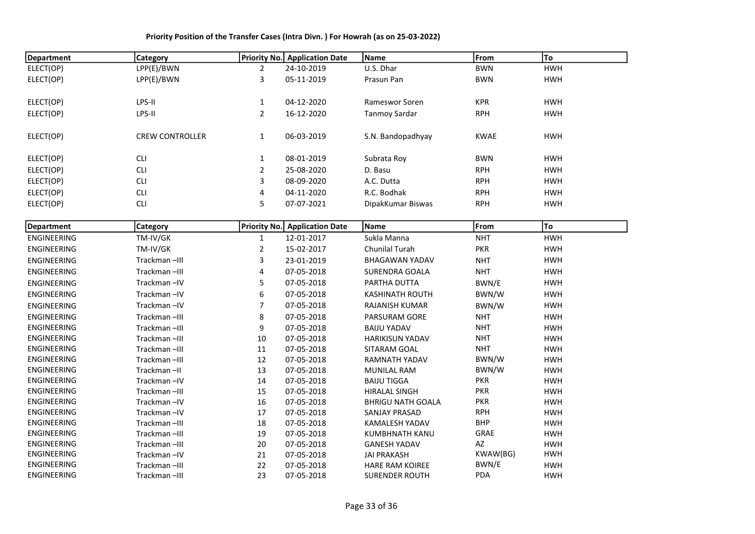**Priority Position of the Transfer Cases (Intra Divn. ) For Howrah (as on 25-03-2022)**

| Department | Category | Priority No. | Application Date | Name | From | To |
|---|---|---|---|---|---|---|
| ELECT(OP) | LPP(E)/BWN | 2 | 24-10-2019 | U.S. Dhar | BWN | HWH |
| ELECT(OP) | LPP(E)/BWN | 3 | 05-11-2019 | Prasun Pan | BWN | HWH |
| ELECT(OP) | LPS-II | 1 | 04-12-2020 | Rameswor Soren | KPR | HWH |
| ELECT(OP) | LPS-II | 2 | 16-12-2020 | Tanmoy Sardar | RPH | HWH |
| ELECT(OP) | CREW CONTROLLER | 1 | 06-03-2019 | S.N. Bandopadhyay | KWAE | HWH |
| ELECT(OP) | CLI | 1 | 08-01-2019 | Subrata Roy | BWN | HWH |
| ELECT(OP) | CLI | 2 | 25-08-2020 | D. Basu | RPH | HWH |
| ELECT(OP) | CLI | 3 | 08-09-2020 | A.C. Dutta | RPH | HWH |
| ELECT(OP) | CLI | 4 | 04-11-2020 | R.C. Bodhak | RPH | HWH |
| ELECT(OP) | CLI | 5 | 07-07-2021 | DipakKumar Biswas | RPH | HWH |

| Department | Category | Priority No. | Application Date | Name | From | To |
|---|---|---|---|---|---|---|
| ENGINEERING | TM-IV/GK | 1 | 12-01-2017 | Sukla Manna | NHT | HWH |
| ENGINEERING | TM-IV/GK | 2 | 15-02-2017 | Chunilal Turah | PKR | HWH |
| ENGINEERING | Trackman –III | 3 | 23-01-2019 | BHAGAWAN YADAV | NHT | HWH |
| ENGINEERING | Trackman –III | 4 | 07-05-2018 | SURENDRA GOALA | NHT | HWH |
| ENGINEERING | Trackman –IV | 5 | 07-05-2018 | PARTHA DUTTA | BWN/E | HWH |
| ENGINEERING | Trackman –IV | 6 | 07-05-2018 | KASHINATH ROUTH | BWN/W | HWH |
| ENGINEERING | Trackman –IV | 7 | 07-05-2018 | RAJANISH KUMAR | BWN/W | HWH |
| ENGINEERING | Trackman –III | 8 | 07-05-2018 | PARSURAM GORE | NHT | HWH |
| ENGINEERING | Trackman –III | 9 | 07-05-2018 | BAIJU YADAV | NHT | HWH |
| ENGINEERING | Trackman –III | 10 | 07-05-2018 | HARIKISUN YADAV | NHT | HWH |
| ENGINEERING | Trackman –III | 11 | 07-05-2018 | SITARAM GOAL | NHT | HWH |
| ENGINEERING | Trackman –III | 12 | 07-05-2018 | RAMNATH YADAV | BWN/W | HWH |
| ENGINEERING | Trackman –II | 13 | 07-05-2018 | MUNILAL RAM | BWN/W | HWH |
| ENGINEERING | Trackman –IV | 14 | 07-05-2018 | BAIJU TIGGA | PKR | HWH |
| ENGINEERING | Trackman –III | 15 | 07-05-2018 | HIRALAL SINGH | PKR | HWH |
| ENGINEERING | Trackman –IV | 16 | 07-05-2018 | BHRIGU NATH GOALA | PKR | HWH |
| ENGINEERING | Trackman –IV | 17 | 07-05-2018 | SANJAY PRASAD | RPH | HWH |
| ENGINEERING | Trackman –III | 18 | 07-05-2018 | KAMALESH YADAV | BHP | HWH |
| ENGINEERING | Trackman –III | 19 | 07-05-2018 | KUMBHNATH KANU | GRAE | HWH |
| ENGINEERING | Trackman –III | 20 | 07-05-2018 | GANESH YADAV | AZ | HWH |
| ENGINEERING | Trackman –IV | 21 | 07-05-2018 | JAI PRAKASH | KWAW(BG) | HWH |
| ENGINEERING | Trackman –III | 22 | 07-05-2018 | HARE RAM KOIREE | BWN/E | HWH |
| ENGINEERING | Trackman –III | 23 | 07-05-2018 | SURENDER ROUTH | PDA | HWH |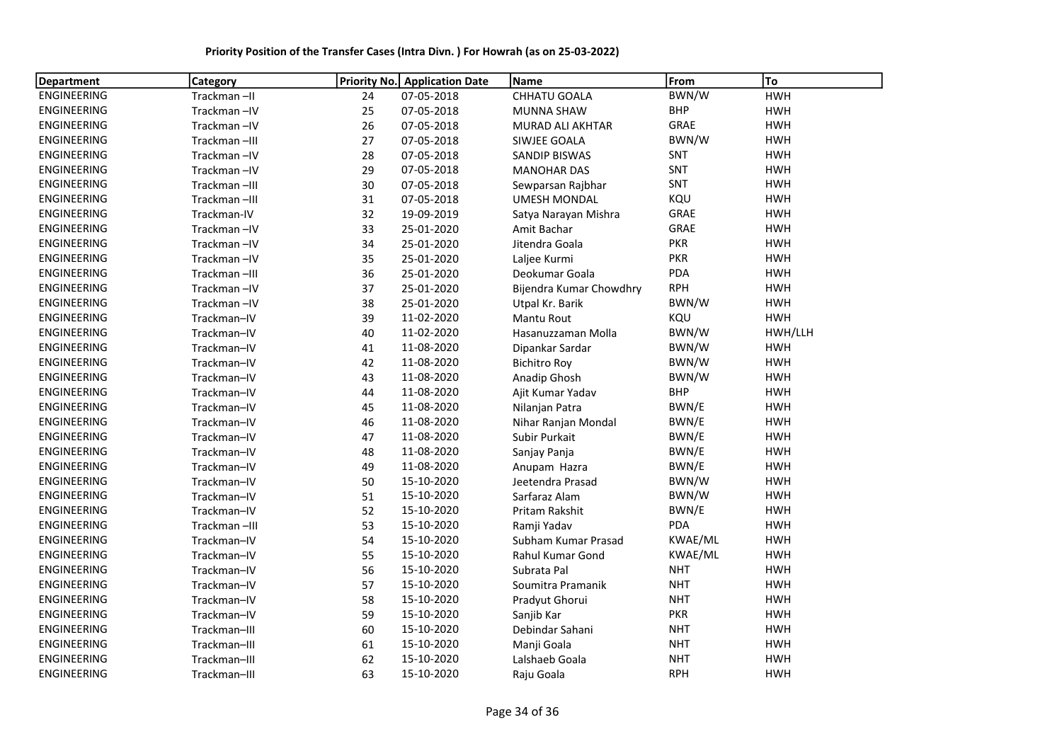**Priority Position of the Transfer Cases (Intra Divn. ) For Howrah (as on 25-03-2022)**

| Department | Category | Priority No. | Application Date | Name | From | To |
|---|---|---|---|---|---|---|
| ENGINEERING | Trackman –II | 24 | 07-05-2018 | CHHATU GOALA | BWN/W | HWH |
| ENGINEERING | Trackman –IV | 25 | 07-05-2018 | MUNNA SHAW | BHP | HWH |
| ENGINEERING | Trackman –IV | 26 | 07-05-2018 | MURAD ALI AKHTAR | GRAE | HWH |
| ENGINEERING | Trackman –III | 27 | 07-05-2018 | SIWJEE GOALA | BWN/W | HWH |
| ENGINEERING | Trackman –IV | 28 | 07-05-2018 | SANDIP BISWAS | SNT | HWH |
| ENGINEERING | Trackman –IV | 29 | 07-05-2018 | MANOHAR DAS | SNT | HWH |
| ENGINEERING | Trackman –III | 30 | 07-05-2018 | Sewparsan Rajbhar | SNT | HWH |
| ENGINEERING | Trackman –III | 31 | 07-05-2018 | UMESH MONDAL | KQU | HWH |
| ENGINEERING | Trackman-IV | 32 | 19-09-2019 | Satya Narayan Mishra | GRAE | HWH |
| ENGINEERING | Trackman –IV | 33 | 25-01-2020 | Amit Bachar | GRAE | HWH |
| ENGINEERING | Trackman –IV | 34 | 25-01-2020 | Jitendra Goala | PKR | HWH |
| ENGINEERING | Trackman –IV | 35 | 25-01-2020 | Laljee Kurmi | PKR | HWH |
| ENGINEERING | Trackman –III | 36 | 25-01-2020 | Deokumar Goala | PDA | HWH |
| ENGINEERING | Trackman –IV | 37 | 25-01-2020 | Bijendra Kumar Chowdhry | RPH | HWH |
| ENGINEERING | Trackman –IV | 38 | 25-01-2020 | Utpal Kr. Barik | BWN/W | HWH |
| ENGINEERING | Trackman–IV | 39 | 11-02-2020 | Mantu Rout | KQU | HWH |
| ENGINEERING | Trackman–IV | 40 | 11-02-2020 | Hasanuzzaman Molla | BWN/W | HWH/LLH |
| ENGINEERING | Trackman–IV | 41 | 11-08-2020 | Dipankar Sardar | BWN/W | HWH |
| ENGINEERING | Trackman–IV | 42 | 11-08-2020 | Bichitro Roy | BWN/W | HWH |
| ENGINEERING | Trackman–IV | 43 | 11-08-2020 | Anadip Ghosh | BWN/W | HWH |
| ENGINEERING | Trackman–IV | 44 | 11-08-2020 | Ajit Kumar Yadav | BHP | HWH |
| ENGINEERING | Trackman–IV | 45 | 11-08-2020 | Nilanjan Patra | BWN/E | HWH |
| ENGINEERING | Trackman–IV | 46 | 11-08-2020 | Nihar Ranjan Mondal | BWN/E | HWH |
| ENGINEERING | Trackman–IV | 47 | 11-08-2020 | Subir Purkait | BWN/E | HWH |
| ENGINEERING | Trackman–IV | 48 | 11-08-2020 | Sanjay Panja | BWN/E | HWH |
| ENGINEERING | Trackman–IV | 49 | 11-08-2020 | Anupam Hazra | BWN/E | HWH |
| ENGINEERING | Trackman–IV | 50 | 15-10-2020 | Jeetendra Prasad | BWN/W | HWH |
| ENGINEERING | Trackman–IV | 51 | 15-10-2020 | Sarfaraz Alam | BWN/W | HWH |
| ENGINEERING | Trackman–IV | 52 | 15-10-2020 | Pritam Rakshit | BWN/E | HWH |
| ENGINEERING | Trackman –III | 53 | 15-10-2020 | Ramji Yadav | PDA | HWH |
| ENGINEERING | Trackman–IV | 54 | 15-10-2020 | Subham Kumar Prasad | KWAE/ML | HWH |
| ENGINEERING | Trackman–IV | 55 | 15-10-2020 | Rahul Kumar Gond | KWAE/ML | HWH |
| ENGINEERING | Trackman–IV | 56 | 15-10-2020 | Subrata Pal | NHT | HWH |
| ENGINEERING | Trackman–IV | 57 | 15-10-2020 | Soumitra Pramanik | NHT | HWH |
| ENGINEERING | Trackman–IV | 58 | 15-10-2020 | Pradyut Ghorui | NHT | HWH |
| ENGINEERING | Trackman–IV | 59 | 15-10-2020 | Sanjib Kar | PKR | HWH |
| ENGINEERING | Trackman–III | 60 | 15-10-2020 | Debindar Sahani | NHT | HWH |
| ENGINEERING | Trackman–III | 61 | 15-10-2020 | Manji Goala | NHT | HWH |
| ENGINEERING | Trackman–III | 62 | 15-10-2020 | Lalshaeb Goala | NHT | HWH |
| ENGINEERING | Trackman–III | 63 | 15-10-2020 | Raju Goala | RPH | HWH |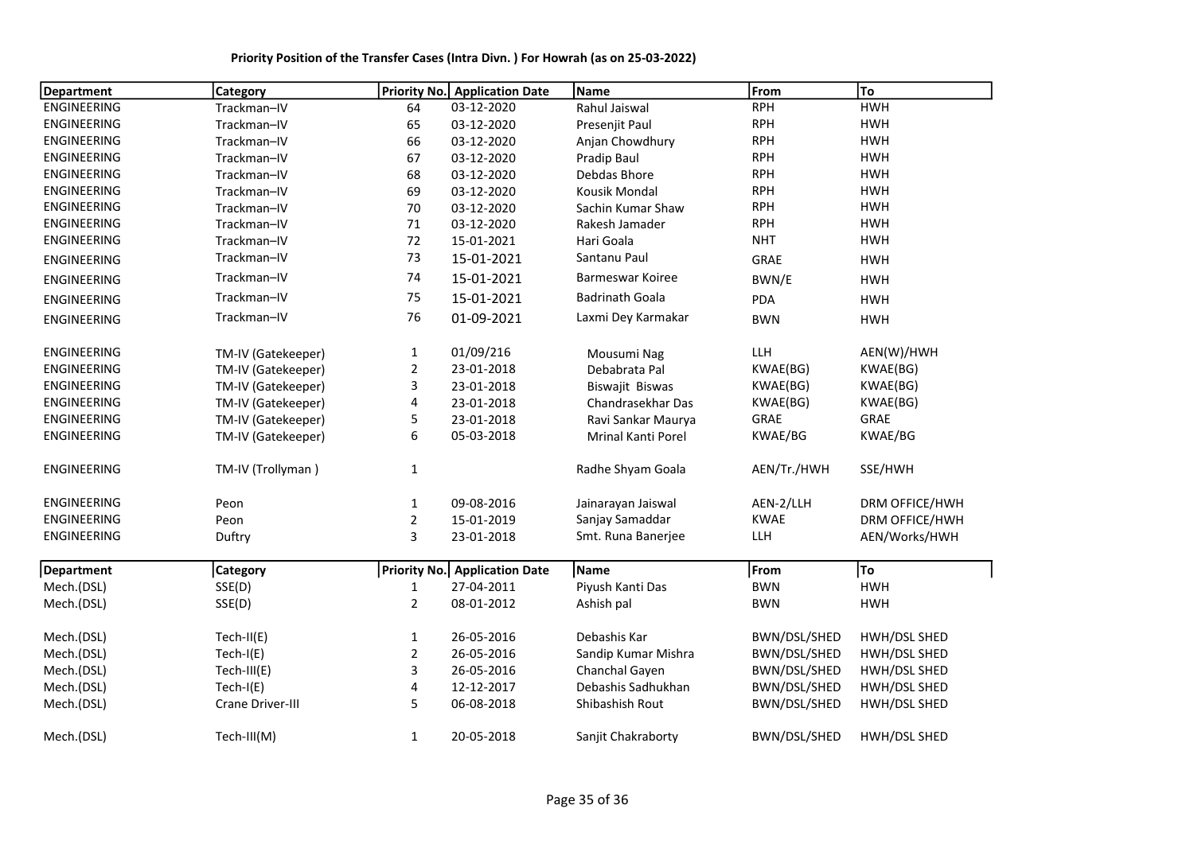**Priority Position of the Transfer Cases (Intra Divn. ) For Howrah (as on 25-03-2022)**

| Department | Category | Priority No. | Application Date | Name | From | To |
|---|---|---|---|---|---|---|
| ENGINEERING | Trackman–IV | 64 | 03-12-2020 | Rahul Jaiswal | RPH | HWH |
| ENGINEERING | Trackman–IV | 65 | 03-12-2020 | Presenjit Paul | RPH | HWH |
| ENGINEERING | Trackman–IV | 66 | 03-12-2020 | Anjan Chowdhury | RPH | HWH |
| ENGINEERING | Trackman–IV | 67 | 03-12-2020 | Pradip Baul | RPH | HWH |
| ENGINEERING | Trackman–IV | 68 | 03-12-2020 | Debdas Bhore | RPH | HWH |
| ENGINEERING | Trackman–IV | 69 | 03-12-2020 | Kousik Mondal | RPH | HWH |
| ENGINEERING | Trackman–IV | 70 | 03-12-2020 | Sachin Kumar Shaw | RPH | HWH |
| ENGINEERING | Trackman–IV | 71 | 03-12-2020 | Rakesh Jamader | RPH | HWH |
| ENGINEERING | Trackman–IV | 72 | 15-01-2021 | Hari Goala | NHT | HWH |
| ENGINEERING | Trackman–IV | 73 | 15-01-2021 | Santanu Paul | GRAE | HWH |
| ENGINEERING | Trackman–IV | 74 | 15-01-2021 | Barmeswar Koiree | BWN/E | HWH |
| ENGINEERING | Trackman–IV | 75 | 15-01-2021 | Badrinath Goala | PDA | HWH |
| ENGINEERING | Trackman–IV | 76 | 01-09-2021 | Laxmi Dey Karmakar | BWN | HWH |
| ENGINEERING | TM-IV (Gatekeeper) | 1 | 01/09/216 | Mousumi Nag | LLH | AEN(W)/HWH |
| ENGINEERING | TM-IV (Gatekeeper) | 2 | 23-01-2018 | Debabrata Pal | KWAE(BG) | KWAE(BG) |
| ENGINEERING | TM-IV (Gatekeeper) | 3 | 23-01-2018 | Biswajit Biswas | KWAE(BG) | KWAE(BG) |
| ENGINEERING | TM-IV (Gatekeeper) | 4 | 23-01-2018 | Chandrasekhar Das | KWAE(BG) | KWAE(BG) |
| ENGINEERING | TM-IV (Gatekeeper) | 5 | 23-01-2018 | Ravi Sankar Maurya | GRAE | GRAE |
| ENGINEERING | TM-IV (Gatekeeper) | 6 | 05-03-2018 | Mrinal Kanti Porel | KWAE/BG | KWAE/BG |
| ENGINEERING | TM-IV (Trollyman ) | 1 | | Radhe Shyam Goala | AEN/Tr./HWH | SSE/HWH |
| ENGINEERING | Peon | 1 | 09-08-2016 | Jainarayan Jaiswal | AEN-2/LLH | DRM OFFICE/HWH |
| ENGINEERING | Peon | 2 | 15-01-2019 | Sanjay Samaddar | KWAE | DRM OFFICE/HWH |
| ENGINEERING | Duftry | 3 | 23-01-2018 | Smt. Runa Banerjee | LLH | AEN/Works/HWH |

| Department | Category | Priority No. | Application Date | Name | From | To |
|---|---|---|---|---|---|---|
| Mech.(DSL) | SSE(D) | 1 | 27-04-2011 | Piyush Kanti Das | BWN | HWH |
| Mech.(DSL) | SSE(D) | 2 | 08-01-2012 | Ashish pal | BWN | HWH |
| Mech.(DSL) | Tech-II(E) | 1 | 26-05-2016 | Debashis Kar | BWN/DSL/SHED | HWH/DSL SHED |
| Mech.(DSL) | Tech-I(E) | 2 | 26-05-2016 | Sandip Kumar Mishra | BWN/DSL/SHED | HWH/DSL SHED |
| Mech.(DSL) | Tech-III(E) | 3 | 26-05-2016 | Chanchal Gayen | BWN/DSL/SHED | HWH/DSL SHED |
| Mech.(DSL) | Tech-I(E) | 4 | 12-12-2017 | Debashis Sadhukhan | BWN/DSL/SHED | HWH/DSL SHED |
| Mech.(DSL) | Crane Driver-III | 5 | 06-08-2018 | Shibashish Rout | BWN/DSL/SHED | HWH/DSL SHED |
| Mech.(DSL) | Tech-III(M) | 1 | 20-05-2018 | Sanjit Chakraborty | BWN/DSL/SHED | HWH/DSL SHED |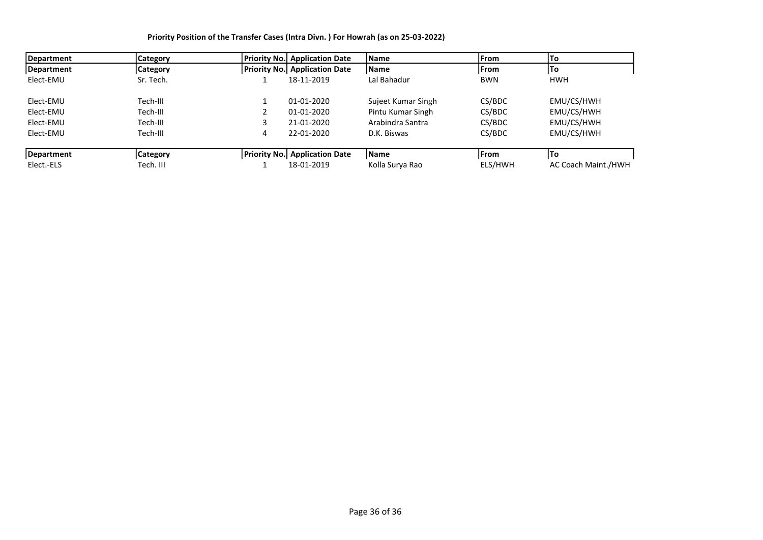**Priority Position of the Transfer Cases (Intra Divn. ) For Howrah (as on 25-03-2022)**

| Department | Category | Priority No. | Application Date | Name | From | To |
|---|---|---|---|---|---|---|
| Department | Category | Priority No. | Application Date | Name | From | To |
| Elect-EMU | Sr. Tech. | 1 | 18-11-2019 | Lal Bahadur | BWN | HWH |
| Elect-EMU | Tech-III | 1 | 01-01-2020 | Sujeet Kumar Singh | CS/BDC | EMU/CS/HWH |
| Elect-EMU | Tech-III | 2 | 01-01-2020 | Pintu Kumar Singh | CS/BDC | EMU/CS/HWH |
| Elect-EMU | Tech-III | 3 | 21-01-2020 | Arabindra Santra | CS/BDC | EMU/CS/HWH |
| Elect-EMU | Tech-III | 4 | 22-01-2020 | D.K. Biswas | CS/BDC | EMU/CS/HWH |

| Department | Category | Priority No. | Application Date | Name | From | To |
|---|---|---|---|---|---|---|
| Elect.-ELS | Tech. III | 1 | 18-01-2019 | Kolla Surya Rao | ELS/HWH | AC Coach Maint./HWH |